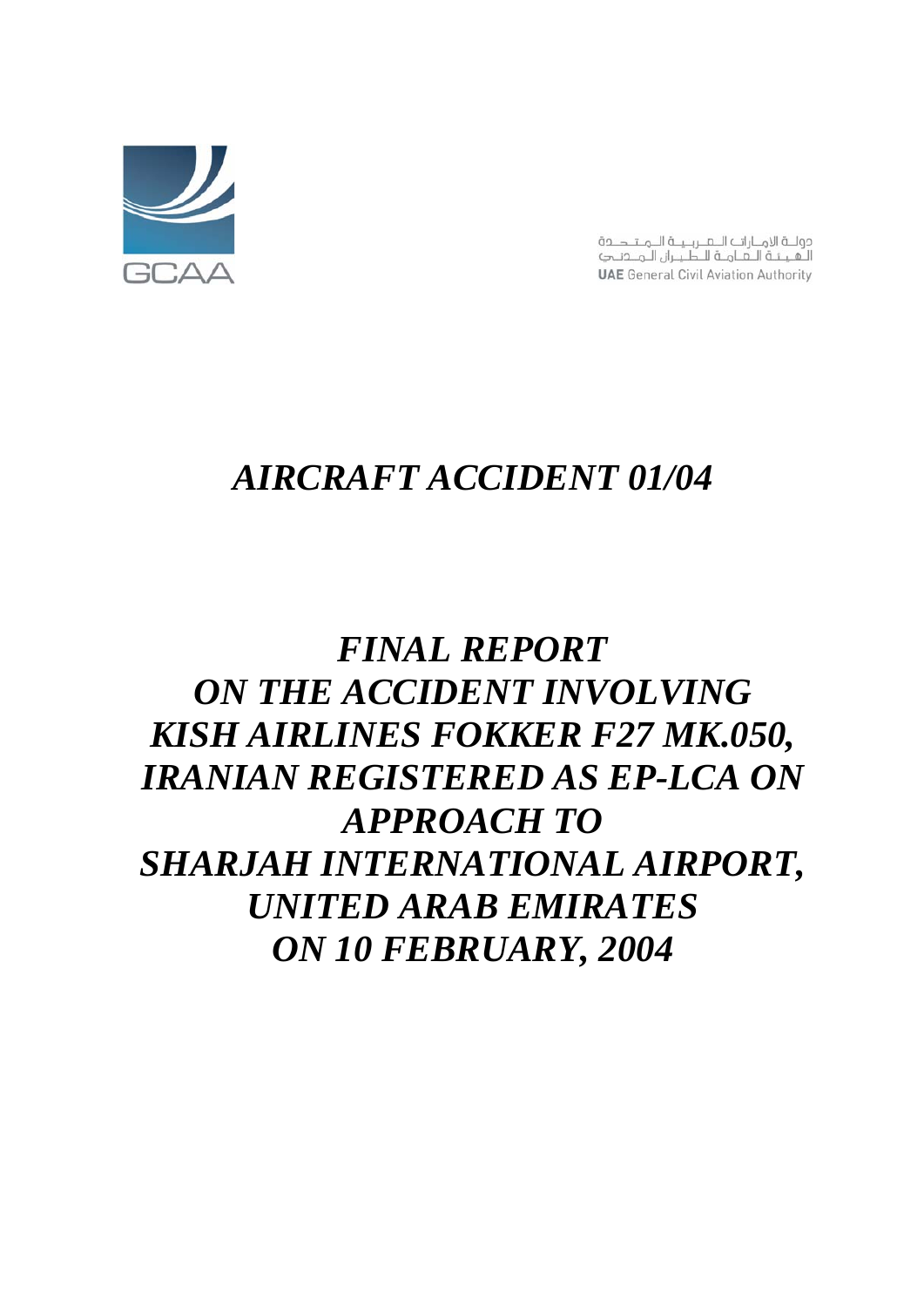GCAA

دولـة الإمـارات الـعـربـيـة الـمـتـحـدة
الـهـيـئـة الـعـامـة لـلـطـيـران الـمـدنـي
**UAE** General Civil Aviation Authority

# *AIRCRAFT ACCIDENT 01/04*

# *FINAL REPORT ON THE ACCIDENT INVOLVING KISH AIRLINES FOKKER F27 MK.050, IRANIAN REGISTERED AS EP-LCA ON APPROACH TO SHARJAH INTERNATIONAL AIRPORT, UNITED ARAB EMIRATES ON 10 FEBRUARY, 2004*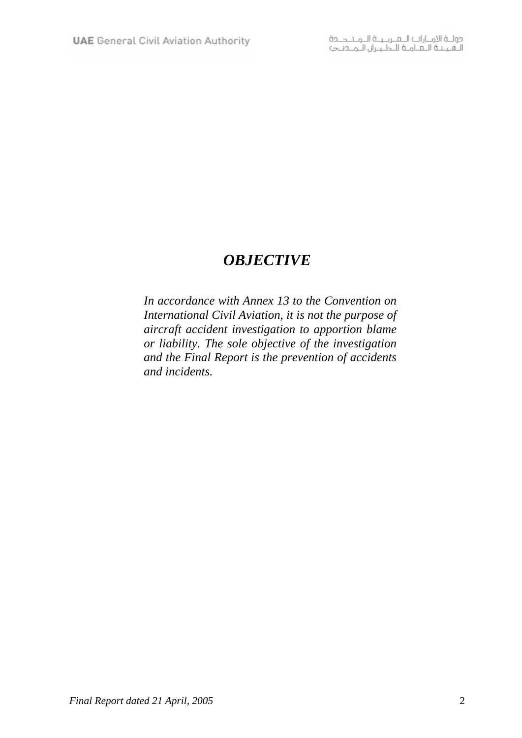# *OBJECTIVE*

*In accordance with Annex 13 to the Convention on International Civil Aviation, it is not the purpose of aircraft accident investigation to apportion blame or liability. The sole objective of the investigation and the Final Report is the prevention of accidents and incidents.*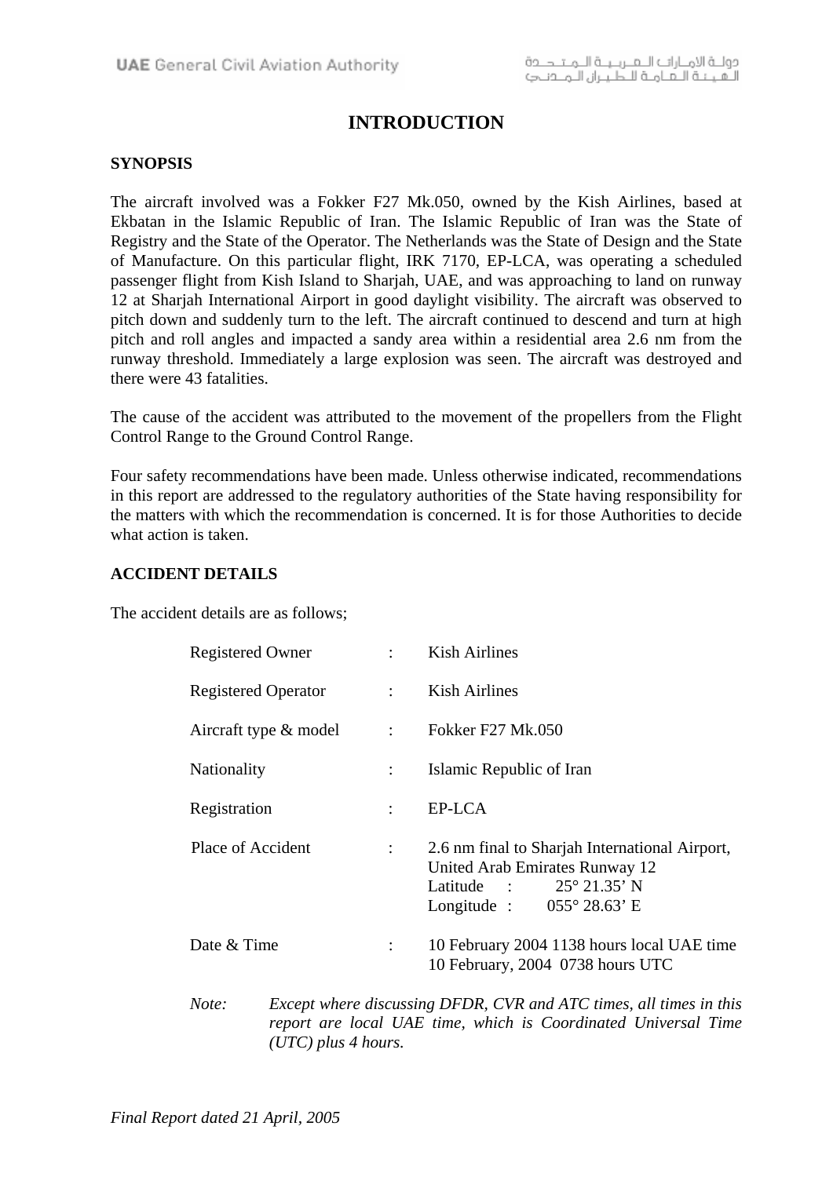# INTRODUCTION

## SYNOPSIS

The aircraft involved was a Fokker F27 Mk.050, owned by the Kish Airlines, based at Ekbatan in the Islamic Republic of Iran. The Islamic Republic of Iran was the State of Registry and the State of the Operator. The Netherlands was the State of Design and the State of Manufacture. On this particular flight, IRK 7170, EP-LCA, was operating a scheduled passenger flight from Kish Island to Sharjah, UAE, and was approaching to land on runway 12 at Sharjah International Airport in good daylight visibility. The aircraft was observed to pitch down and suddenly turn to the left. The aircraft continued to descend and turn at high pitch and roll angles and impacted a sandy area within a residential area 2.6 nm from the runway threshold. Immediately a large explosion was seen. The aircraft was destroyed and there were 43 fatalities.

The cause of the accident was attributed to the movement of the propellers from the Flight Control Range to the Ground Control Range.

Four safety recommendations have been made. Unless otherwise indicated, recommendations in this report are addressed to the regulatory authorities of the State having responsibility for the matters with which the recommendation is concerned. It is for those Authorities to decide what action is taken.

## ACCIDENT DETAILS

The accident details are as follows;

| | | |
|---|---|---|
| Registered Owner | : | Kish Airlines |
| Registered Operator | : | Kish Airlines |
| Aircraft type & model | : | Fokker F27 Mk.050 |
| Nationality | : | Islamic Republic of Iran |
| Registration | : | EP-LCA |
| Place of Accident | : | 2.6 nm final to Sharjah International Airport, United Arab Emirates Runway 12<br>Latitude : 25° 21.35' N<br>Longitude : 055° 28.63' E |
| Date & Time | : | 10 February 2004 1138 hours local UAE time<br>10 February, 2004 0738 hours UTC |

*Note: Except where discussing DFDR, CVR and ATC times, all times in this report are local UAE time, which is Coordinated Universal Time (UTC) plus 4 hours.*

*Final Report dated 21 April, 2005*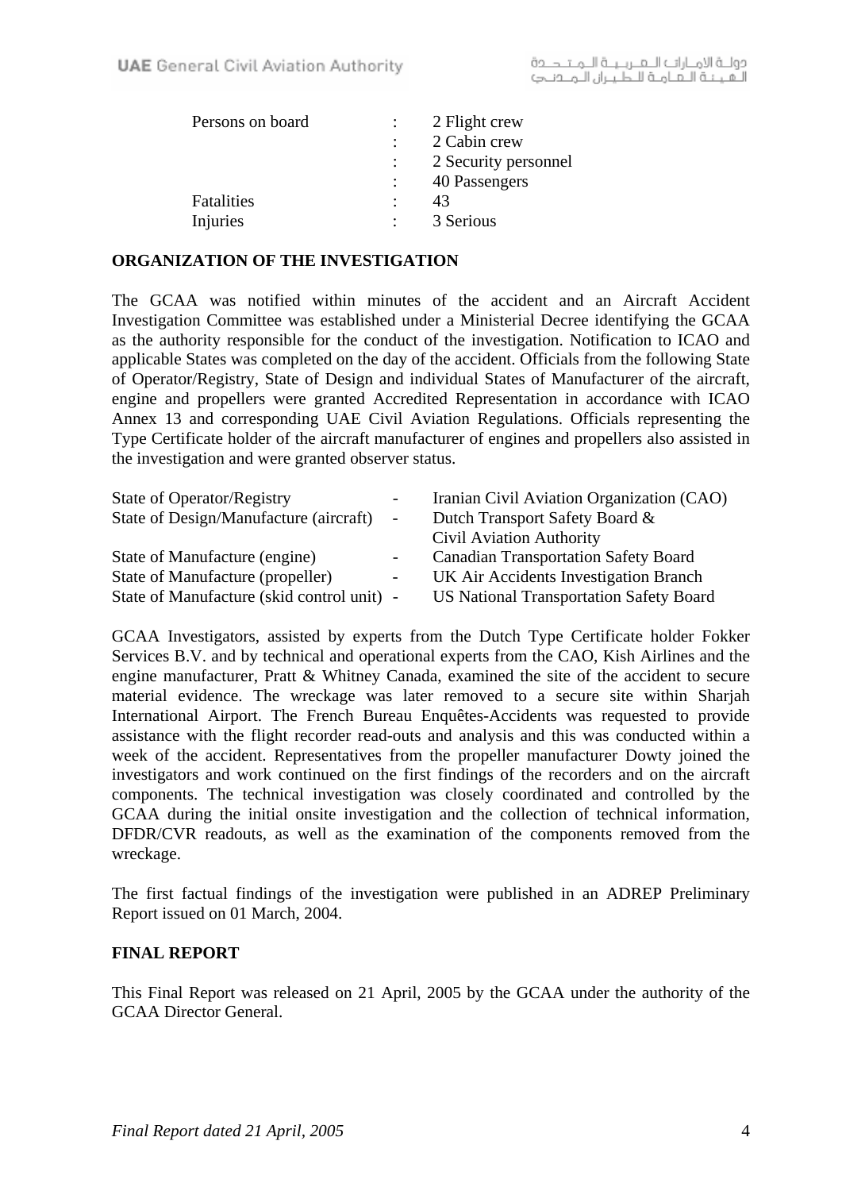| | | |
|---|---|---|
| Persons on board | : | 2 Flight crew |
| | : | 2 Cabin crew |
| | : | 2 Security personnel |
| | : | 40 Passengers |
| Fatalities | : | 43 |
| Injuries | : | 3 Serious |

## ORGANIZATION OF THE INVESTIGATION

The GCAA was notified within minutes of the accident and an Aircraft Accident Investigation Committee was established under a Ministerial Decree identifying the GCAA as the authority responsible for the conduct of the investigation. Notification to ICAO and applicable States was completed on the day of the accident. Officials from the following State of Operator/Registry, State of Design and individual States of Manufacturer of the aircraft, engine and propellers were granted Accredited Representation in accordance with ICAO Annex 13 and corresponding UAE Civil Aviation Regulations. Officials representing the Type Certificate holder of the aircraft manufacturer of engines and propellers also assisted in the investigation and were granted observer status.

| | | |
|---|---|---|
| State of Operator/Registry | - | Iranian Civil Aviation Organization (CAO) |
| State of Design/Manufacture (aircraft) | - | Dutch Transport Safety Board & Civil Aviation Authority |
| State of Manufacture (engine) | - | Canadian Transportation Safety Board |
| State of Manufacture (propeller) | - | UK Air Accidents Investigation Branch |
| State of Manufacture (skid control unit) | - | US National Transportation Safety Board |

GCAA Investigators, assisted by experts from the Dutch Type Certificate holder Fokker Services B.V. and by technical and operational experts from the CAO, Kish Airlines and the engine manufacturer, Pratt & Whitney Canada, examined the site of the accident to secure material evidence. The wreckage was later removed to a secure site within Sharjah International Airport. The French Bureau Enquêtes-Accidents was requested to provide assistance with the flight recorder read-outs and analysis and this was conducted within a week of the accident. Representatives from the propeller manufacturer Dowty joined the investigators and work continued on the first findings of the recorders and on the aircraft components. The technical investigation was closely coordinated and controlled by the GCAA during the initial onsite investigation and the collection of technical information, DFDR/CVR readouts, as well as the examination of the components removed from the wreckage.

The first factual findings of the investigation were published in an ADREP Preliminary Report issued on 01 March, 2004.

## FINAL REPORT

This Final Report was released on 21 April, 2005 by the GCAA under the authority of the GCAA Director General.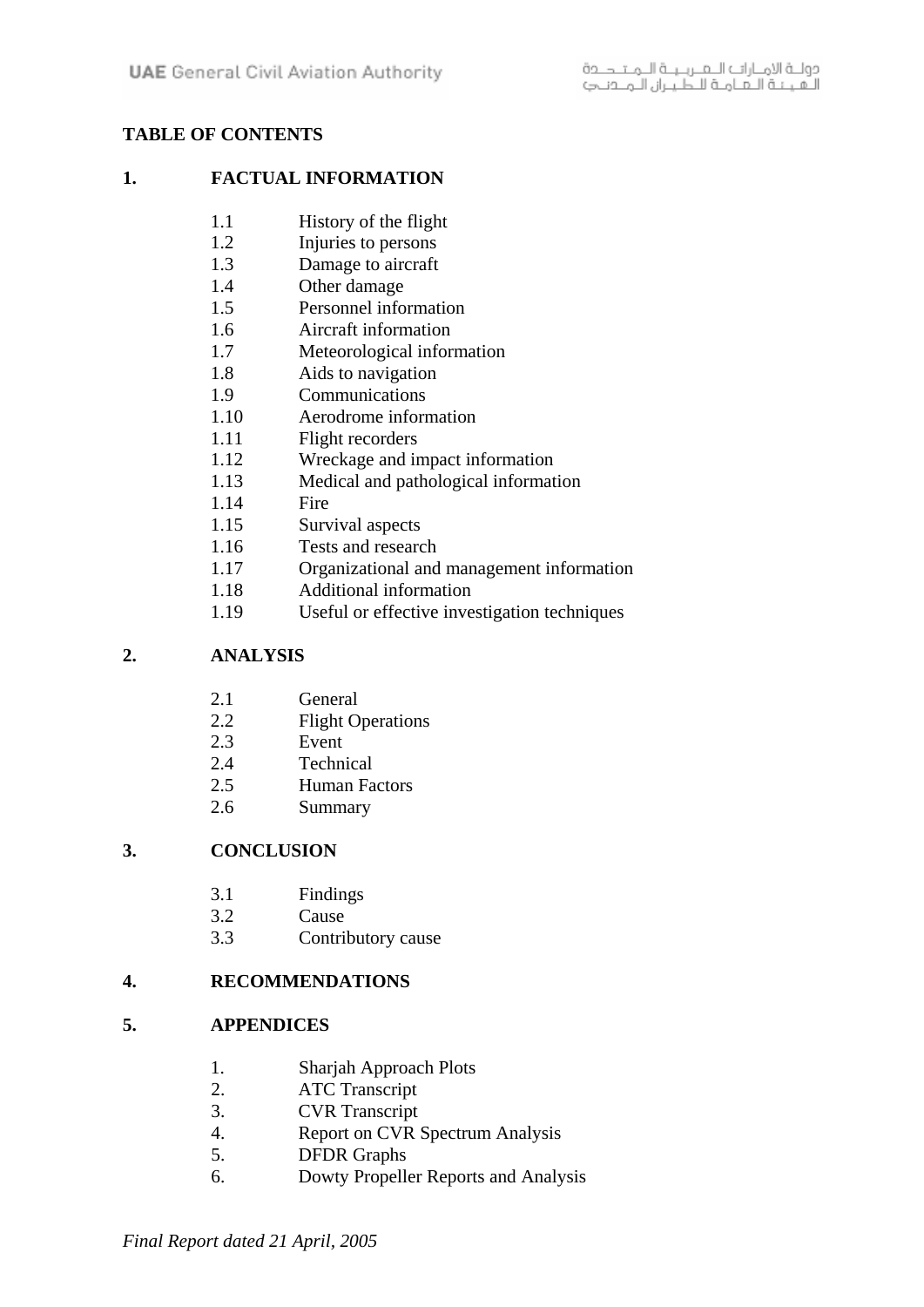# TABLE OF CONTENTS

## 1. FACTUAL INFORMATION

- 1.1 History of the flight
- 1.2 Injuries to persons
- 1.3 Damage to aircraft
- 1.4 Other damage
- 1.5 Personnel information
- 1.6 Aircraft information
- 1.7 Meteorological information
- 1.8 Aids to navigation
- 1.9 Communications
- 1.10 Aerodrome information
- 1.11 Flight recorders
- 1.12 Wreckage and impact information
- 1.13 Medical and pathological information
- 1.14 Fire
- 1.15 Survival aspects
- 1.16 Tests and research
- 1.17 Organizational and management information
- 1.18 Additional information
- 1.19 Useful or effective investigation techniques

## 2. ANALYSIS

- 2.1 General
- 2.2 Flight Operations
- 2.3 Event
- 2.4 Technical
- 2.5 Human Factors
- 2.6 Summary

## 3. CONCLUSION

- 3.1 Findings
- 3.2 Cause
- 3.3 Contributory cause

## 4. RECOMMENDATIONS

## 5. APPENDICES

1. Sharjah Approach Plots
2. ATC Transcript
3. CVR Transcript
4. Report on CVR Spectrum Analysis
5. DFDR Graphs
6. Dowty Propeller Reports and Analysis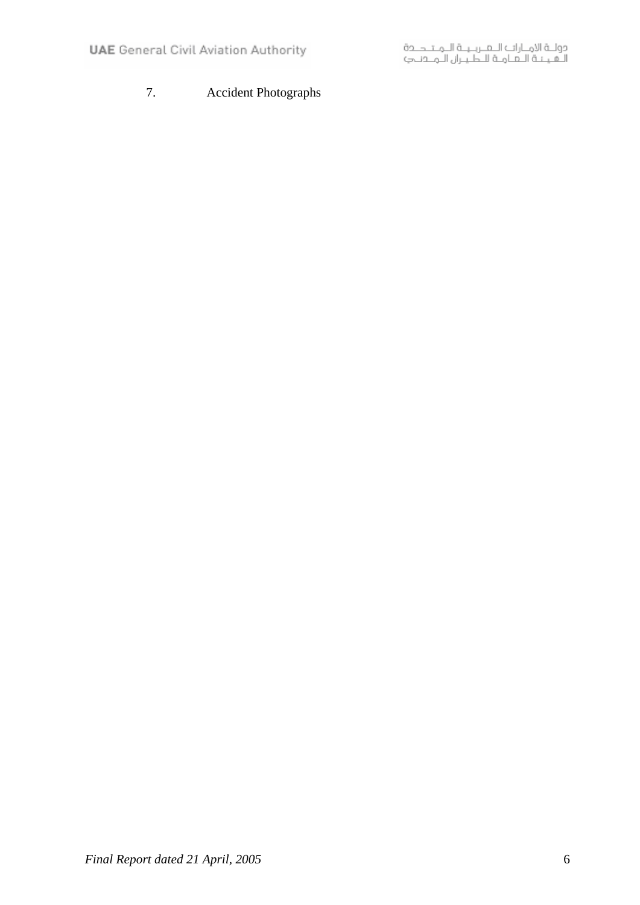## 7. Accident Photographs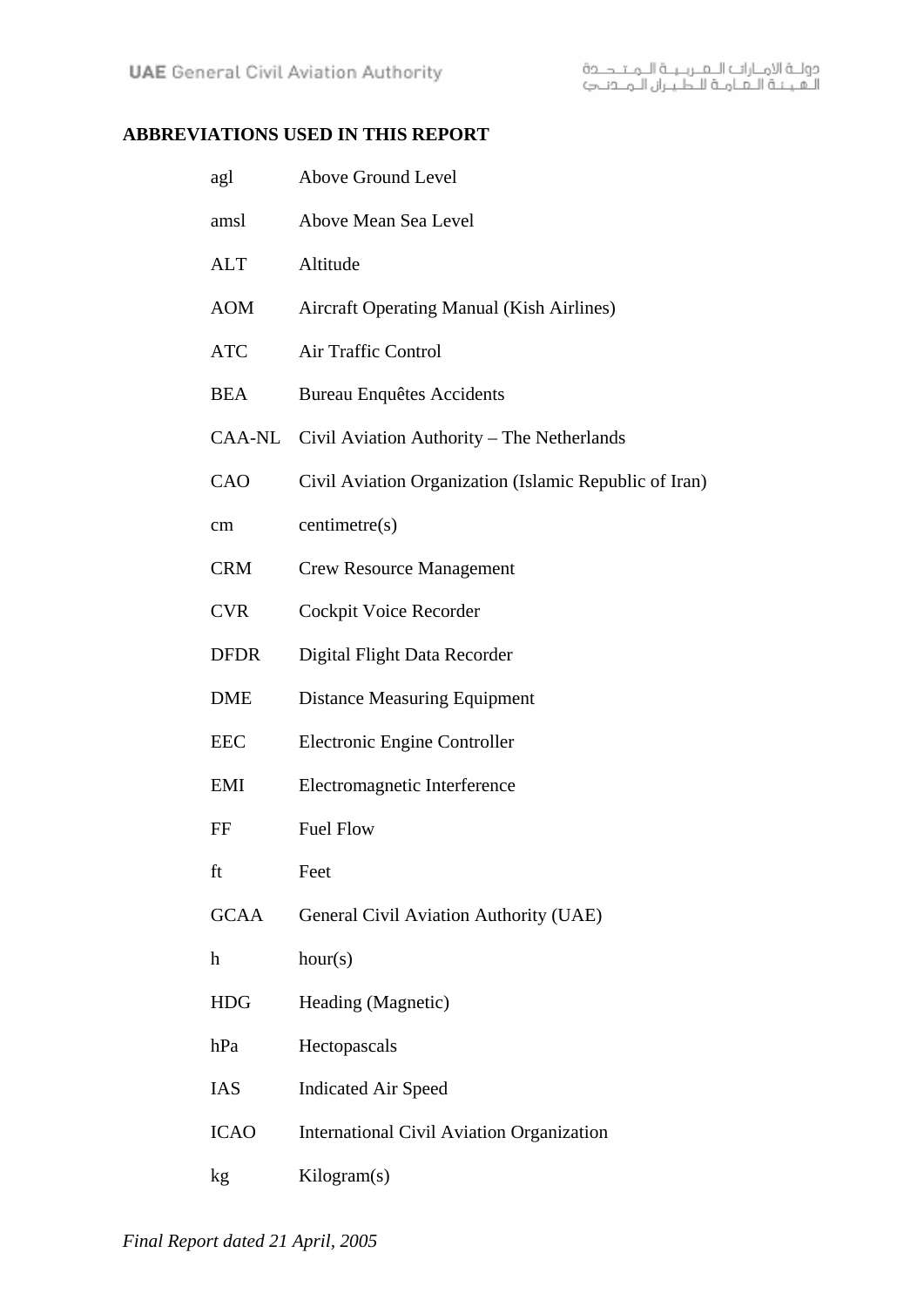## ABBREVIATIONS USED IN THIS REPORT

| | |
|---|---|
| agl | Above Ground Level |
| amsl | Above Mean Sea Level |
| ALT | Altitude |
| AOM | Aircraft Operating Manual (Kish Airlines) |
| ATC | Air Traffic Control |
| BEA | Bureau Enquêtes Accidents |
| CAA-NL | Civil Aviation Authority – The Netherlands |
| CAO | Civil Aviation Organization (Islamic Republic of Iran) |
| cm | centimetre(s) |
| CRM | Crew Resource Management |
| CVR | Cockpit Voice Recorder |
| DFDR | Digital Flight Data Recorder |
| DME | Distance Measuring Equipment |
| EEC | Electronic Engine Controller |
| EMI | Electromagnetic Interference |
| FF | Fuel Flow |
| ft | Feet |
| GCAA | General Civil Aviation Authority (UAE) |
| h | hour(s) |
| HDG | Heading (Magnetic) |
| hPa | Hectopascals |
| IAS | Indicated Air Speed |
| ICAO | International Civil Aviation Organization |
| kg | Kilogram(s) |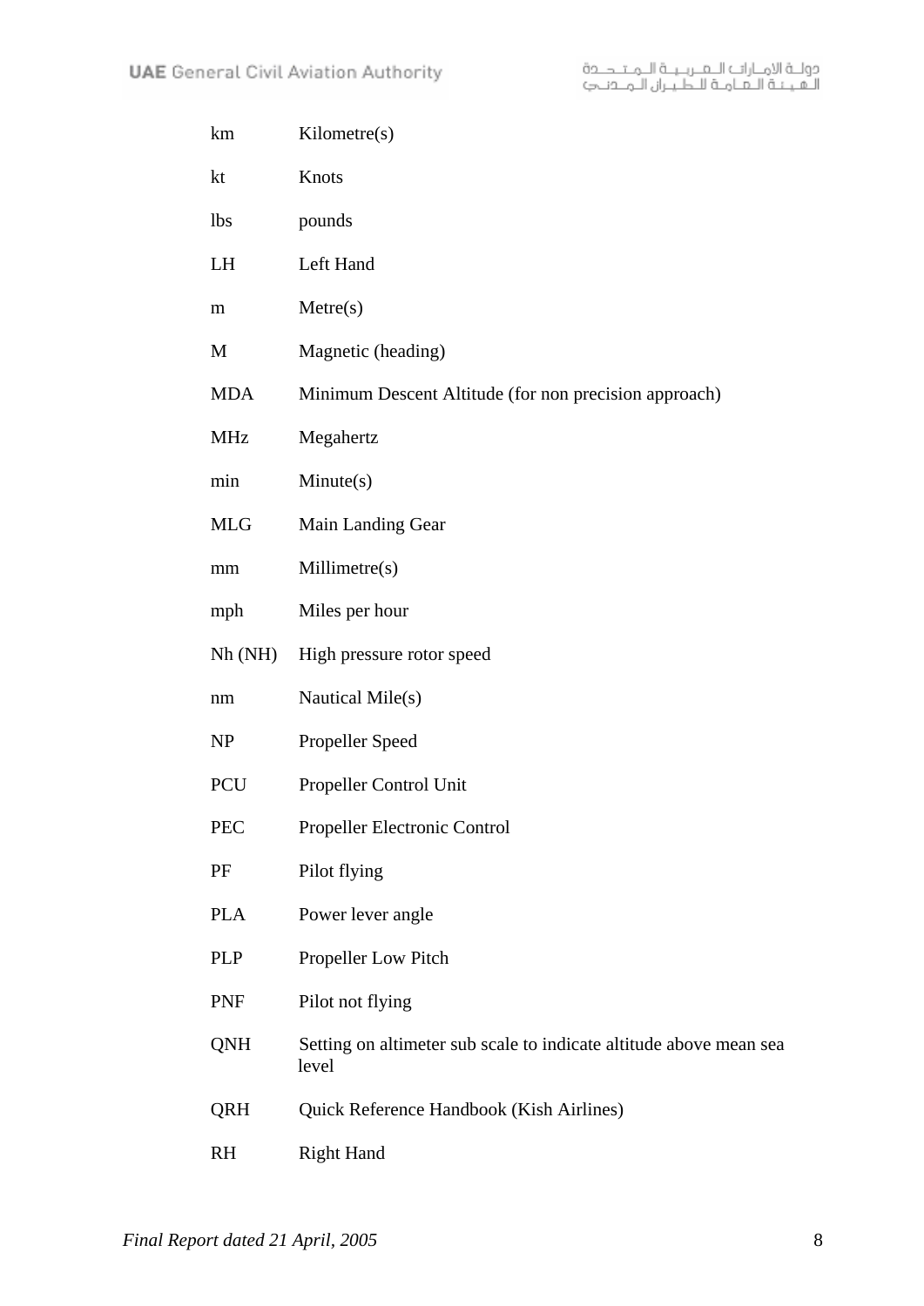| | |
|---|---|
| km | Kilometre(s) |
| kt | Knots |
| lbs | pounds |
| LH | Left Hand |
| m | Metre(s) |
| M | Magnetic (heading) |
| MDA | Minimum Descent Altitude (for non precision approach) |
| MHz | Megahertz |
| min | Minute(s) |
| MLG | Main Landing Gear |
| mm | Millimetre(s) |
| mph | Miles per hour |
| Nh (NH) | High pressure rotor speed |
| nm | Nautical Mile(s) |
| NP | Propeller Speed |
| PCU | Propeller Control Unit |
| PEC | Propeller Electronic Control |
| PF | Pilot flying |
| PLA | Power lever angle |
| PLP | Propeller Low Pitch |
| PNF | Pilot not flying |
| QNH | Setting on altimeter sub scale to indicate altitude above mean sea level |
| QRH | Quick Reference Handbook (Kish Airlines) |
| RH | Right Hand |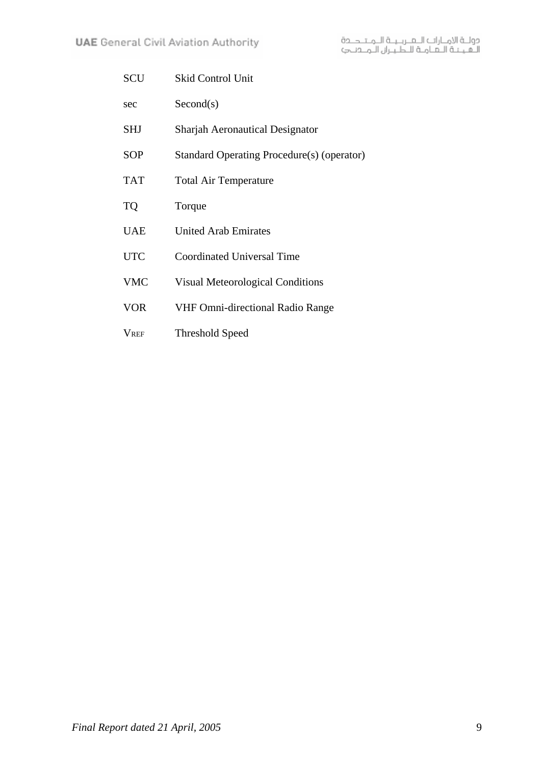| | |
|---|---|
| SCU | Skid Control Unit |
| sec | Second(s) |
| SHJ | Sharjah Aeronautical Designator |
| SOP | Standard Operating Procedure(s) (operator) |
| TAT | Total Air Temperature |
| TQ | Torque |
| UAE | United Arab Emirates |
| UTC | Coordinated Universal Time |
| VMC | Visual Meteorological Conditions |
| VOR | VHF Omni-directional Radio Range |
| $V_{REF}$ | Threshold Speed |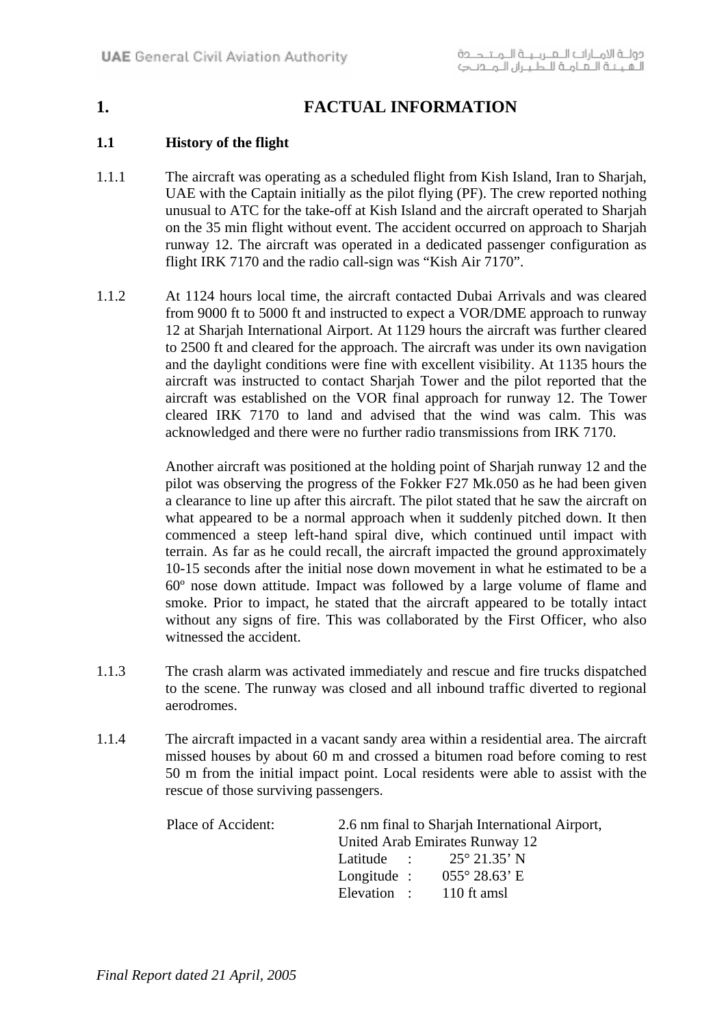# 1. FACTUAL INFORMATION

## 1.1 History of the flight

1.1.1 The aircraft was operating as a scheduled flight from Kish Island, Iran to Sharjah, UAE with the Captain initially as the pilot flying (PF). The crew reported nothing unusual to ATC for the take-off at Kish Island and the aircraft operated to Sharjah on the 35 min flight without event. The accident occurred on approach to Sharjah runway 12. The aircraft was operated in a dedicated passenger configuration as flight IRK 7170 and the radio call-sign was "Kish Air 7170".

1.1.2 At 1124 hours local time, the aircraft contacted Dubai Arrivals and was cleared from 9000 ft to 5000 ft and instructed to expect a VOR/DME approach to runway 12 at Sharjah International Airport. At 1129 hours the aircraft was further cleared to 2500 ft and cleared for the approach. The aircraft was under its own navigation and the daylight conditions were fine with excellent visibility. At 1135 hours the aircraft was instructed to contact Sharjah Tower and the pilot reported that the aircraft was established on the VOR final approach for runway 12. The Tower cleared IRK 7170 to land and advised that the wind was calm. This was acknowledged and there were no further radio transmissions from IRK 7170.

Another aircraft was positioned at the holding point of Sharjah runway 12 and the pilot was observing the progress of the Fokker F27 Mk.050 as he had been given a clearance to line up after this aircraft. The pilot stated that he saw the aircraft on what appeared to be a normal approach when it suddenly pitched down. It then commenced a steep left-hand spiral dive, which continued until impact with terrain. As far as he could recall, the aircraft impacted the ground approximately 10-15 seconds after the initial nose down movement in what he estimated to be a 60º nose down attitude. Impact was followed by a large volume of flame and smoke. Prior to impact, he stated that the aircraft appeared to be totally intact without any signs of fire. This was collaborated by the First Officer, who also witnessed the accident.

1.1.3 The crash alarm was activated immediately and rescue and fire trucks dispatched to the scene. The runway was closed and all inbound traffic diverted to regional aerodromes.

1.1.4 The aircraft impacted in a vacant sandy area within a residential area. The aircraft missed houses by about 60 m and crossed a bitumen road before coming to rest 50 m from the initial impact point. Local residents were able to assist with the rescue of those surviving passengers.

Place of Accident: 2.6 nm final to Sharjah International Airport, United Arab Emirates Runway 12
Latitude : 25° 21.35' N
Longitude : 055° 28.63' E
Elevation : 110 ft amsl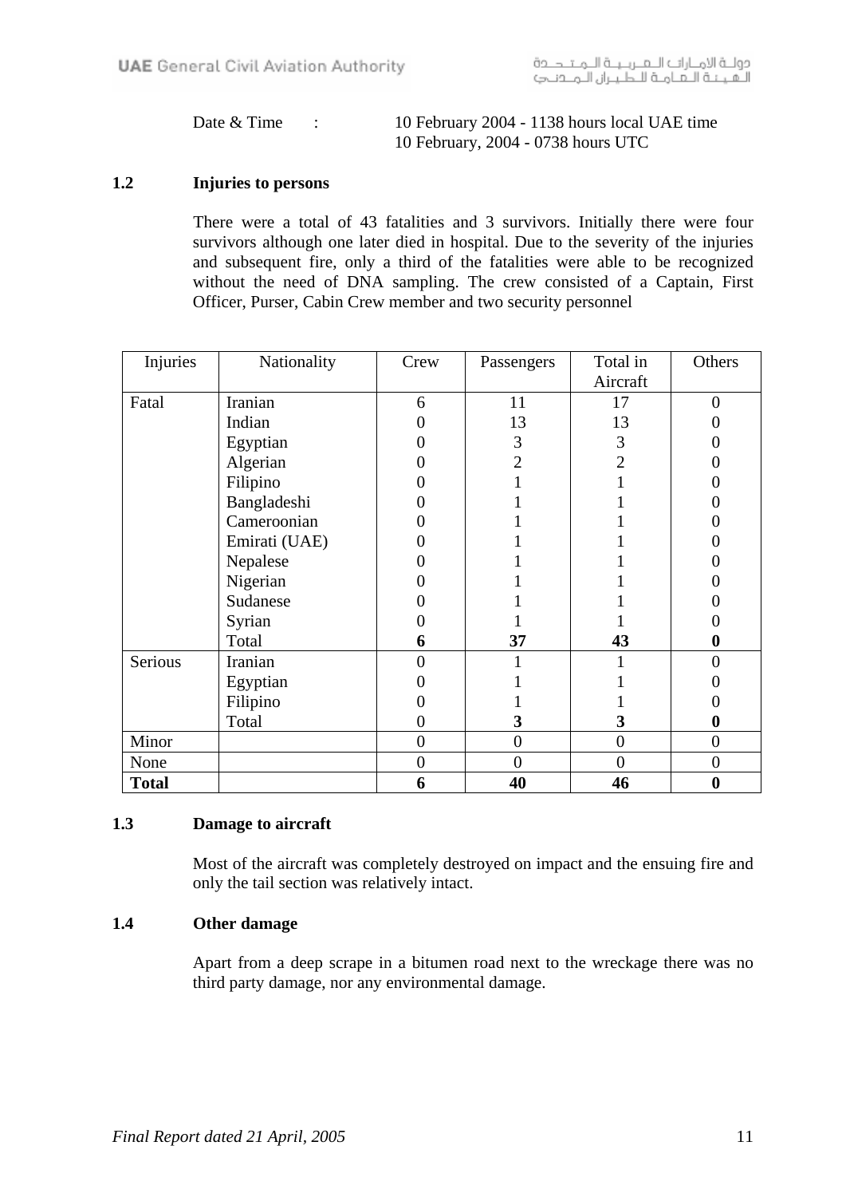Date & Time : 10 February 2004 - 1138 hours local UAE time
10 February, 2004 - 0738 hours UTC

### 1.2 Injuries to persons

There were a total of 43 fatalities and 3 survivors. Initially there were four survivors although one later died in hospital. Due to the severity of the injuries and subsequent fire, only a third of the fatalities were able to be recognized without the need of DNA sampling. The crew consisted of a Captain, First Officer, Purser, Cabin Crew member and two security personnel

| Injuries | Nationality | Crew | Passengers | Total in Aircraft | Others |
|---|---|---|---|---|---|
| Fatal | Iranian | 6 | 11 | 17 | 0 |
| | Indian | 0 | 13 | 13 | 0 |
| | Egyptian | 0 | 3 | 3 | 0 |
| | Algerian | 0 | 2 | 2 | 0 |
| | Filipino | 0 | 1 | 1 | 0 |
| | Bangladeshi | 0 | 1 | 1 | 0 |
| | Cameroonian | 0 | 1 | 1 | 0 |
| | Emirati (UAE) | 0 | 1 | 1 | 0 |
| | Nepalese | 0 | 1 | 1 | 0 |
| | Nigerian | 0 | 1 | 1 | 0 |
| | Sudanese | 0 | 1 | 1 | 0 |
| | Syrian | 0 | 1 | 1 | 0 |
| | Total | **6** | **37** | **43** | **0** |
| Serious | Iranian | 0 | 1 | 1 | 0 |
| | Egyptian | 0 | 1 | 1 | 0 |
| | Filipino | 0 | 1 | 1 | 0 |
| | Total | 0 | **3** | **3** | **0** |
| Minor | | 0 | 0 | 0 | 0 |
| None | | 0 | 0 | 0 | 0 |
| **Total** | | **6** | **40** | **46** | **0** |

### 1.3 Damage to aircraft

Most of the aircraft was completely destroyed on impact and the ensuing fire and only the tail section was relatively intact.

### 1.4 Other damage

Apart from a deep scrape in a bitumen road next to the wreckage there was no third party damage, nor any environmental damage.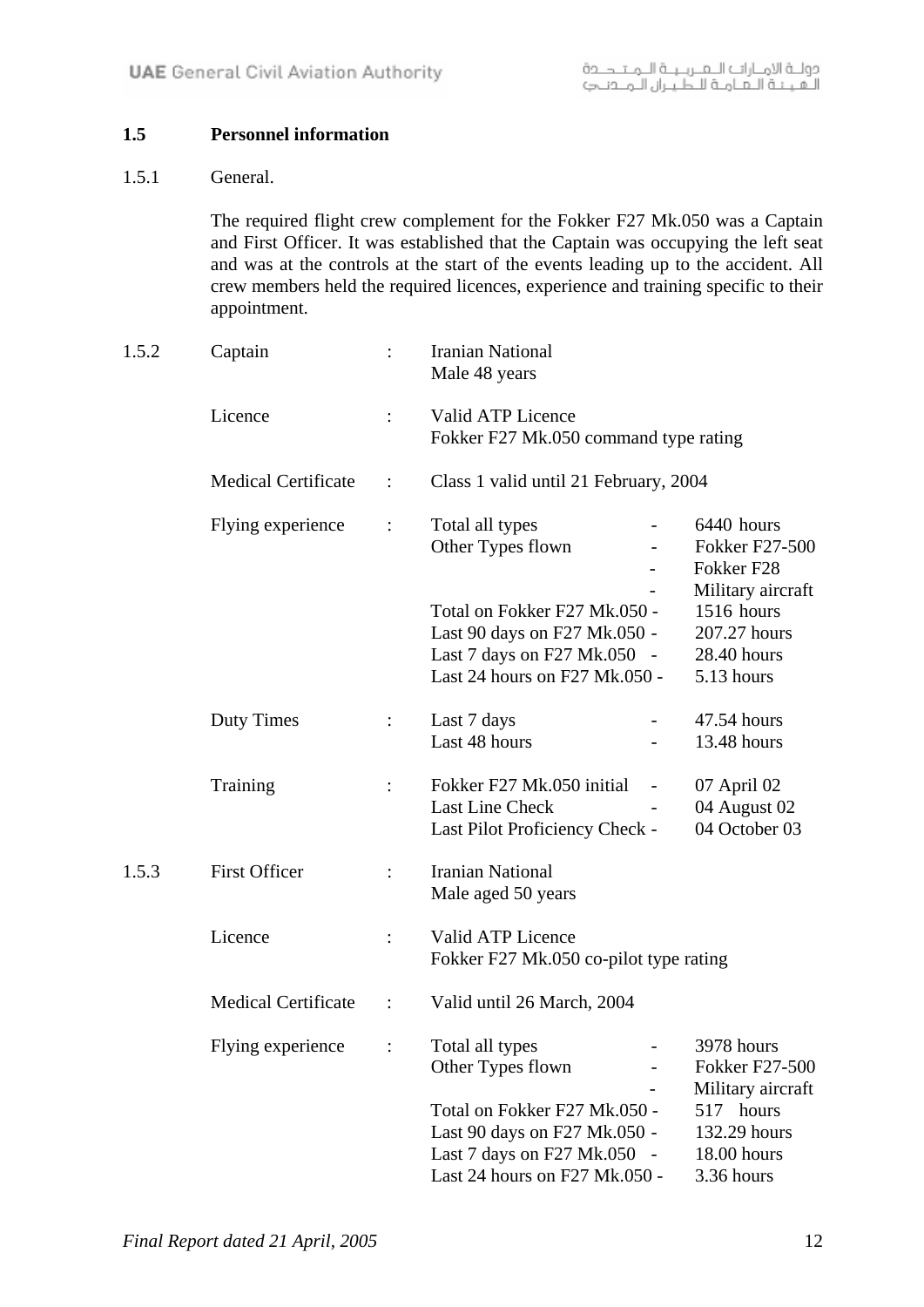## 1.5 Personnel information

1.5.1 General.

The required flight crew complement for the Fokker F27 Mk.050 was a Captain and First Officer. It was established that the Captain was occupying the left seat and was at the controls at the start of the events leading up to the accident. All crew members held the required licences, experience and training specific to their appointment.

1.5.2

| | | | |
|---|---|---|---|
| Captain | : | Iranian National<br>Male 48 years | |
| Licence | : | Valid ATP Licence<br>Fokker F27 Mk.050 command type rating | |
| Medical Certificate | : | Class 1 valid until 21 February, 2004 | |
| Flying experience | : | Total all types - | 6440 hours |
| | | Other Types flown - | Fokker F27-500 |
| | | - | Fokker F28 |
| | | - | Military aircraft |
| | | Total on Fokker F27 Mk.050 - | 1516 hours |
| | | Last 90 days on F27 Mk.050 - | 207.27 hours |
| | | Last 7 days on F27 Mk.050 - | 28.40 hours |
| | | Last 24 hours on F27 Mk.050 - | 5.13 hours |
| Duty Times | : | Last 7 days - | 47.54 hours |
| | | Last 48 hours - | 13.48 hours |
| Training | : | Fokker F27 Mk.050 initial - | 07 April 02 |
| | | Last Line Check - | 04 August 02 |
| | | Last Pilot Proficiency Check - | 04 October 03 |

1.5.3

| | | | |
|---|---|---|---|
| First Officer | : | Iranian National<br>Male aged 50 years | |
| Licence | : | Valid ATP Licence<br>Fokker F27 Mk.050 co-pilot type rating | |
| Medical Certificate | : | Valid until 26 March, 2004 | |
| Flying experience | : | Total all types - | 3978 hours |
| | | Other Types flown - | Fokker F27-500 |
| | | - | Military aircraft |
| | | Total on Fokker F27 Mk.050 - | 517 hours |
| | | Last 90 days on F27 Mk.050 - | 132.29 hours |
| | | Last 7 days on F27 Mk.050 - | 18.00 hours |
| | | Last 24 hours on F27 Mk.050 - | 3.36 hours |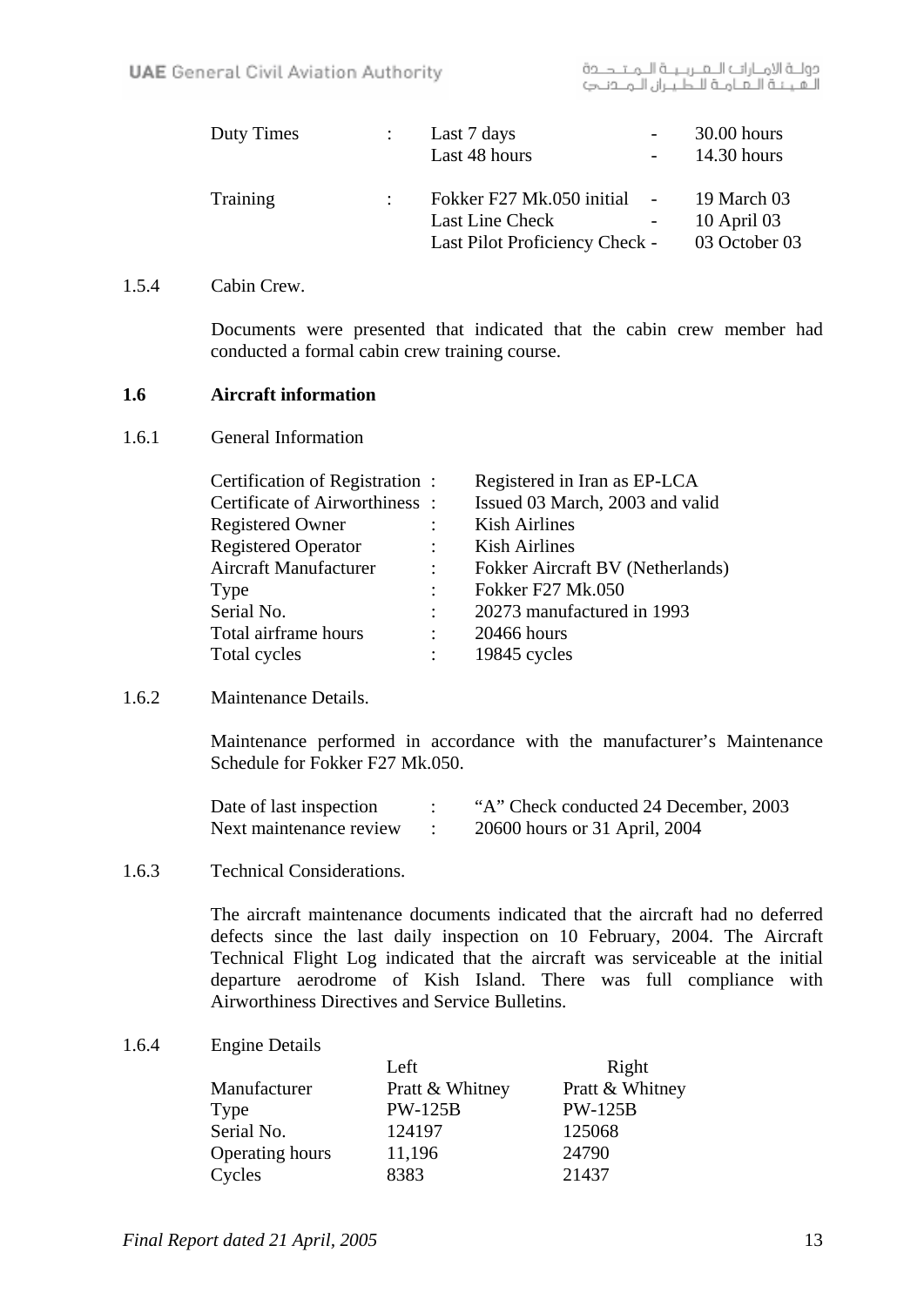| | | | | |
|---|---|---|---|---|
| Duty Times | : | Last 7 days | - | 30.00 hours |
| | | Last 48 hours | - | 14.30 hours |
| Training | : | Fokker F27 Mk.050 initial | - | 19 March 03 |
| | | Last Line Check | - | 10 April 03 |
| | | Last Pilot Proficiency Check | - | 03 October 03 |

1.5.4 Cabin Crew.

Documents were presented that indicated that the cabin crew member had conducted a formal cabin crew training course.

### 1.6 Aircraft information

1.6.1 General Information

| | | |
|---|---|---|
| Certification of Registration | : | Registered in Iran as EP-LCA |
| Certificate of Airworthiness | : | Issued 03 March, 2003 and valid |
| Registered Owner | : | Kish Airlines |
| Registered Operator | : | Kish Airlines |
| Aircraft Manufacturer | : | Fokker Aircraft BV (Netherlands) |
| Type | : | Fokker F27 Mk.050 |
| Serial No. | : | 20273 manufactured in 1993 |
| Total airframe hours | : | 20466 hours |
| Total cycles | : | 19845 cycles |

1.6.2 Maintenance Details.

Maintenance performed in accordance with the manufacturer's Maintenance Schedule for Fokker F27 Mk.050.

| | | |
|---|---|---|
| Date of last inspection | : | "A" Check conducted 24 December, 2003 |
| Next maintenance review | : | 20600 hours or 31 April, 2004 |

1.6.3 Technical Considerations.

The aircraft maintenance documents indicated that the aircraft had no deferred defects since the last daily inspection on 10 February, 2004. The Aircraft Technical Flight Log indicated that the aircraft was serviceable at the initial departure aerodrome of Kish Island. There was full compliance with Airworthiness Directives and Service Bulletins.

1.6.4 Engine Details

| | Left | Right |
|---|---|---|
| Manufacturer | Pratt & Whitney | Pratt & Whitney |
| Type | PW-125B | PW-125B |
| Serial No. | 124197 | 125068 |
| Operating hours | 11,196 | 24790 |
| Cycles | 8383 | 21437 |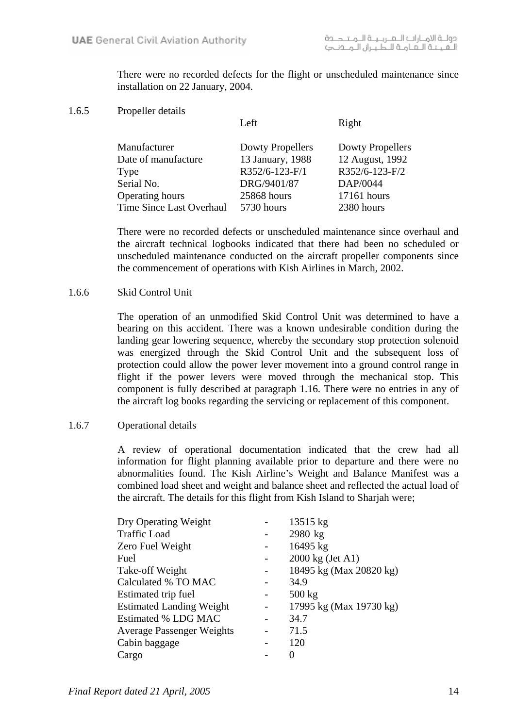There were no recorded defects for the flight or unscheduled maintenance since installation on 22 January, 2004.

1.6.5 Propeller details

| | Left | Right |
|---|---|---|
| Manufacturer | Dowty Propellers | Dowty Propellers |
| Date of manufacture | 13 January, 1988 | 12 August, 1992 |
| Type | R352/6-123-F/1 | R352/6-123-F/2 |
| Serial No. | DRG/9401/87 | DAP/0044 |
| Operating hours | 25868 hours | 17161 hours |
| Time Since Last Overhaul | 5730 hours | 2380 hours |

There were no recorded defects or unscheduled maintenance since overhaul and the aircraft technical logbooks indicated that there had been no scheduled or unscheduled maintenance conducted on the aircraft propeller components since the commencement of operations with Kish Airlines in March, 2002.

1.6.6 Skid Control Unit

The operation of an unmodified Skid Control Unit was determined to have a bearing on this accident. There was a known undesirable condition during the landing gear lowering sequence, whereby the secondary stop protection solenoid was energized through the Skid Control Unit and the subsequent loss of protection could allow the power lever movement into a ground control range in flight if the power levers were moved through the mechanical stop. This component is fully described at paragraph 1.16. There were no entries in any of the aircraft log books regarding the servicing or replacement of this component.

1.6.7 Operational details

A review of operational documentation indicated that the crew had all information for flight planning available prior to departure and there were no abnormalities found. The Kish Airline's Weight and Balance Manifest was a combined load sheet and weight and balance sheet and reflected the actual load of the aircraft. The details for this flight from Kish Island to Sharjah were;

| | | |
|---|---|---|
| Dry Operating Weight | - | 13515 kg |
| Traffic Load | - | 2980 kg |
| Zero Fuel Weight | - | 16495 kg |
| Fuel | - | 2000 kg (Jet A1) |
| Take-off Weight | - | 18495 kg (Max 20820 kg) |
| Calculated % TO MAC | - | 34.9 |
| Estimated trip fuel | - | 500 kg |
| Estimated Landing Weight | - | 17995 kg (Max 19730 kg) |
| Estimated % LDG MAC | - | 34.7 |
| Average Passenger Weights | - | 71.5 |
| Cabin baggage | - | 120 |
| Cargo | - | 0 |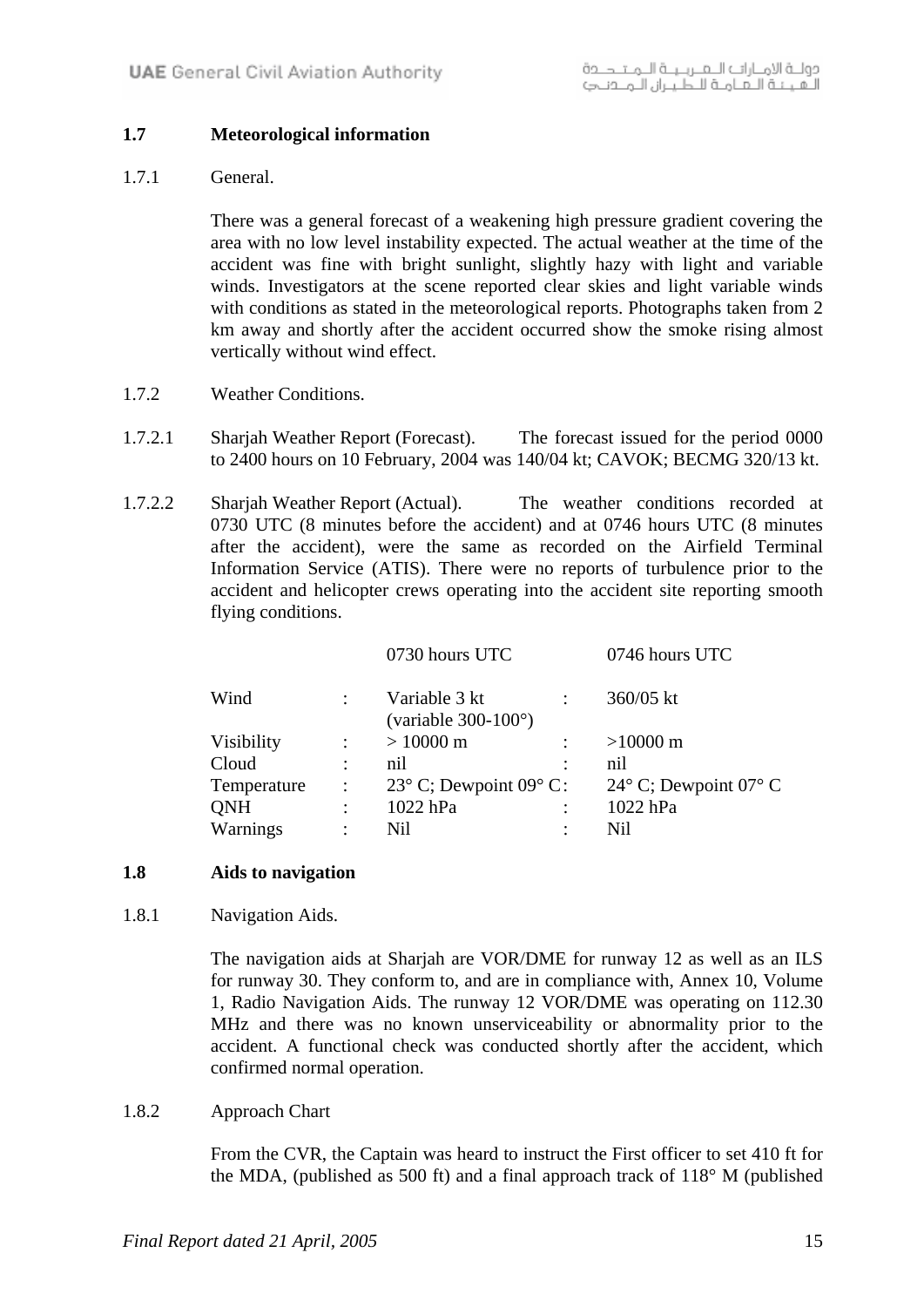## 1.7 Meteorological information

1.7.1 General.

There was a general forecast of a weakening high pressure gradient covering the area with no low level instability expected. The actual weather at the time of the accident was fine with bright sunlight, slightly hazy with light and variable winds. Investigators at the scene reported clear skies and light variable winds with conditions as stated in the meteorological reports. Photographs taken from 2 km away and shortly after the accident occurred show the smoke rising almost vertically without wind effect.

1.7.2 Weather Conditions.

1.7.2.1 Sharjah Weather Report (Forecast). The forecast issued for the period 0000 to 2400 hours on 10 February, 2004 was 140/04 kt; CAVOK; BECMG 320/13 kt.

1.7.2.2 Sharjah Weather Report (Actual). The weather conditions recorded at 0730 UTC (8 minutes before the accident) and at 0746 hours UTC (8 minutes after the accident), were the same as recorded on the Airfield Terminal Information Service (ATIS). There were no reports of turbulence prior to the accident and helicopter crews operating into the accident site reporting smooth flying conditions.

| | | 0730 hours UTC | | 0746 hours UTC |
|---|---|---|---|---|
| Wind | : | Variable 3 kt (variable 300-100°) | : | 360/05 kt |
| Visibility | : | > 10000 m | : | >10000 m |
| Cloud | : | nil | : | nil |
| Temperature | : | 23° C; Dewpoint 09° C | : | 24° C; Dewpoint 07° C |
| QNH | : | 1022 hPa | : | 1022 hPa |
| Warnings | : | Nil | : | Nil |

## 1.8 Aids to navigation

1.8.1 Navigation Aids.

The navigation aids at Sharjah are VOR/DME for runway 12 as well as an ILS for runway 30. They conform to, and are in compliance with, Annex 10, Volume 1, Radio Navigation Aids. The runway 12 VOR/DME was operating on 112.30 MHz and there was no known unserviceability or abnormality prior to the accident. A functional check was conducted shortly after the accident, which confirmed normal operation.

1.8.2 Approach Chart

From the CVR, the Captain was heard to instruct the First officer to set 410 ft for the MDA, (published as 500 ft) and a final approach track of 118° M (published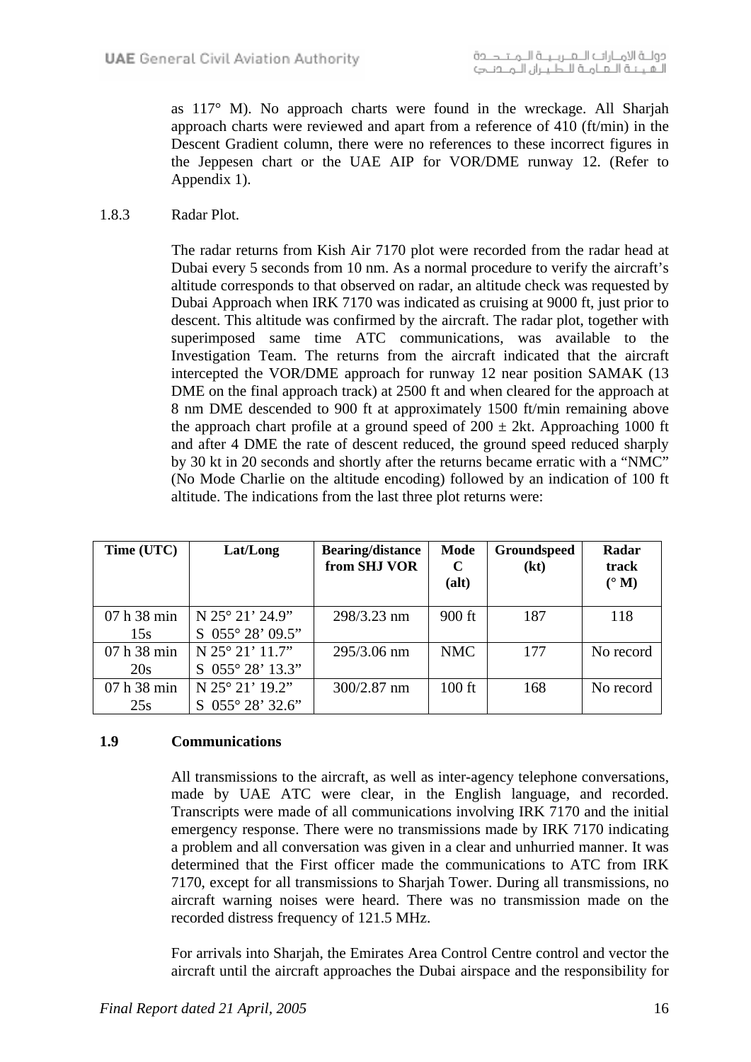as 117° M). No approach charts were found in the wreckage. All Sharjah approach charts were reviewed and apart from a reference of 410 (ft/min) in the Descent Gradient column, there were no references to these incorrect figures in the Jeppesen chart or the UAE AIP for VOR/DME runway 12. (Refer to Appendix 1).

1.8.3 Radar Plot.

The radar returns from Kish Air 7170 plot were recorded from the radar head at Dubai every 5 seconds from 10 nm. As a normal procedure to verify the aircraft's altitude corresponds to that observed on radar, an altitude check was requested by Dubai Approach when IRK 7170 was indicated as cruising at 9000 ft, just prior to descent. This altitude was confirmed by the aircraft. The radar plot, together with superimposed same time ATC communications, was available to the Investigation Team. The returns from the aircraft indicated that the aircraft intercepted the VOR/DME approach for runway 12 near position SAMAK (13 DME on the final approach track) at 2500 ft and when cleared for the approach at 8 nm DME descended to 900 ft at approximately 1500 ft/min remaining above the approach chart profile at a ground speed of 200 ± 2kt. Approaching 1000 ft and after 4 DME the rate of descent reduced, the ground speed reduced sharply by 30 kt in 20 seconds and shortly after the returns became erratic with a "NMC" (No Mode Charlie on the altitude encoding) followed by an indication of 100 ft altitude. The indications from the last three plot returns were:

| Time (UTC) | Lat/Long | Bearing/distance from SHJ VOR | Mode C (alt) | Groundspeed (kt) | Radar track (° M) |
|---|---|---|---|---|---|
| 07 h 38 min 15s | N 25° 21' 24.9" S 055° 28' 09.5" | 298/3.23 nm | 900 ft | 187 | 118 |
| 07 h 38 min 20s | N 25° 21' 11.7" S 055° 28' 13.3" | 295/3.06 nm | NMC | 177 | No record |
| 07 h 38 min 25s | N 25° 21' 19.2" S 055° 28' 32.6" | 300/2.87 nm | 100 ft | 168 | No record |

## 1.9 Communications

All transmissions to the aircraft, as well as inter-agency telephone conversations, made by UAE ATC were clear, in the English language, and recorded. Transcripts were made of all communications involving IRK 7170 and the initial emergency response. There were no transmissions made by IRK 7170 indicating a problem and all conversation was given in a clear and unhurried manner. It was determined that the First officer made the communications to ATC from IRK 7170, except for all transmissions to Sharjah Tower. During all transmissions, no aircraft warning noises were heard. There was no transmission made on the recorded distress frequency of 121.5 MHz.

For arrivals into Sharjah, the Emirates Area Control Centre control and vector the aircraft until the aircraft approaches the Dubai airspace and the responsibility for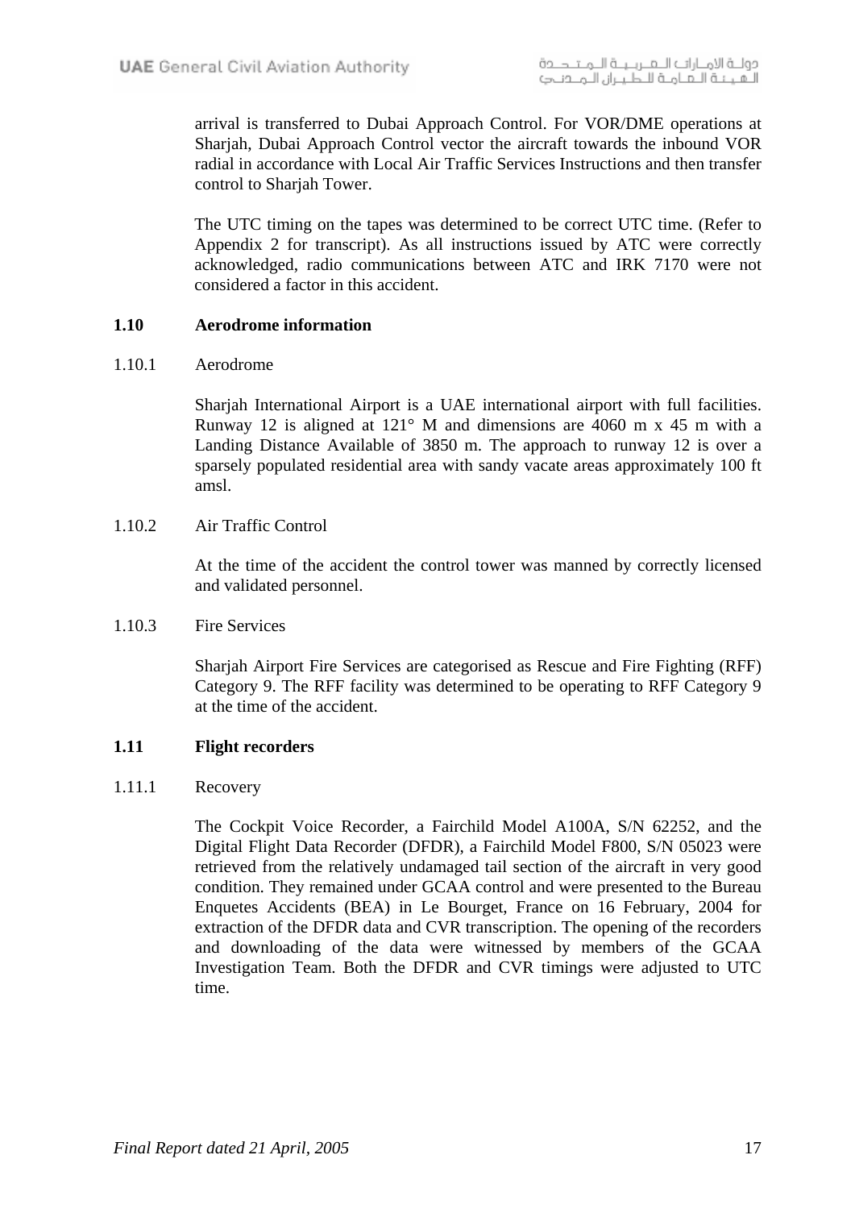arrival is transferred to Dubai Approach Control. For VOR/DME operations at Sharjah, Dubai Approach Control vector the aircraft towards the inbound VOR radial in accordance with Local Air Traffic Services Instructions and then transfer control to Sharjah Tower.

The UTC timing on the tapes was determined to be correct UTC time. (Refer to Appendix 2 for transcript). As all instructions issued by ATC were correctly acknowledged, radio communications between ATC and IRK 7170 were not considered a factor in this accident.

## 1.10 Aerodrome information

### 1.10.1 Aerodrome

Sharjah International Airport is a UAE international airport with full facilities. Runway 12 is aligned at 121° M and dimensions are 4060 m x 45 m with a Landing Distance Available of 3850 m. The approach to runway 12 is over a sparsely populated residential area with sandy vacate areas approximately 100 ft amsl.

### 1.10.2 Air Traffic Control

At the time of the accident the control tower was manned by correctly licensed and validated personnel.

### 1.10.3 Fire Services

Sharjah Airport Fire Services are categorised as Rescue and Fire Fighting (RFF) Category 9. The RFF facility was determined to be operating to RFF Category 9 at the time of the accident.

## 1.11 Flight recorders

### 1.11.1 Recovery

The Cockpit Voice Recorder, a Fairchild Model A100A, S/N 62252, and the Digital Flight Data Recorder (DFDR), a Fairchild Model F800, S/N 05023 were retrieved from the relatively undamaged tail section of the aircraft in very good condition. They remained under GCAA control and were presented to the Bureau Enquetes Accidents (BEA) in Le Bourget, France on 16 February, 2004 for extraction of the DFDR data and CVR transcription. The opening of the recorders and downloading of the data were witnessed by members of the GCAA Investigation Team. Both the DFDR and CVR timings were adjusted to UTC time.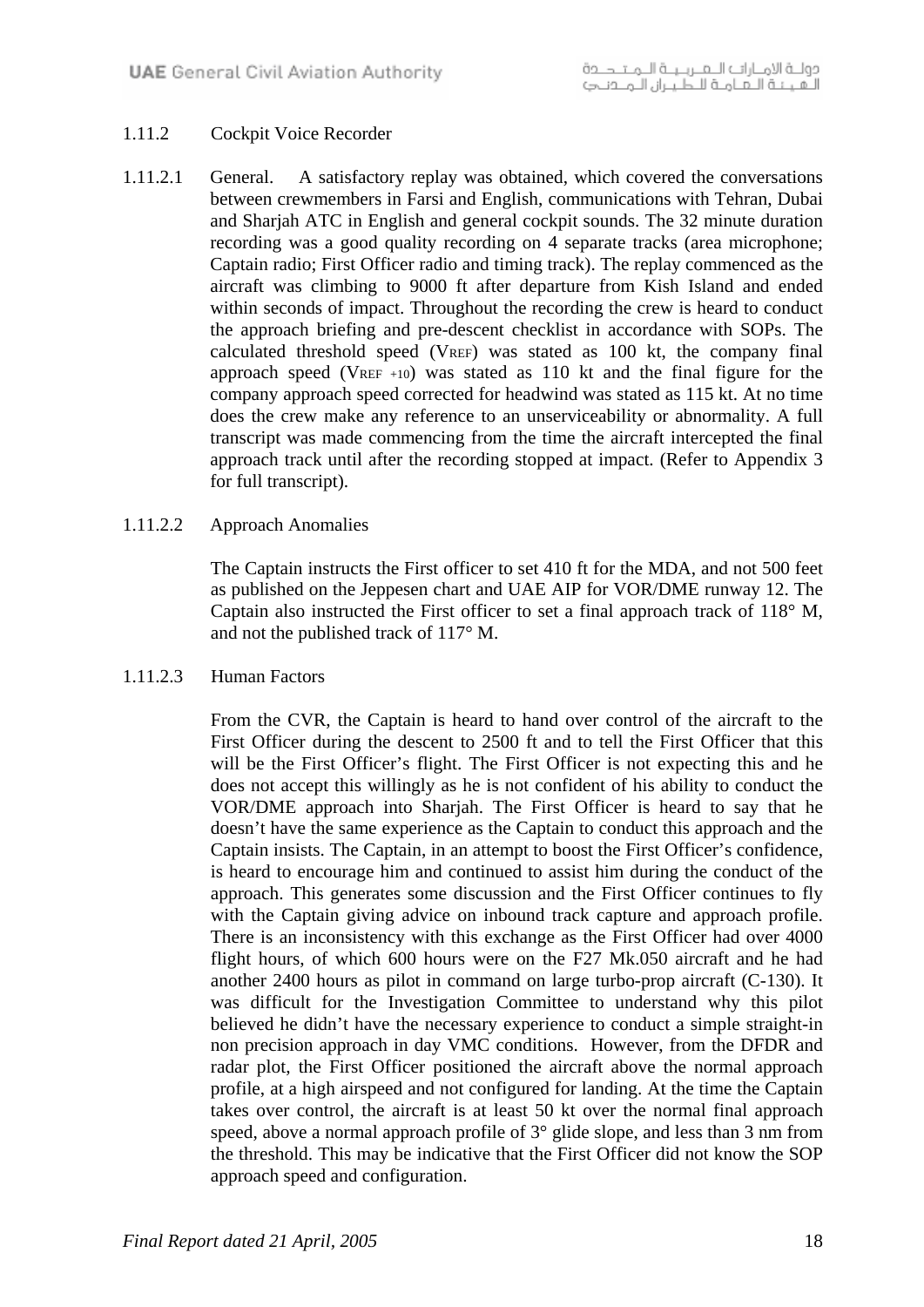### 1.11.2 Cockpit Voice Recorder

1.11.2.1 General. A satisfactory replay was obtained, which covered the conversations between crewmembers in Farsi and English, communications with Tehran, Dubai and Sharjah ATC in English and general cockpit sounds. The 32 minute duration recording was a good quality recording on 4 separate tracks (area microphone; Captain radio; First Officer radio and timing track). The replay commenced as the aircraft was climbing to 9000 ft after departure from Kish Island and ended within seconds of impact. Throughout the recording the crew is heard to conduct the approach briefing and pre-descent checklist in accordance with SOPs. The calculated threshold speed ($V_{REF}$) was stated as 100 kt, the company final approach speed ($V_{REF\ +10}$) was stated as 110 kt and the final figure for the company approach speed corrected for headwind was stated as 115 kt. At no time does the crew make any reference to an unserviceability or abnormality. A full transcript was made commencing from the time the aircraft intercepted the final approach track until after the recording stopped at impact. (Refer to Appendix 3 for full transcript).

1.11.2.2 Approach Anomalies

The Captain instructs the First officer to set 410 ft for the MDA, and not 500 feet as published on the Jeppesen chart and UAE AIP for VOR/DME runway 12. The Captain also instructed the First officer to set a final approach track of 118° M, and not the published track of 117° M.

1.11.2.3 Human Factors

From the CVR, the Captain is heard to hand over control of the aircraft to the First Officer during the descent to 2500 ft and to tell the First Officer that this will be the First Officer's flight. The First Officer is not expecting this and he does not accept this willingly as he is not confident of his ability to conduct the VOR/DME approach into Sharjah. The First Officer is heard to say that he doesn't have the same experience as the Captain to conduct this approach and the Captain insists. The Captain, in an attempt to boost the First Officer's confidence, is heard to encourage him and continued to assist him during the conduct of the approach. This generates some discussion and the First Officer continues to fly with the Captain giving advice on inbound track capture and approach profile. There is an inconsistency with this exchange as the First Officer had over 4000 flight hours, of which 600 hours were on the F27 Mk.050 aircraft and he had another 2400 hours as pilot in command on large turbo-prop aircraft (C-130). It was difficult for the Investigation Committee to understand why this pilot believed he didn't have the necessary experience to conduct a simple straight-in non precision approach in day VMC conditions. However, from the DFDR and radar plot, the First Officer positioned the aircraft above the normal approach profile, at a high airspeed and not configured for landing. At the time the Captain takes over control, the aircraft is at least 50 kt over the normal final approach speed, above a normal approach profile of 3° glide slope, and less than 3 nm from the threshold. This may be indicative that the First Officer did not know the SOP approach speed and configuration.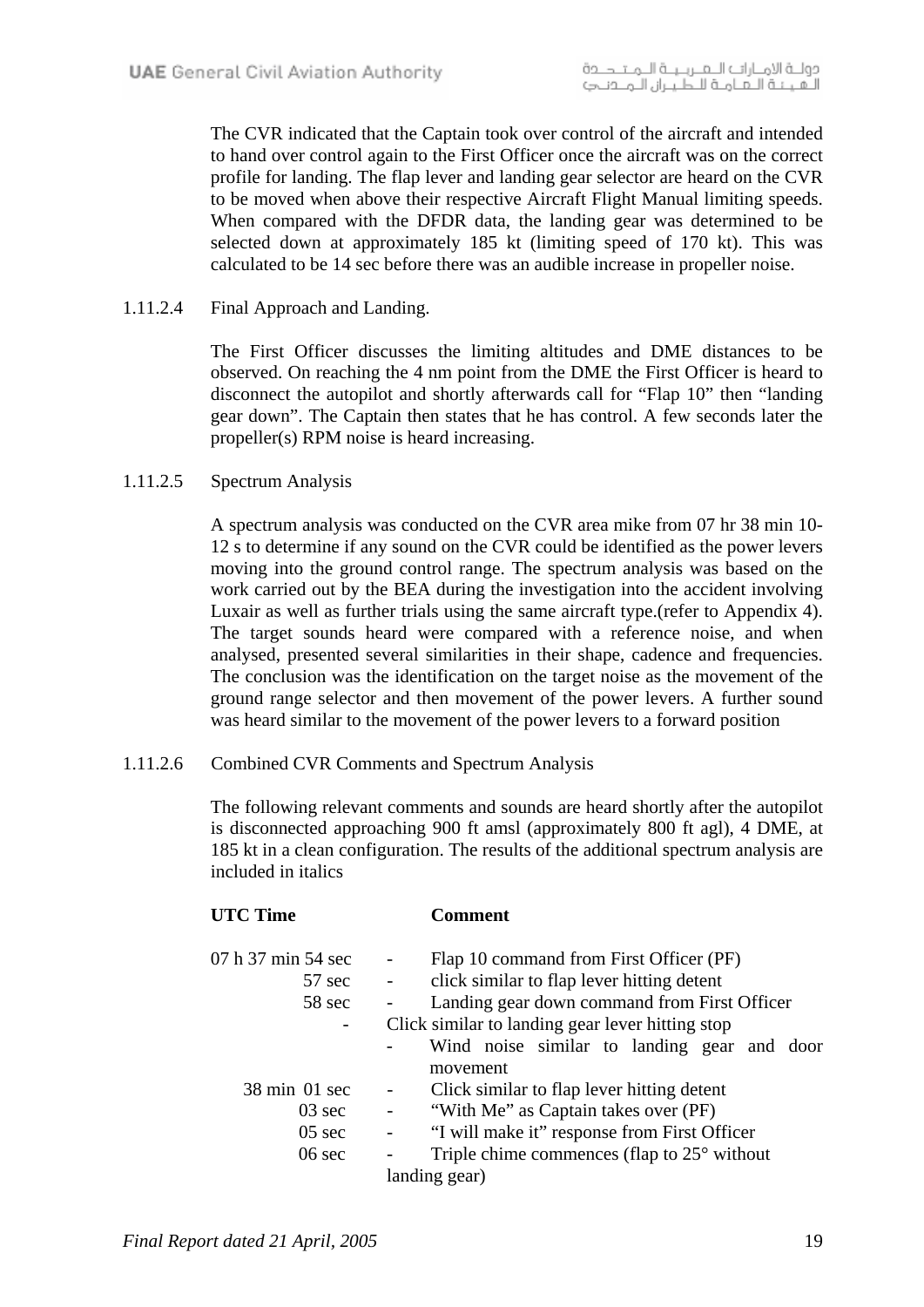The CVR indicated that the Captain took over control of the aircraft and intended to hand over control again to the First Officer once the aircraft was on the correct profile for landing. The flap lever and landing gear selector are heard on the CVR to be moved when above their respective Aircraft Flight Manual limiting speeds. When compared with the DFDR data, the landing gear was determined to be selected down at approximately 185 kt (limiting speed of 170 kt). This was calculated to be 14 sec before there was an audible increase in propeller noise.

1.11.2.4 Final Approach and Landing.

The First Officer discusses the limiting altitudes and DME distances to be observed. On reaching the 4 nm point from the DME the First Officer is heard to disconnect the autopilot and shortly afterwards call for "Flap 10" then "landing gear down". The Captain then states that he has control. A few seconds later the propeller(s) RPM noise is heard increasing.

1.11.2.5 Spectrum Analysis

A spectrum analysis was conducted on the CVR area mike from 07 hr 38 min 10-12 s to determine if any sound on the CVR could be identified as the power levers moving into the ground control range. The spectrum analysis was based on the work carried out by the BEA during the investigation into the accident involving Luxair as well as further trials using the same aircraft type.(refer to Appendix 4). The target sounds heard were compared with a reference noise, and when analysed, presented several similarities in their shape, cadence and frequencies. The conclusion was the identification on the target noise as the movement of the ground range selector and then movement of the power levers. A further sound was heard similar to the movement of the power levers to a forward position

1.11.2.6 Combined CVR Comments and Spectrum Analysis

The following relevant comments and sounds are heard shortly after the autopilot is disconnected approaching 900 ft amsl (approximately 800 ft agl), 4 DME, at 185 kt in a clean configuration. The results of the additional spectrum analysis are included in italics

| UTC Time | | Comment |
|---|---|---|
| 07 h 37 min 54 sec | - | Flap 10 command from First Officer (PF) |
| 57 sec | - | click similar to flap lever hitting detent |
| 58 sec | - | Landing gear down command from First Officer |
| - | | Click similar to landing gear lever hitting stop |
| | - | Wind noise similar to landing gear and door movement |
| 38 min 01 sec | - | Click similar to flap lever hitting detent |
| 03 sec | - | "With Me" as Captain takes over (PF) |
| 05 sec | - | "I will make it" response from First Officer |
| 06 sec | - | Triple chime commences (flap to 25° without landing gear) |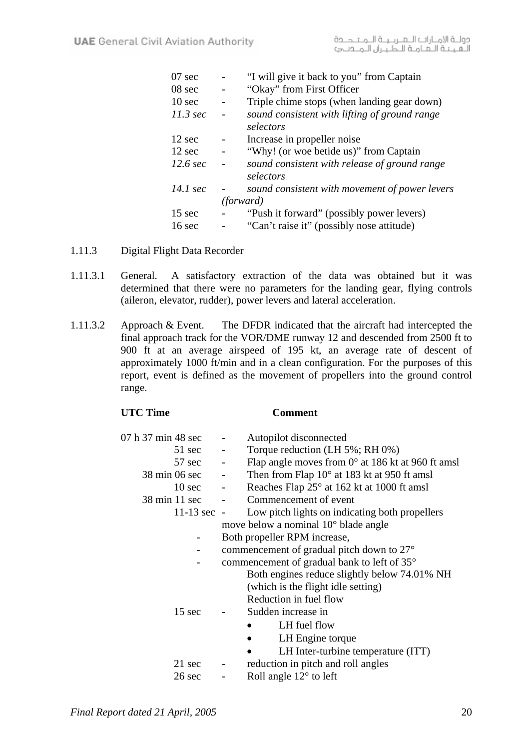| | | |
|---|---|---|
| 07 sec | - | "I will give it back to you" from Captain |
| 08 sec | - | "Okay" from First Officer |
| 10 sec | - | Triple chime stops (when landing gear down) |
| *11.3 sec* | - | *sound consistent with lifting of ground range selectors* |
| 12 sec | - | Increase in propeller noise |
| 12 sec | - | "Why! (or woe betide us)" from Captain |
| *12.6 sec* | - | *sound consistent with release of ground range selectors* |
| *14.1 sec* | - | *sound consistent with movement of power levers (forward)* |
| 15 sec | - | "Push it forward" (possibly power levers) |
| 16 sec | - | "Can't raise it" (possibly nose attitude) |

1.11.3 Digital Flight Data Recorder

1.11.3.1 General. A satisfactory extraction of the data was obtained but it was determined that there were no parameters for the landing gear, flying controls (aileron, elevator, rudder), power levers and lateral acceleration.

1.11.3.2 Approach & Event. The DFDR indicated that the aircraft had intercepted the final approach track for the VOR/DME runway 12 and descended from 2500 ft to 900 ft at an average airspeed of 195 kt, an average rate of descent of approximately 1000 ft/min and in a clean configuration. For the purposes of this report, event is defined as the movement of propellers into the ground control range.

| **UTC Time** | | **Comment** |
|---|---|---|
| 07 h 37 min 48 sec | - | Autopilot disconnected |
| 51 sec | - | Torque reduction (LH 5%; RH 0%) |
| 57 sec | - | Flap angle moves from 0° at 186 kt at 960 ft amsl |
| 38 min 06 sec | - | Then from Flap 10° at 183 kt at 950 ft amsl |
| 10 sec | - | Reaches Flap 25° at 162 kt at 1000 ft amsl |
| 38 min 11 sec | - | Commencement of event |
| 11-13 sec | - | Low pitch lights on indicating both propellers move below a nominal 10° blade angle |
| | - | Both propeller RPM increase, |
| | - | commencement of gradual pitch down to 27° |
| | - | commencement of gradual bank to left of 35° |
| | | Both engines reduce slightly below 74.01% NH (which is the flight idle setting) |
| | | Reduction in fuel flow |
| 15 sec | - | Sudden increase in<br>• LH fuel flow<br>• LH Engine torque<br>• LH Inter-turbine temperature (ITT) |
| 21 sec | - | reduction in pitch and roll angles |
| 26 sec | - | Roll angle 12° to left |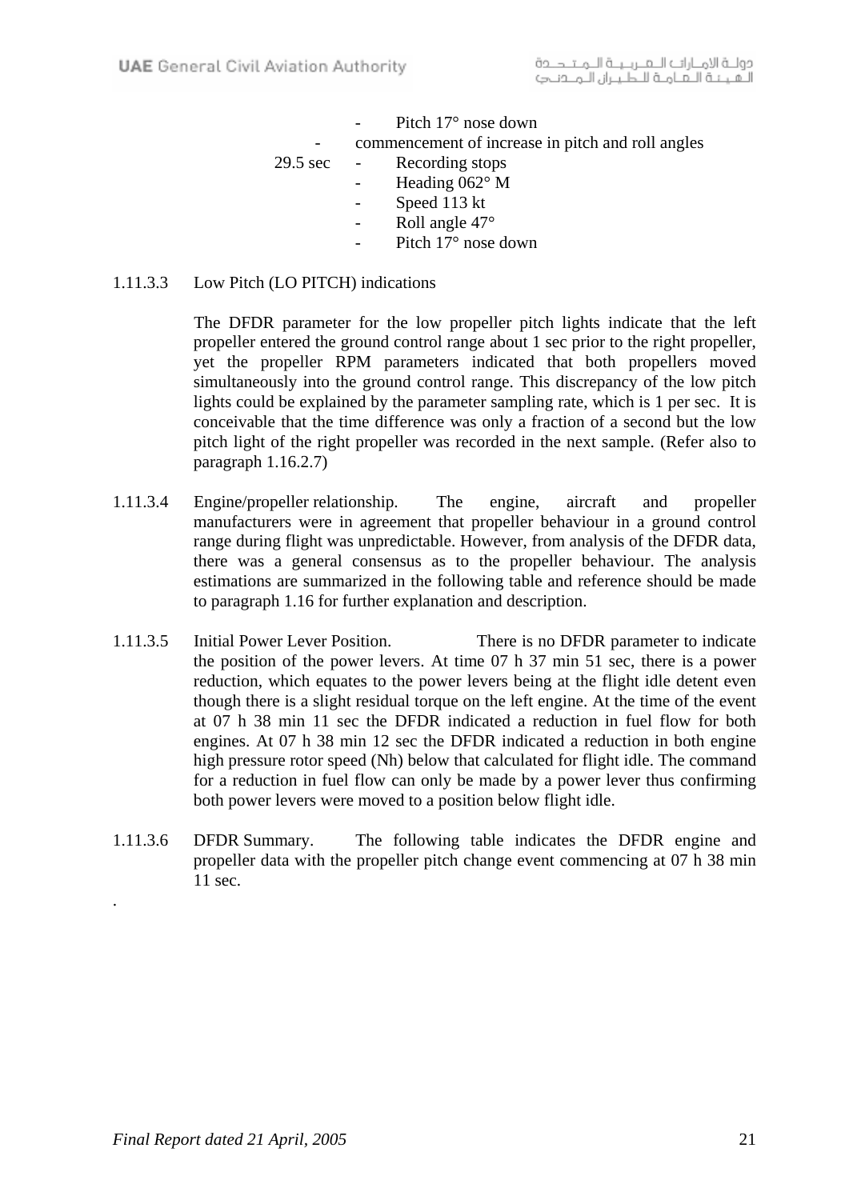- Pitch 17° nose down

- commencement of increase in pitch and roll angles

29.5 sec
- Recording stops
- Heading 062° M
- Speed 113 kt
- Roll angle 47°
- Pitch 17° nose down

1.11.3.3 Low Pitch (LO PITCH) indications

The DFDR parameter for the low propeller pitch lights indicate that the left propeller entered the ground control range about 1 sec prior to the right propeller, yet the propeller RPM parameters indicated that both propellers moved simultaneously into the ground control range. This discrepancy of the low pitch lights could be explained by the parameter sampling rate, which is 1 per sec. It is conceivable that the time difference was only a fraction of a second but the low pitch light of the right propeller was recorded in the next sample. (Refer also to paragraph 1.16.2.7)

1.11.3.4 Engine/propeller relationship. The engine, aircraft and propeller manufacturers were in agreement that propeller behaviour in a ground control range during flight was unpredictable. However, from analysis of the DFDR data, there was a general consensus as to the propeller behaviour. The analysis estimations are summarized in the following table and reference should be made to paragraph 1.16 for further explanation and description.

1.11.3.5 Initial Power Lever Position. There is no DFDR parameter to indicate the position of the power levers. At time 07 h 37 min 51 sec, there is a power reduction, which equates to the power levers being at the flight idle detent even though there is a slight residual torque on the left engine. At the time of the event at 07 h 38 min 11 sec the DFDR indicated a reduction in fuel flow for both engines. At 07 h 38 min 12 sec the DFDR indicated a reduction in both engine high pressure rotor speed (Nh) below that calculated for flight idle. The command for a reduction in fuel flow can only be made by a power lever thus confirming both power levers were moved to a position below flight idle.

1.11.3.6 DFDR Summary. The following table indicates the DFDR engine and propeller data with the propeller pitch change event commencing at 07 h 38 min 11 sec.

.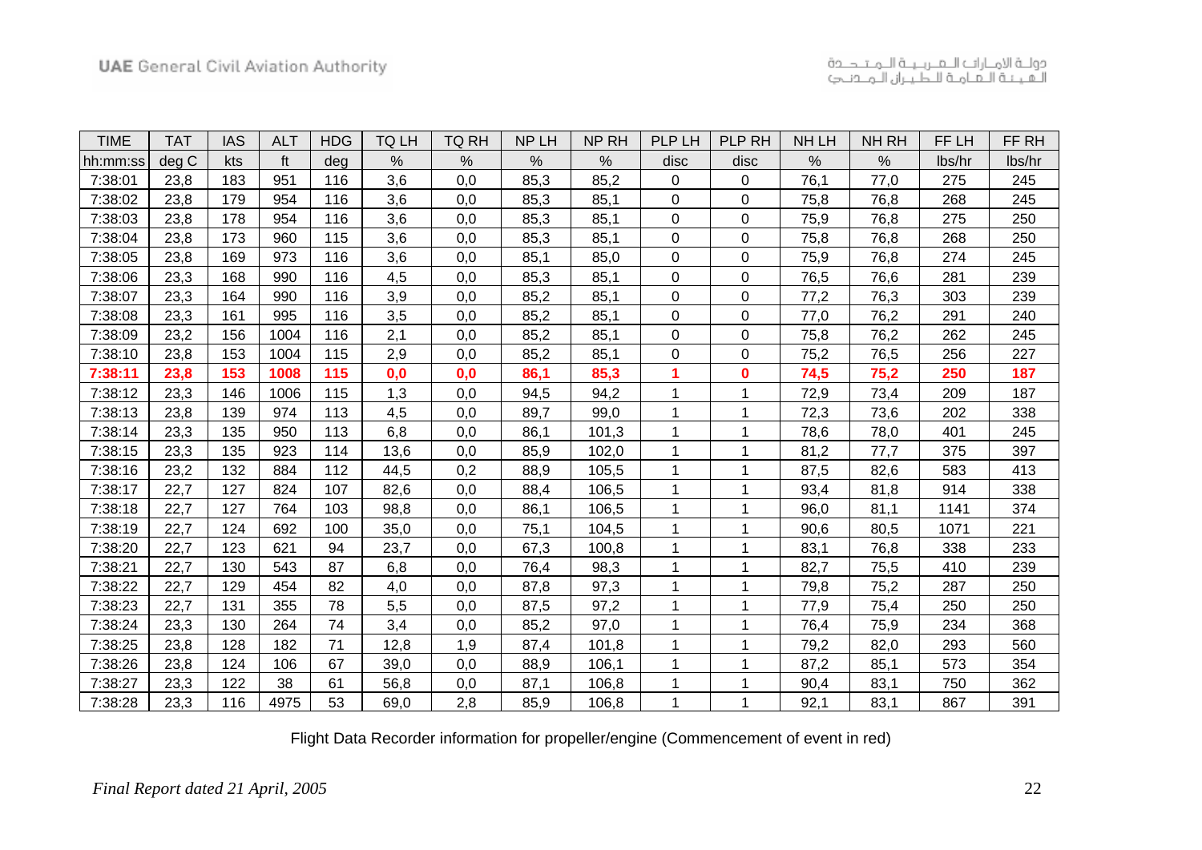| TIME | TAT | IAS | ALT | HDG | TQ LH | TQ RH | NP LH | NP RH | PLP LH | PLP RH | NH LH | NH RH | FF LH | FF RH |
|---|---|---|---|---|---|---|---|---|---|---|---|---|---|---|
| hh:mm:ss | deg C | kts | ft | deg | % | % | % | % | disc | disc | % | % | lbs/hr | lbs/hr |
| 7:38:01 | 23,8 | 183 | 951 | 116 | 3,6 | 0,0 | 85,3 | 85,2 | 0 | 0 | 76,1 | 77,0 | 275 | 245 |
| 7:38:02 | 23,8 | 179 | 954 | 116 | 3,6 | 0,0 | 85,3 | 85,1 | 0 | 0 | 75,8 | 76,8 | 268 | 245 |
| 7:38:03 | 23,8 | 178 | 954 | 116 | 3,6 | 0,0 | 85,3 | 85,1 | 0 | 0 | 75,9 | 76,8 | 275 | 250 |
| 7:38:04 | 23,8 | 173 | 960 | 115 | 3,6 | 0,0 | 85,3 | 85,1 | 0 | 0 | 75,8 | 76,8 | 268 | 250 |
| 7:38:05 | 23,8 | 169 | 973 | 116 | 3,6 | 0,0 | 85,1 | 85,0 | 0 | 0 | 75,9 | 76,8 | 274 | 245 |
| 7:38:06 | 23,3 | 168 | 990 | 116 | 4,5 | 0,0 | 85,3 | 85,1 | 0 | 0 | 76,5 | 76,6 | 281 | 239 |
| 7:38:07 | 23,3 | 164 | 990 | 116 | 3,9 | 0,0 | 85,2 | 85,1 | 0 | 0 | 77,2 | 76,3 | 303 | 239 |
| 7:38:08 | 23,3 | 161 | 995 | 116 | 3,5 | 0,0 | 85,2 | 85,1 | 0 | 0 | 77,0 | 76,2 | 291 | 240 |
| 7:38:09 | 23,2 | 156 | 1004 | 116 | 2,1 | 0,0 | 85,2 | 85,1 | 0 | 0 | 75,8 | 76,2 | 262 | 245 |
| 7:38:10 | 23,8 | 153 | 1004 | 115 | 2,9 | 0,0 | 85,2 | 85,1 | 0 | 0 | 75,2 | 76,5 | 256 | 227 |
| **7:38:11** | **23,8** | **153** | **1008** | **115** | **0,0** | **0,0** | **86,1** | **85,3** | **1** | **0** | **74,5** | **75,2** | **250** | **187** |
| 7:38:12 | 23,3 | 146 | 1006 | 115 | 1,3 | 0,0 | 94,5 | 94,2 | 1 | 1 | 72,9 | 73,4 | 209 | 187 |
| 7:38:13 | 23,8 | 139 | 974 | 113 | 4,5 | 0,0 | 89,7 | 99,0 | 1 | 1 | 72,3 | 73,6 | 202 | 338 |
| 7:38:14 | 23,3 | 135 | 950 | 113 | 6,8 | 0,0 | 86,1 | 101,3 | 1 | 1 | 78,6 | 78,0 | 401 | 245 |
| 7:38:15 | 23,3 | 135 | 923 | 114 | 13,6 | 0,0 | 85,9 | 102,0 | 1 | 1 | 81,2 | 77,7 | 375 | 397 |
| 7:38:16 | 23,2 | 132 | 884 | 112 | 44,5 | 0,2 | 88,9 | 105,5 | 1 | 1 | 87,5 | 82,6 | 583 | 413 |
| 7:38:17 | 22,7 | 127 | 824 | 107 | 82,6 | 0,0 | 88,4 | 106,5 | 1 | 1 | 93,4 | 81,8 | 914 | 338 |
| 7:38:18 | 22,7 | 127 | 764 | 103 | 98,8 | 0,0 | 86,1 | 106,5 | 1 | 1 | 96,0 | 81,1 | 1141 | 374 |
| 7:38:19 | 22,7 | 124 | 692 | 100 | 35,0 | 0,0 | 75,1 | 104,5 | 1 | 1 | 90,6 | 80,5 | 1071 | 221 |
| 7:38:20 | 22,7 | 123 | 621 | 94 | 23,7 | 0,0 | 67,3 | 100,8 | 1 | 1 | 83,1 | 76,8 | 338 | 233 |
| 7:38:21 | 22,7 | 130 | 543 | 87 | 6,8 | 0,0 | 76,4 | 98,3 | 1 | 1 | 82,7 | 75,5 | 410 | 239 |
| 7:38:22 | 22,7 | 129 | 454 | 82 | 4,0 | 0,0 | 87,8 | 97,3 | 1 | 1 | 79,8 | 75,2 | 287 | 250 |
| 7:38:23 | 22,7 | 131 | 355 | 78 | 5,5 | 0,0 | 87,5 | 97,2 | 1 | 1 | 77,9 | 75,4 | 250 | 250 |
| 7:38:24 | 23,3 | 130 | 264 | 74 | 3,4 | 0,0 | 85,2 | 97,0 | 1 | 1 | 76,4 | 75,9 | 234 | 368 |
| 7:38:25 | 23,8 | 128 | 182 | 71 | 12,8 | 1,9 | 87,4 | 101,8 | 1 | 1 | 79,2 | 82,0 | 293 | 560 |
| 7:38:26 | 23,8 | 124 | 106 | 67 | 39,0 | 0,0 | 88,9 | 106,1 | 1 | 1 | 87,2 | 85,1 | 573 | 354 |
| 7:38:27 | 23,3 | 122 | 38 | 61 | 56,8 | 0,0 | 87,1 | 106,8 | 1 | 1 | 90,4 | 83,1 | 750 | 362 |
| 7:38:28 | 23,3 | 116 | 4975 | 53 | 69,0 | 2,8 | 85,9 | 106,8 | 1 | 1 | 92,1 | 83,1 | 867 | 391 |

Flight Data Recorder information for propeller/engine (Commencement of event in red)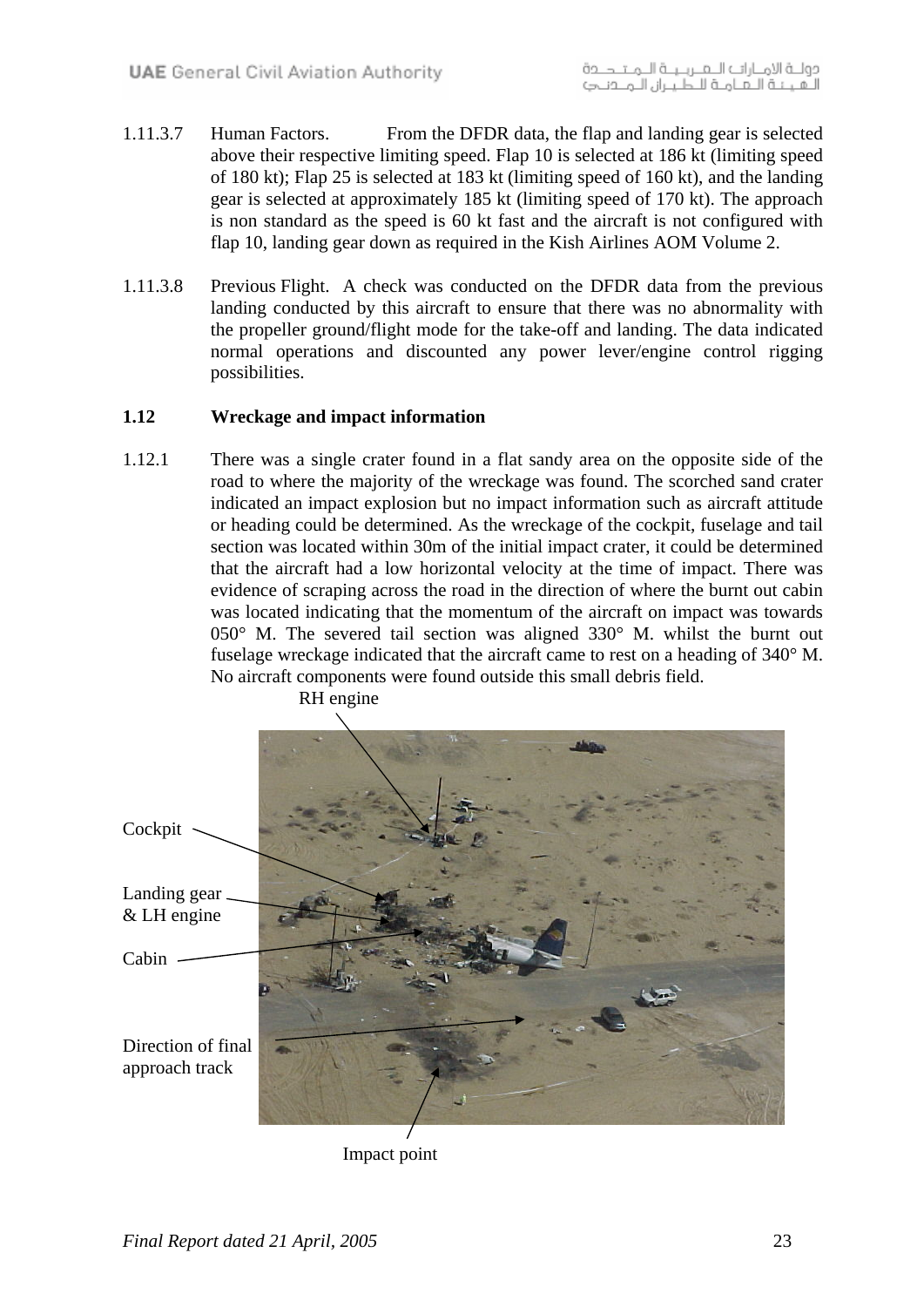1.11.3.7 Human Factors. From the DFDR data, the flap and landing gear is selected above their respective limiting speed. Flap 10 is selected at 186 kt (limiting speed of 180 kt); Flap 25 is selected at 183 kt (limiting speed of 160 kt), and the landing gear is selected at approximately 185 kt (limiting speed of 170 kt). The approach is non standard as the speed is 60 kt fast and the aircraft is not configured with flap 10, landing gear down as required in the Kish Airlines AOM Volume 2.

1.11.3.8 Previous Flight. A check was conducted on the DFDR data from the previous landing conducted by this aircraft to ensure that there was no abnormality with the propeller ground/flight mode for the take-off and landing. The data indicated normal operations and discounted any power lever/engine control rigging possibilities.

## 1.12 Wreckage and impact information

1.12.1 There was a single crater found in a flat sandy area on the opposite side of the road to where the majority of the wreckage was found. The scorched sand crater indicated an impact explosion but no impact information such as aircraft attitude or heading could be determined. As the wreckage of the cockpit, fuselage and tail section was located within 30m of the initial impact crater, it could be determined that the aircraft had a low horizontal velocity at the time of impact. There was evidence of scraping across the road in the direction of where the burnt out cabin was located indicating that the momentum of the aircraft on impact was towards 050° M. The severed tail section was aligned 330° M. whilst the burnt out fuselage wreckage indicated that the aircraft came to rest on a heading of 340° M. No aircraft components were found outside this small debris field.

RH engine

Cockpit

Landing gear & LH engine

Cabin

Direction of final approach track

Impact point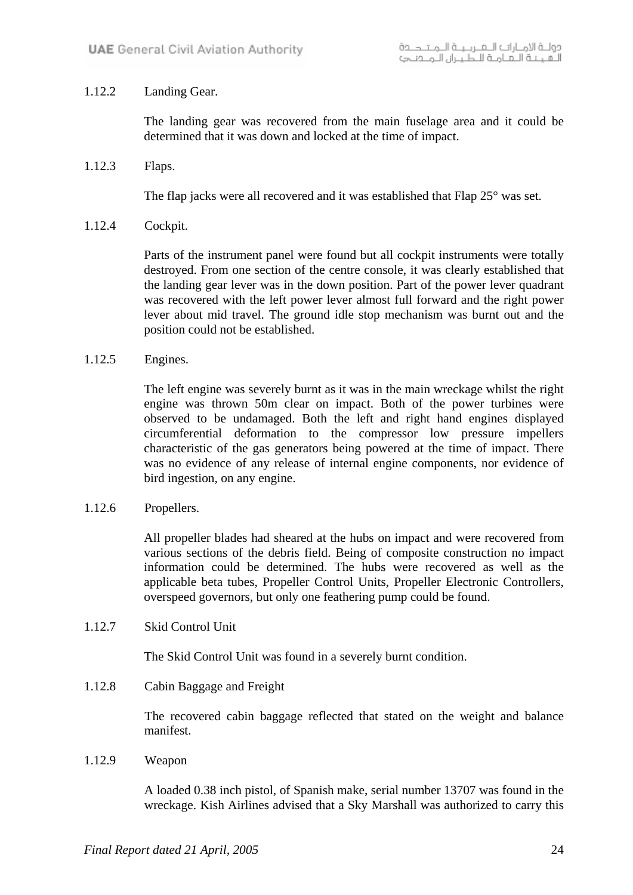1.12.2 Landing Gear.

The landing gear was recovered from the main fuselage area and it could be determined that it was down and locked at the time of impact.

1.12.3 Flaps.

The flap jacks were all recovered and it was established that Flap 25° was set.

1.12.4 Cockpit.

Parts of the instrument panel were found but all cockpit instruments were totally destroyed. From one section of the centre console, it was clearly established that the landing gear lever was in the down position. Part of the power lever quadrant was recovered with the left power lever almost full forward and the right power lever about mid travel. The ground idle stop mechanism was burnt out and the position could not be established.

1.12.5 Engines.

The left engine was severely burnt as it was in the main wreckage whilst the right engine was thrown 50m clear on impact. Both of the power turbines were observed to be undamaged. Both the left and right hand engines displayed circumferential deformation to the compressor low pressure impellers characteristic of the gas generators being powered at the time of impact. There was no evidence of any release of internal engine components, nor evidence of bird ingestion, on any engine.

1.12.6 Propellers.

All propeller blades had sheared at the hubs on impact and were recovered from various sections of the debris field. Being of composite construction no impact information could be determined. The hubs were recovered as well as the applicable beta tubes, Propeller Control Units, Propeller Electronic Controllers, overspeed governors, but only one feathering pump could be found.

1.12.7 Skid Control Unit

The Skid Control Unit was found in a severely burnt condition.

1.12.8 Cabin Baggage and Freight

The recovered cabin baggage reflected that stated on the weight and balance manifest.

1.12.9 Weapon

A loaded 0.38 inch pistol, of Spanish make, serial number 13707 was found in the wreckage. Kish Airlines advised that a Sky Marshall was authorized to carry this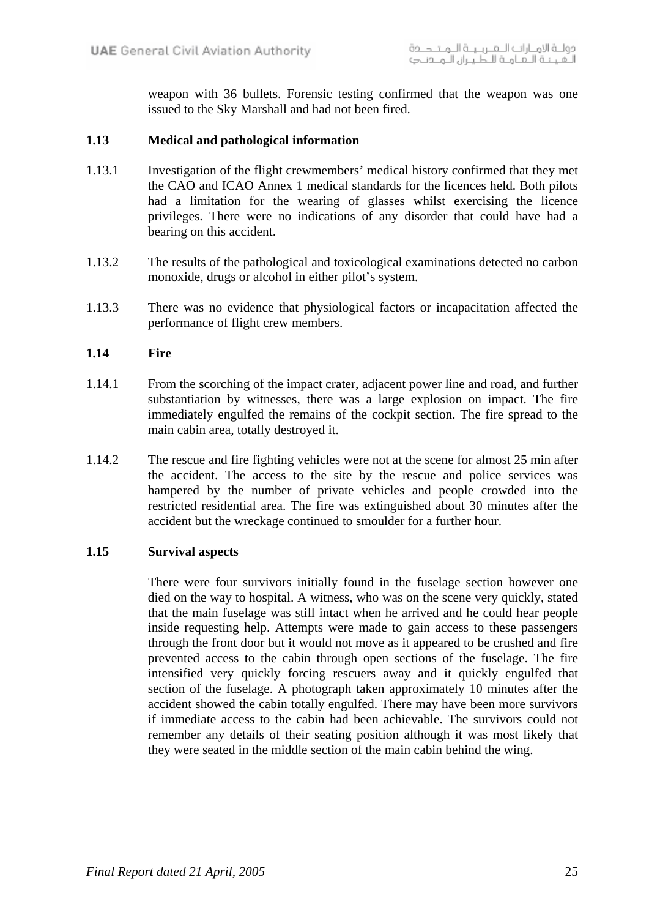weapon with 36 bullets. Forensic testing confirmed that the weapon was one issued to the Sky Marshall and had not been fired.

## 1.13 Medical and pathological information

1.13.1 Investigation of the flight crewmembers' medical history confirmed that they met the CAO and ICAO Annex 1 medical standards for the licences held. Both pilots had a limitation for the wearing of glasses whilst exercising the licence privileges. There were no indications of any disorder that could have had a bearing on this accident.

1.13.2 The results of the pathological and toxicological examinations detected no carbon monoxide, drugs or alcohol in either pilot's system.

1.13.3 There was no evidence that physiological factors or incapacitation affected the performance of flight crew members.

## 1.14 Fire

1.14.1 From the scorching of the impact crater, adjacent power line and road, and further substantiation by witnesses, there was a large explosion on impact. The fire immediately engulfed the remains of the cockpit section. The fire spread to the main cabin area, totally destroyed it.

1.14.2 The rescue and fire fighting vehicles were not at the scene for almost 25 min after the accident. The access to the site by the rescue and police services was hampered by the number of private vehicles and people crowded into the restricted residential area. The fire was extinguished about 30 minutes after the accident but the wreckage continued to smoulder for a further hour.

## 1.15 Survival aspects

There were four survivors initially found in the fuselage section however one died on the way to hospital. A witness, who was on the scene very quickly, stated that the main fuselage was still intact when he arrived and he could hear people inside requesting help. Attempts were made to gain access to these passengers through the front door but it would not move as it appeared to be crushed and fire prevented access to the cabin through open sections of the fuselage. The fire intensified very quickly forcing rescuers away and it quickly engulfed that section of the fuselage. A photograph taken approximately 10 minutes after the accident showed the cabin totally engulfed. There may have been more survivors if immediate access to the cabin had been achievable. The survivors could not remember any details of their seating position although it was most likely that they were seated in the middle section of the main cabin behind the wing.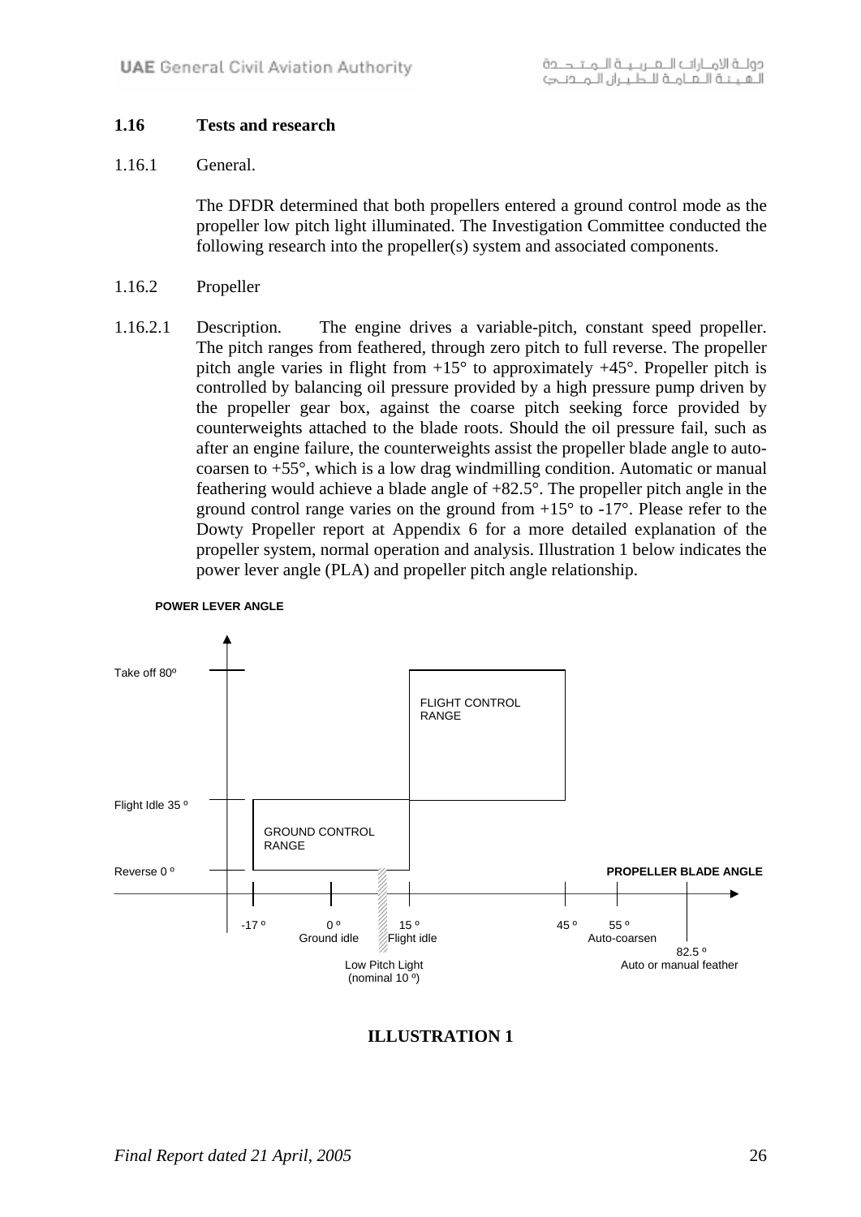## 1.16 Tests and research

1.16.1 General.

The DFDR determined that both propellers entered a ground control mode as the propeller low pitch light illuminated. The Investigation Committee conducted the following research into the propeller(s) system and associated components.

1.16.2 Propeller

1.16.2.1 Description. The engine drives a variable-pitch, constant speed propeller. The pitch ranges from feathered, through zero pitch to full reverse. The propeller pitch angle varies in flight from +15° to approximately +45°. Propeller pitch is controlled by balancing oil pressure provided by a high pressure pump driven by the propeller gear box, against the coarse pitch seeking force provided by counterweights attached to the blade roots. Should the oil pressure fail, such as after an engine failure, the counterweights assist the propeller blade angle to auto-coarsen to +55°, which is a low drag windmilling condition. Automatic or manual feathering would achieve a blade angle of +82.5°. The propeller pitch angle in the ground control range varies on the ground from +15° to -17°. Please refer to the Dowty Propeller report at Appendix 6 for a more detailed explanation of the propeller system, normal operation and analysis. Illustration 1 below indicates the power lever angle (PLA) and propeller pitch angle relationship.

POWER LEVER ANGLE

Take off 80º

Flight Idle 35 º

Reverse 0 º

FLIGHT CONTROL RANGE

GROUND CONTROL RANGE

PROPELLER BLADE ANGLE

-17 º

0 º Ground idle

Low Pitch Light (nominal 10 º)

15 º Flight idle

45 º

55 º Auto-coarsen

82.5 º Auto or manual feather

**ILLUSTRATION 1**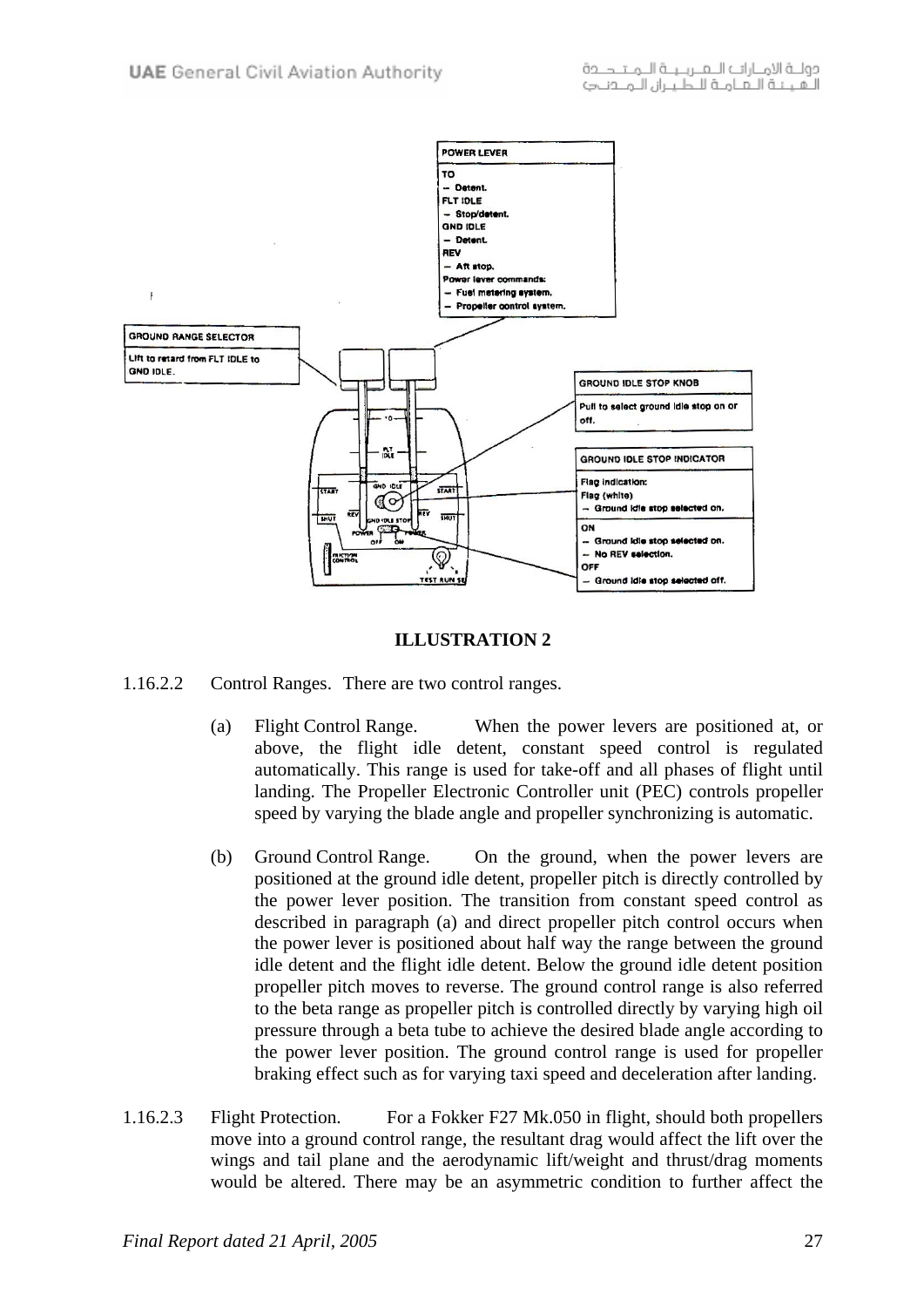POWER LEVER

TO
- Detent.

FLT IDLE
- Stop/detent.

GND IDLE
- Detent.

REV
- Aft stop.

Power lever commands:
- Fuel metering system.
- Propeller control system.

GROUND RANGE SELECTOR

Lift to retard from FLT IDLE to GND IDLE.

GROUND IDLE STOP KNOB

Pull to select ground idle stop on or off.

GROUND IDLE STOP INDICATOR

Flag indication:
Flag (white)
- Ground idle stop selected on.

ON
- Ground idle stop selected on.
- No REV selection.

OFF
- Ground idle stop selected off.

**ILLUSTRATION 2**

1.16.2.2 Control Ranges. There are two control ranges.

(a) Flight Control Range. When the power levers are positioned at, or above, the flight idle detent, constant speed control is regulated automatically. This range is used for take-off and all phases of flight until landing. The Propeller Electronic Controller unit (PEC) controls propeller speed by varying the blade angle and propeller synchronizing is automatic.

(b) Ground Control Range. On the ground, when the power levers are positioned at the ground idle detent, propeller pitch is directly controlled by the power lever position. The transition from constant speed control as described in paragraph (a) and direct propeller pitch control occurs when the power lever is positioned about half way the range between the ground idle detent and the flight idle detent. Below the ground idle detent position propeller pitch moves to reverse. The ground control range is also referred to the beta range as propeller pitch is controlled directly by varying high oil pressure through a beta tube to achieve the desired blade angle according to the power lever position. The ground control range is used for propeller braking effect such as for varying taxi speed and deceleration after landing.

1.16.2.3 Flight Protection. For a Fokker F27 Mk.050 in flight, should both propellers move into a ground control range, the resultant drag would affect the lift over the wings and tail plane and the aerodynamic lift/weight and thrust/drag moments would be altered. There may be an asymmetric condition to further affect the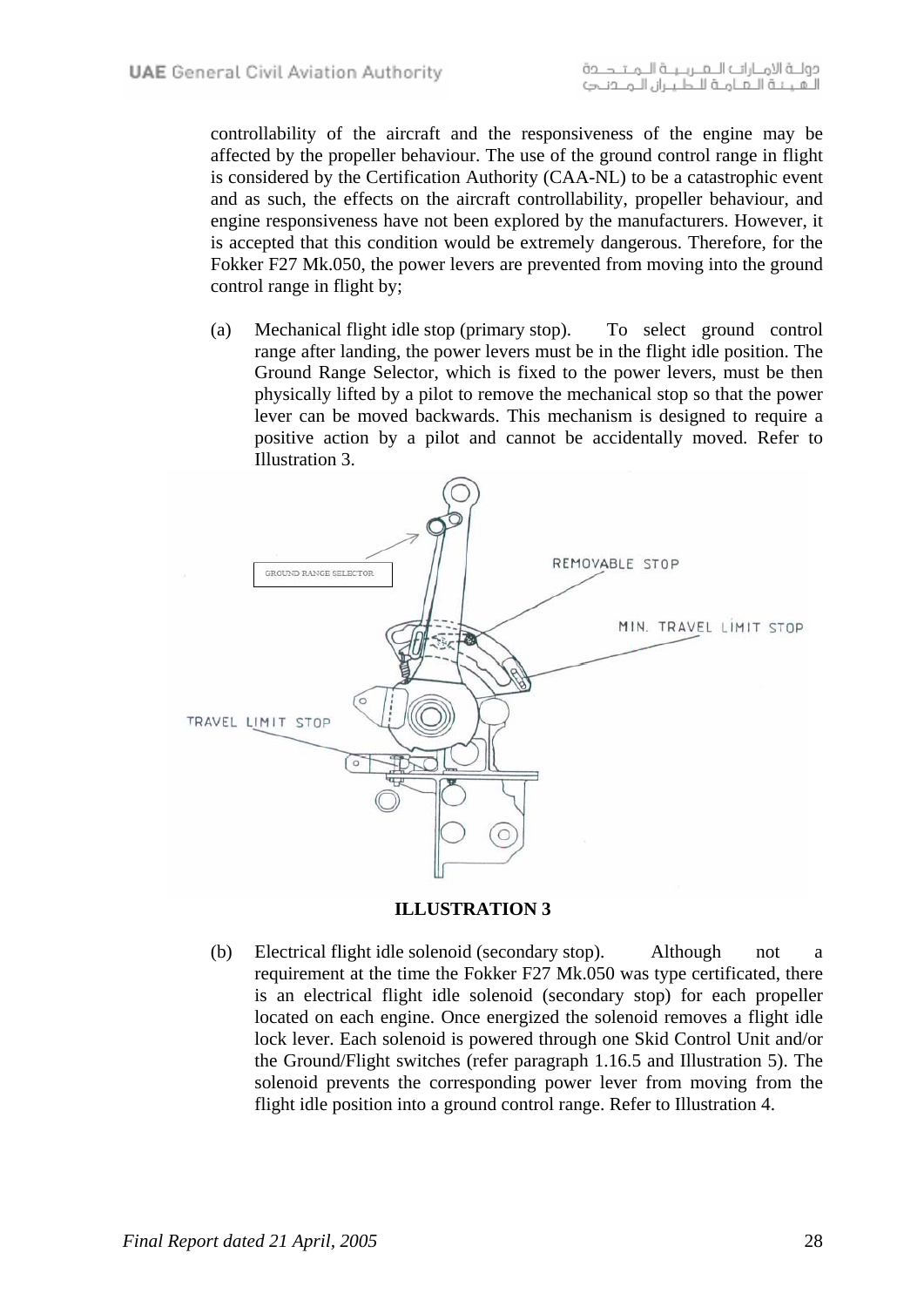controllability of the aircraft and the responsiveness of the engine may be affected by the propeller behaviour. The use of the ground control range in flight is considered by the Certification Authority (CAA-NL) to be a catastrophic event and as such, the effects on the aircraft controllability, propeller behaviour, and engine responsiveness have not been explored by the manufacturers. However, it is accepted that this condition would be extremely dangerous. Therefore, for the Fokker F27 Mk.050, the power levers are prevented from moving into the ground control range in flight by;

(a) Mechanical flight idle stop (primary stop). To select ground control range after landing, the power levers must be in the flight idle position. The Ground Range Selector, which is fixed to the power levers, must be then physically lifted by a pilot to remove the mechanical stop so that the power lever can be moved backwards. This mechanism is designed to require a positive action by a pilot and cannot be accidentally moved. Refer to Illustration 3.

**ILLUSTRATION 3**

(b) Electrical flight idle solenoid (secondary stop). Although not a requirement at the time the Fokker F27 Mk.050 was type certificated, there is an electrical flight idle solenoid (secondary stop) for each propeller located on each engine. Once energized the solenoid removes a flight idle lock lever. Each solenoid is powered through one Skid Control Unit and/or the Ground/Flight switches (refer paragraph 1.16.5 and Illustration 5). The solenoid prevents the corresponding power lever from moving from the flight idle position into a ground control range. Refer to Illustration 4.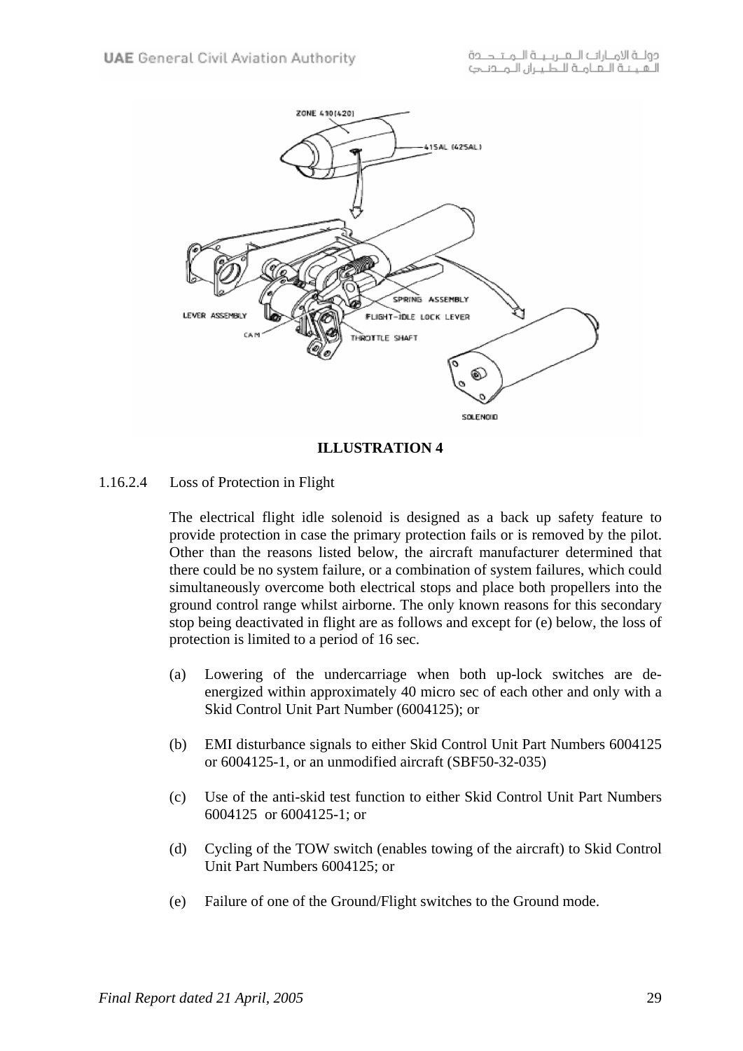**ILLUSTRATION 4**

1.16.2.4 Loss of Protection in Flight

The electrical flight idle solenoid is designed as a back up safety feature to provide protection in case the primary protection fails or is removed by the pilot. Other than the reasons listed below, the aircraft manufacturer determined that there could be no system failure, or a combination of system failures, which could simultaneously overcome both electrical stops and place both propellers into the ground control range whilst airborne. The only known reasons for this secondary stop being deactivated in flight are as follows and except for (e) below, the loss of protection is limited to a period of 16 sec.

(a) Lowering of the undercarriage when both up-lock switches are de-energized within approximately 40 micro sec of each other and only with a Skid Control Unit Part Number (6004125); or

(b) EMI disturbance signals to either Skid Control Unit Part Numbers 6004125 or 6004125-1, or an unmodified aircraft (SBF50-32-035)

(c) Use of the anti-skid test function to either Skid Control Unit Part Numbers 6004125 or 6004125-1; or

(d) Cycling of the TOW switch (enables towing of the aircraft) to Skid Control Unit Part Numbers 6004125; or

(e) Failure of one of the Ground/Flight switches to the Ground mode.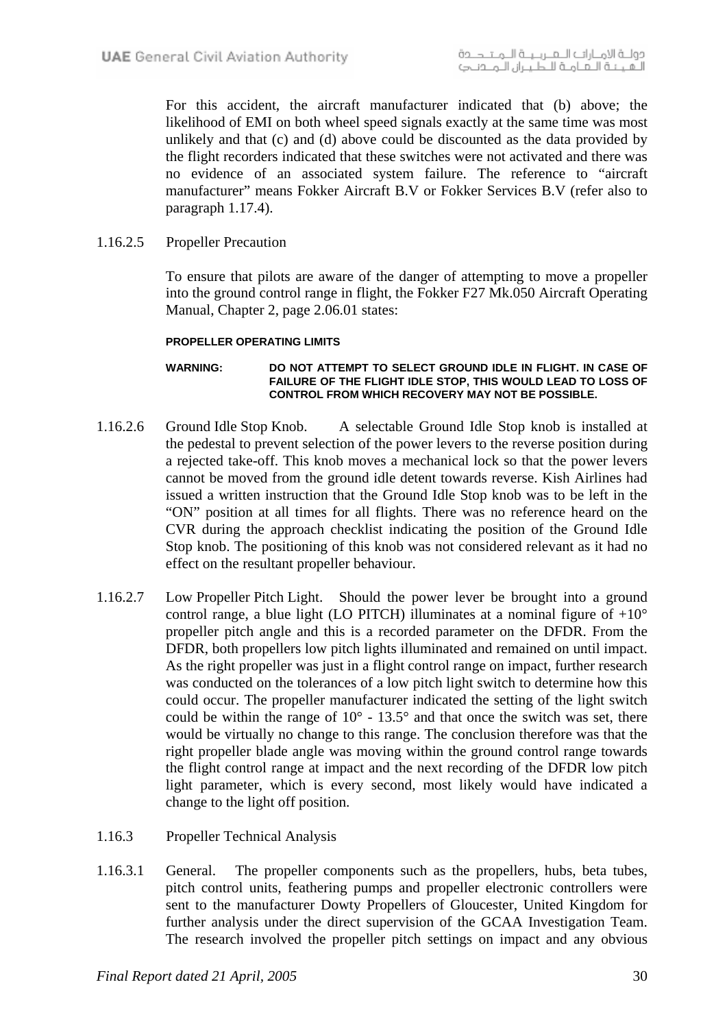For this accident, the aircraft manufacturer indicated that (b) above; the likelihood of EMI on both wheel speed signals exactly at the same time was most unlikely and that (c) and (d) above could be discounted as the data provided by the flight recorders indicated that these switches were not activated and there was no evidence of an associated system failure. The reference to "aircraft manufacturer" means Fokker Aircraft B.V or Fokker Services B.V (refer also to paragraph 1.17.4).

1.16.2.5 Propeller Precaution

To ensure that pilots are aware of the danger of attempting to move a propeller into the ground control range in flight, the Fokker F27 Mk.050 Aircraft Operating Manual, Chapter 2, page 2.06.01 states:

**PROPELLER OPERATING LIMITS**

**WARNING: DO NOT ATTEMPT TO SELECT GROUND IDLE IN FLIGHT. IN CASE OF FAILURE OF THE FLIGHT IDLE STOP, THIS WOULD LEAD TO LOSS OF CONTROL FROM WHICH RECOVERY MAY NOT BE POSSIBLE.**

1.16.2.6 Ground Idle Stop Knob. A selectable Ground Idle Stop knob is installed at the pedestal to prevent selection of the power levers to the reverse position during a rejected take-off. This knob moves a mechanical lock so that the power levers cannot be moved from the ground idle detent towards reverse. Kish Airlines had issued a written instruction that the Ground Idle Stop knob was to be left in the "ON" position at all times for all flights. There was no reference heard on the CVR during the approach checklist indicating the position of the Ground Idle Stop knob. The positioning of this knob was not considered relevant as it had no effect on the resultant propeller behaviour.

1.16.2.7 Low Propeller Pitch Light. Should the power lever be brought into a ground control range, a blue light (LO PITCH) illuminates at a nominal figure of +10° propeller pitch angle and this is a recorded parameter on the DFDR. From the DFDR, both propellers low pitch lights illuminated and remained on until impact. As the right propeller was just in a flight control range on impact, further research was conducted on the tolerances of a low pitch light switch to determine how this could occur. The propeller manufacturer indicated the setting of the light switch could be within the range of 10° - 13.5° and that once the switch was set, there would be virtually no change to this range. The conclusion therefore was that the right propeller blade angle was moving within the ground control range towards the flight control range at impact and the next recording of the DFDR low pitch light parameter, which is every second, most likely would have indicated a change to the light off position.

1.16.3 Propeller Technical Analysis

1.16.3.1 General. The propeller components such as the propellers, hubs, beta tubes, pitch control units, feathering pumps and propeller electronic controllers were sent to the manufacturer Dowty Propellers of Gloucester, United Kingdom for further analysis under the direct supervision of the GCAA Investigation Team. The research involved the propeller pitch settings on impact and any obvious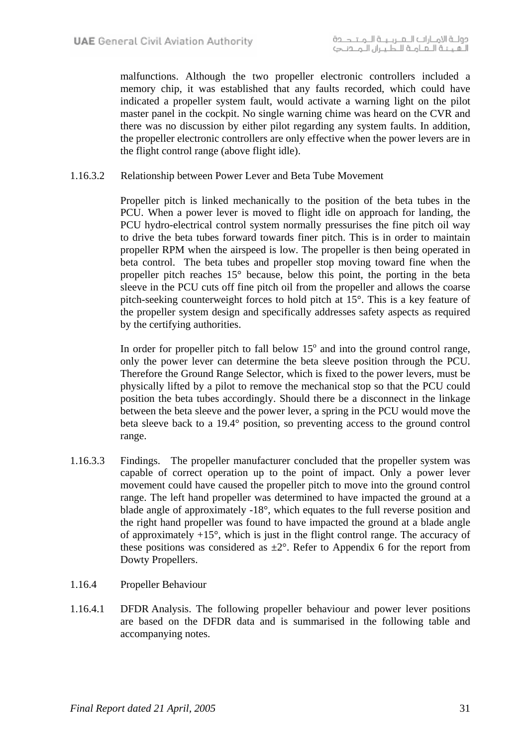malfunctions. Although the two propeller electronic controllers included a memory chip, it was established that any faults recorded, which could have indicated a propeller system fault, would activate a warning light on the pilot master panel in the cockpit. No single warning chime was heard on the CVR and there was no discussion by either pilot regarding any system faults. In addition, the propeller electronic controllers are only effective when the power levers are in the flight control range (above flight idle).

1.16.3.2 Relationship between Power Lever and Beta Tube Movement

Propeller pitch is linked mechanically to the position of the beta tubes in the PCU. When a power lever is moved to flight idle on approach for landing, the PCU hydro-electrical control system normally pressurises the fine pitch oil way to drive the beta tubes forward towards finer pitch. This is in order to maintain propeller RPM when the airspeed is low. The propeller is then being operated in beta control. The beta tubes and propeller stop moving toward fine when the propeller pitch reaches 15° because, below this point, the porting in the beta sleeve in the PCU cuts off fine pitch oil from the propeller and allows the coarse pitch-seeking counterweight forces to hold pitch at 15°. This is a key feature of the propeller system design and specifically addresses safety aspects as required by the certifying authorities.

In order for propeller pitch to fall below 15° and into the ground control range, only the power lever can determine the beta sleeve position through the PCU. Therefore the Ground Range Selector, which is fixed to the power levers, must be physically lifted by a pilot to remove the mechanical stop so that the PCU could position the beta tubes accordingly. Should there be a disconnect in the linkage between the beta sleeve and the power lever, a spring in the PCU would move the beta sleeve back to a 19.4° position, so preventing access to the ground control range.

1.16.3.3 Findings. The propeller manufacturer concluded that the propeller system was capable of correct operation up to the point of impact. Only a power lever movement could have caused the propeller pitch to move into the ground control range. The left hand propeller was determined to have impacted the ground at a blade angle of approximately -18°, which equates to the full reverse position and the right hand propeller was found to have impacted the ground at a blade angle of approximately +15°, which is just in the flight control range. The accuracy of these positions was considered as ±2°. Refer to Appendix 6 for the report from Dowty Propellers.

1.16.4 Propeller Behaviour

1.16.4.1 DFDR Analysis. The following propeller behaviour and power lever positions are based on the DFDR data and is summarised in the following table and accompanying notes.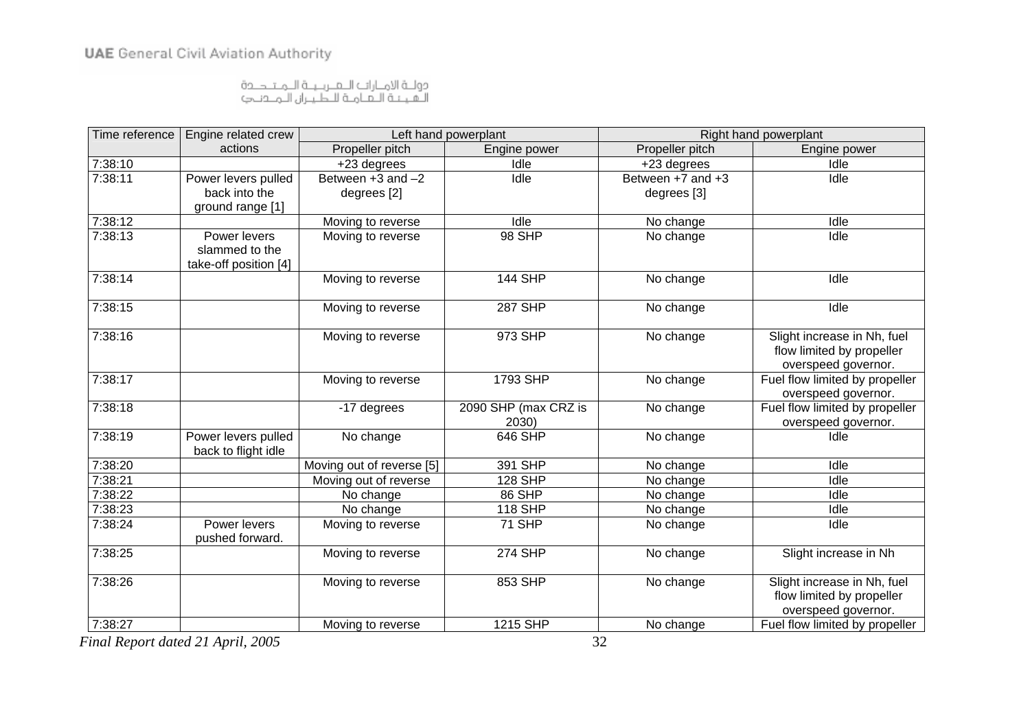| Time reference | Engine related crew actions | Left hand powerplant | | Right hand powerplant | |
|---|---|---|---|---|---|
| | | Propeller pitch | Engine power | Propeller pitch | Engine power |
| 7:38:10 | | +23 degrees | Idle | +23 degrees | Idle |
| 7:38:11 | Power levers pulled back into the ground range [1] | Between +3 and –2 degrees [2] | Idle | Between +7 and +3 degrees [3] | Idle |
| 7:38:12 | | Moving to reverse | Idle | No change | Idle |
| 7:38:13 | Power levers slammed to the take-off position [4] | Moving to reverse | 98 SHP | No change | Idle |
| 7:38:14 | | Moving to reverse | 144 SHP | No change | Idle |
| 7:38:15 | | Moving to reverse | 287 SHP | No change | Idle |
| 7:38:16 | | Moving to reverse | 973 SHP | No change | Slight increase in Nh, fuel flow limited by propeller overspeed governor. |
| 7:38:17 | | Moving to reverse | 1793 SHP | No change | Fuel flow limited by propeller overspeed governor. |
| 7:38:18 | | -17 degrees | 2090 SHP (max CRZ is 2030) | No change | Fuel flow limited by propeller overspeed governor. |
| 7:38:19 | Power levers pulled back to flight idle | No change | 646 SHP | No change | Idle |
| 7:38:20 | | Moving out of reverse [5] | 391 SHP | No change | Idle |
| 7:38:21 | | Moving out of reverse | 128 SHP | No change | Idle |
| 7:38:22 | | No change | 86 SHP | No change | Idle |
| 7:38:23 | | No change | 118 SHP | No change | Idle |
| 7:38:24 | Power levers pushed forward. | Moving to reverse | 71 SHP | No change | Idle |
| 7:38:25 | | Moving to reverse | 274 SHP | No change | Slight increase in Nh |
| 7:38:26 | | Moving to reverse | 853 SHP | No change | Slight increase in Nh, fuel flow limited by propeller overspeed governor. |
| 7:38:27 | | Moving to reverse | 1215 SHP | No change | Fuel flow limited by propeller |

*Final Report dated 21 April, 2005*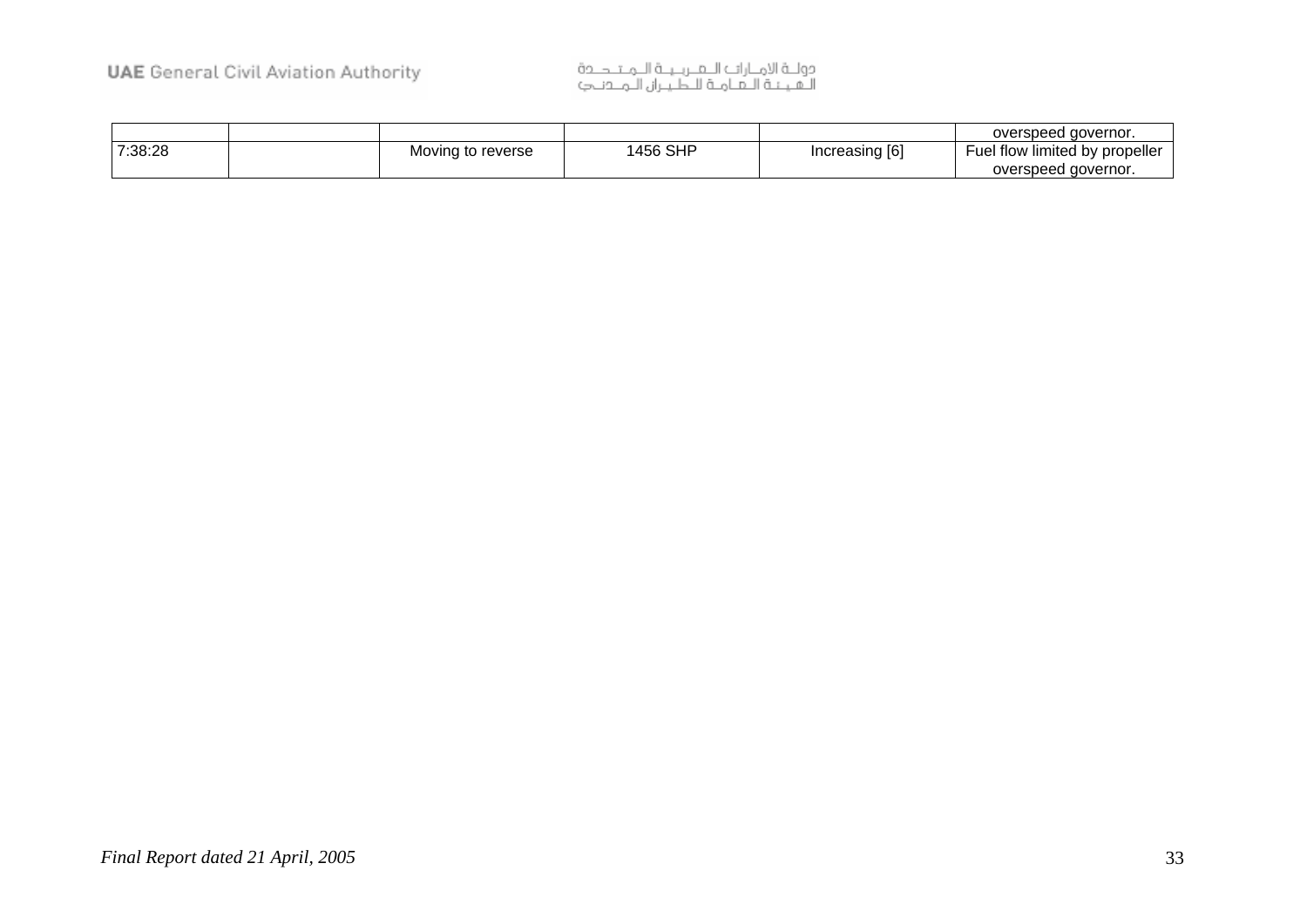| | | | | | |
|---|---|---|---|---|---|
| | | | | | overspeed governor. |
| 7:38:28 | | Moving to reverse | 1456 SHP | Increasing [6] | Fuel flow limited by propeller overspeed governor. |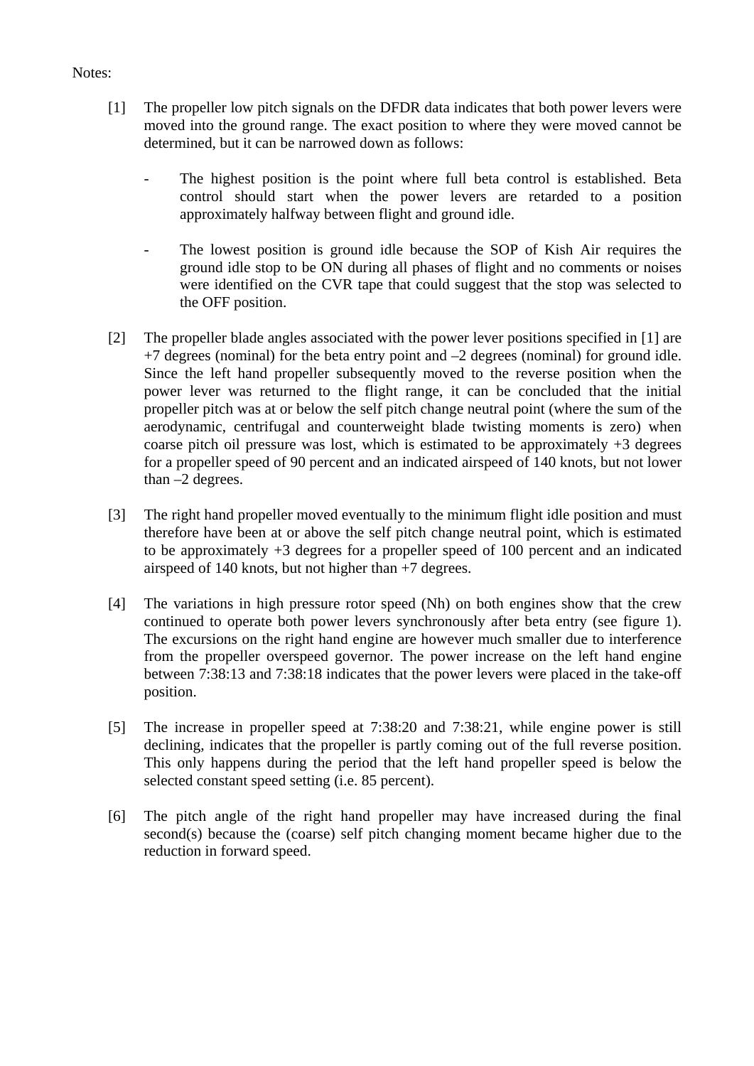Notes:

[1] The propeller low pitch signals on the DFDR data indicates that both power levers were moved into the ground range. The exact position to where they were moved cannot be determined, but it can be narrowed down as follows:

- The highest position is the point where full beta control is established. Beta control should start when the power levers are retarded to a position approximately halfway between flight and ground idle.

- The lowest position is ground idle because the SOP of Kish Air requires the ground idle stop to be ON during all phases of flight and no comments or noises were identified on the CVR tape that could suggest that the stop was selected to the OFF position.

[2] The propeller blade angles associated with the power lever positions specified in [1] are +7 degrees (nominal) for the beta entry point and –2 degrees (nominal) for ground idle. Since the left hand propeller subsequently moved to the reverse position when the power lever was returned to the flight range, it can be concluded that the initial propeller pitch was at or below the self pitch change neutral point (where the sum of the aerodynamic, centrifugal and counterweight blade twisting moments is zero) when coarse pitch oil pressure was lost, which is estimated to be approximately +3 degrees for a propeller speed of 90 percent and an indicated airspeed of 140 knots, but not lower than –2 degrees.

[3] The right hand propeller moved eventually to the minimum flight idle position and must therefore have been at or above the self pitch change neutral point, which is estimated to be approximately +3 degrees for a propeller speed of 100 percent and an indicated airspeed of 140 knots, but not higher than +7 degrees.

[4] The variations in high pressure rotor speed (Nh) on both engines show that the crew continued to operate both power levers synchronously after beta entry (see figure 1). The excursions on the right hand engine are however much smaller due to interference from the propeller overspeed governor. The power increase on the left hand engine between 7:38:13 and 7:38:18 indicates that the power levers were placed in the take-off position.

[5] The increase in propeller speed at 7:38:20 and 7:38:21, while engine power is still declining, indicates that the propeller is partly coming out of the full reverse position. This only happens during the period that the left hand propeller speed is below the selected constant speed setting (i.e. 85 percent).

[6] The pitch angle of the right hand propeller may have increased during the final second(s) because the (coarse) self pitch changing moment became higher due to the reduction in forward speed.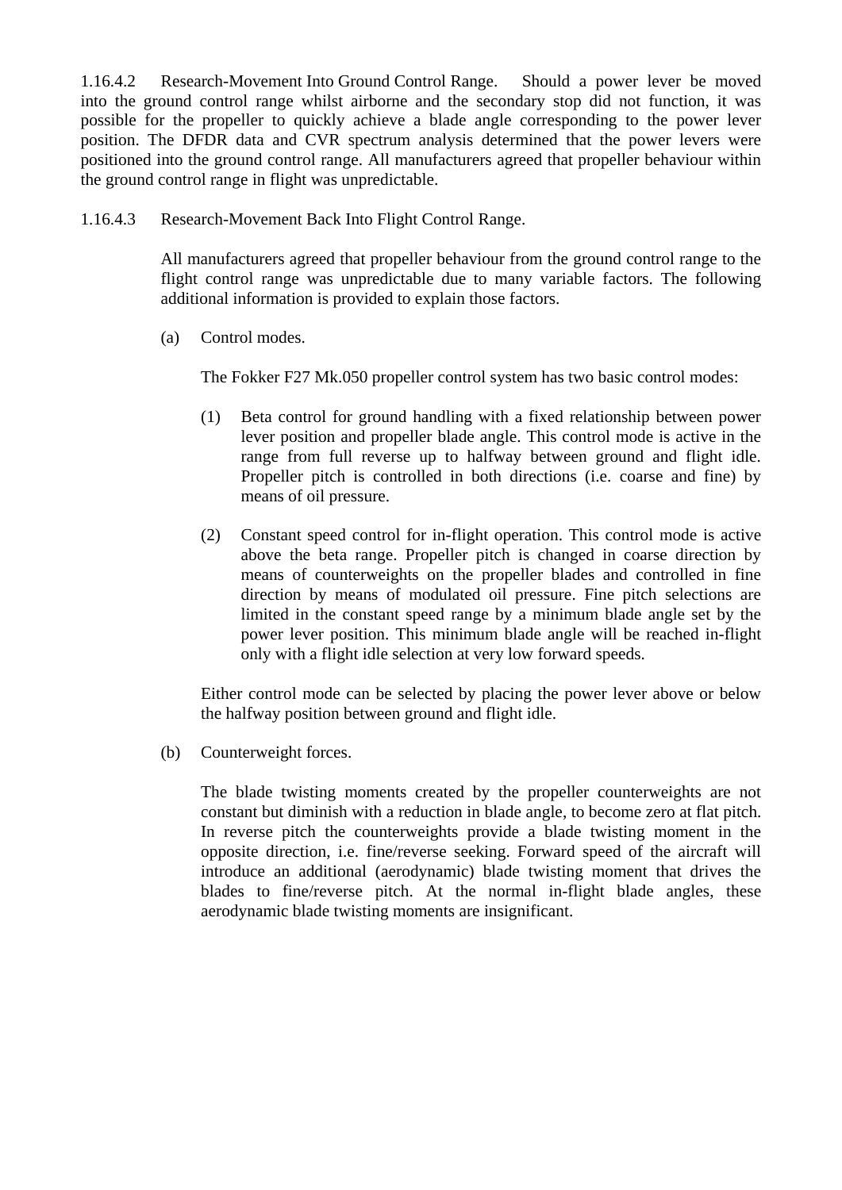1.16.4.2 Research-Movement Into Ground Control Range. Should a power lever be moved into the ground control range whilst airborne and the secondary stop did not function, it was possible for the propeller to quickly achieve a blade angle corresponding to the power lever position. The DFDR data and CVR spectrum analysis determined that the power levers were positioned into the ground control range. All manufacturers agreed that propeller behaviour within the ground control range in flight was unpredictable.

1.16.4.3 Research-Movement Back Into Flight Control Range.

All manufacturers agreed that propeller behaviour from the ground control range to the flight control range was unpredictable due to many variable factors. The following additional information is provided to explain those factors.

(a) Control modes.

The Fokker F27 Mk.050 propeller control system has two basic control modes:

(1) Beta control for ground handling with a fixed relationship between power lever position and propeller blade angle. This control mode is active in the range from full reverse up to halfway between ground and flight idle. Propeller pitch is controlled in both directions (i.e. coarse and fine) by means of oil pressure.

(2) Constant speed control for in-flight operation. This control mode is active above the beta range. Propeller pitch is changed in coarse direction by means of counterweights on the propeller blades and controlled in fine direction by means of modulated oil pressure. Fine pitch selections are limited in the constant speed range by a minimum blade angle set by the power lever position. This minimum blade angle will be reached in-flight only with a flight idle selection at very low forward speeds.

Either control mode can be selected by placing the power lever above or below the halfway position between ground and flight idle.

(b) Counterweight forces.

The blade twisting moments created by the propeller counterweights are not constant but diminish with a reduction in blade angle, to become zero at flat pitch. In reverse pitch the counterweights provide a blade twisting moment in the opposite direction, i.e. fine/reverse seeking. Forward speed of the aircraft will introduce an additional (aerodynamic) blade twisting moment that drives the blades to fine/reverse pitch. At the normal in-flight blade angles, these aerodynamic blade twisting moments are insignificant.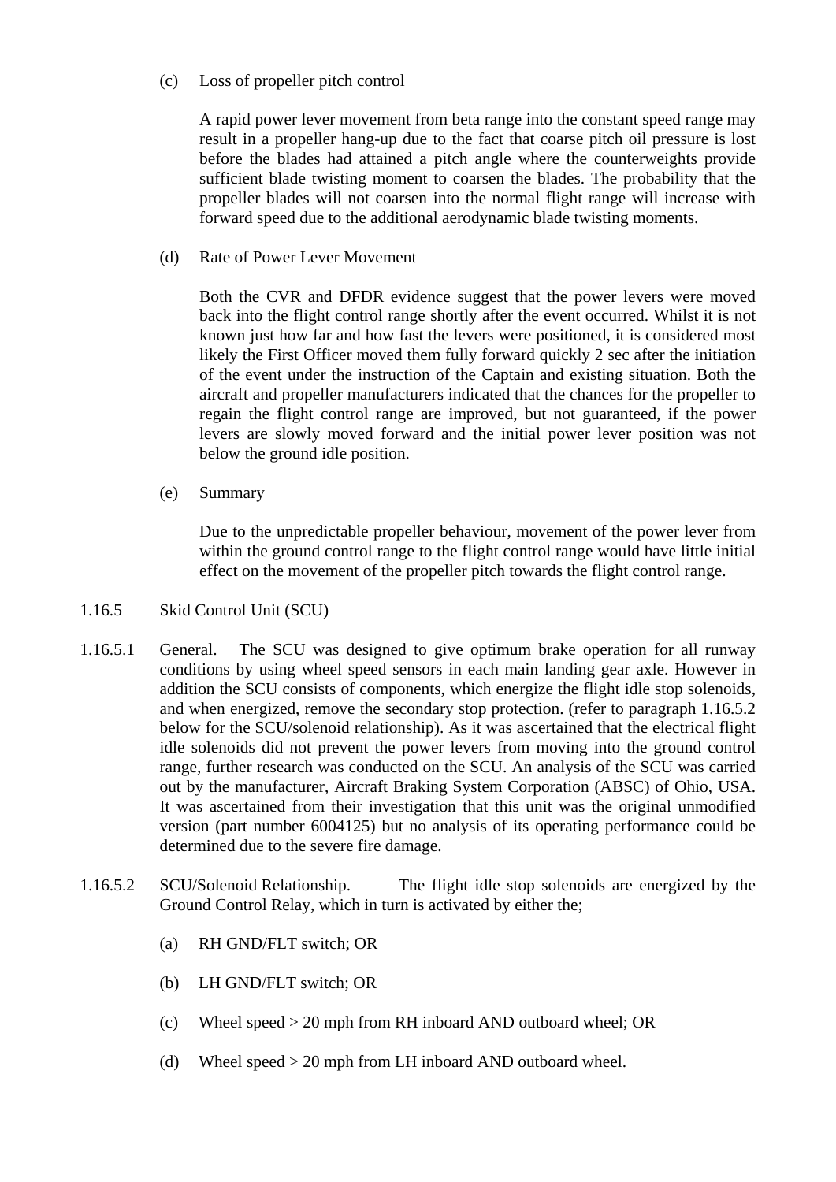(c) Loss of propeller pitch control

A rapid power lever movement from beta range into the constant speed range may result in a propeller hang-up due to the fact that coarse pitch oil pressure is lost before the blades had attained a pitch angle where the counterweights provide sufficient blade twisting moment to coarsen the blades. The probability that the propeller blades will not coarsen into the normal flight range will increase with forward speed due to the additional aerodynamic blade twisting moments.

(d) Rate of Power Lever Movement

Both the CVR and DFDR evidence suggest that the power levers were moved back into the flight control range shortly after the event occurred. Whilst it is not known just how far and how fast the levers were positioned, it is considered most likely the First Officer moved them fully forward quickly 2 sec after the initiation of the event under the instruction of the Captain and existing situation. Both the aircraft and propeller manufacturers indicated that the chances for the propeller to regain the flight control range are improved, but not guaranteed, if the power levers are slowly moved forward and the initial power lever position was not below the ground idle position.

(e) Summary

Due to the unpredictable propeller behaviour, movement of the power lever from within the ground control range to the flight control range would have little initial effect on the movement of the propeller pitch towards the flight control range.

1.16.5 Skid Control Unit (SCU)

1.16.5.1 General. The SCU was designed to give optimum brake operation for all runway conditions by using wheel speed sensors in each main landing gear axle. However in addition the SCU consists of components, which energize the flight idle stop solenoids, and when energized, remove the secondary stop protection. (refer to paragraph 1.16.5.2 below for the SCU/solenoid relationship). As it was ascertained that the electrical flight idle solenoids did not prevent the power levers from moving into the ground control range, further research was conducted on the SCU. An analysis of the SCU was carried out by the manufacturer, Aircraft Braking System Corporation (ABSC) of Ohio, USA. It was ascertained from their investigation that this unit was the original unmodified version (part number 6004125) but no analysis of its operating performance could be determined due to the severe fire damage.

1.16.5.2 SCU/Solenoid Relationship. The flight idle stop solenoids are energized by the Ground Control Relay, which in turn is activated by either the;

(a) RH GND/FLT switch; OR

(b) LH GND/FLT switch; OR

(c) Wheel speed > 20 mph from RH inboard AND outboard wheel; OR

(d) Wheel speed > 20 mph from LH inboard AND outboard wheel.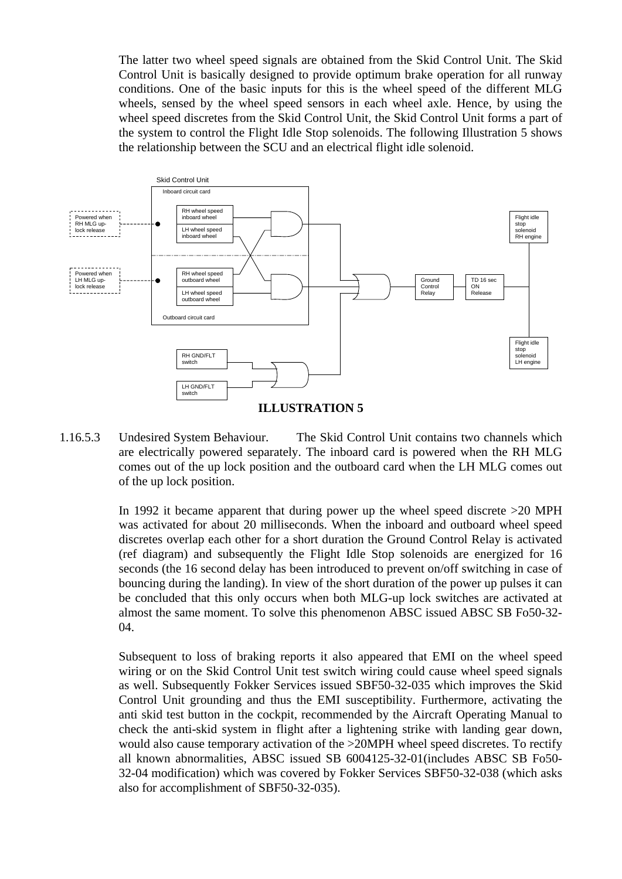The latter two wheel speed signals are obtained from the Skid Control Unit. The Skid Control Unit is basically designed to provide optimum brake operation for all runway conditions. One of the basic inputs for this is the wheel speed of the different MLG wheels, sensed by the wheel speed sensors in each wheel axle. Hence, by using the wheel speed discretes from the Skid Control Unit, the Skid Control Unit forms a part of the system to control the Flight Idle Stop solenoids. The following Illustration 5 shows the relationship between the SCU and an electrical flight idle solenoid.

Skid Control Unit

Inboard circuit card

Powered when RH MLG up-lock release

RH wheel speed inboard wheel

LH wheel speed inboard wheel

Flight idle stop solenoid RH engine

Powered when LH MLG up-lock release

RH wheel speed outboard wheel

LH wheel speed outboard wheel

Ground Control Relay

TD 16 sec ON Release

Outboard circuit card

Flight idle stop solenoid LH engine

RH GND/FLT switch

LH GND/FLT switch

**ILLUSTRATION 5**

1.16.5.3 Undesired System Behaviour. The Skid Control Unit contains two channels which are electrically powered separately. The inboard card is powered when the RH MLG comes out of the up lock position and the outboard card when the LH MLG comes out of the up lock position.

In 1992 it became apparent that during power up the wheel speed discrete >20 MPH was activated for about 20 milliseconds. When the inboard and outboard wheel speed discretes overlap each other for a short duration the Ground Control Relay is activated (ref diagram) and subsequently the Flight Idle Stop solenoids are energized for 16 seconds (the 16 second delay has been introduced to prevent on/off switching in case of bouncing during the landing). In view of the short duration of the power up pulses it can be concluded that this only occurs when both MLG-up lock switches are activated at almost the same moment. To solve this phenomenon ABSC issued ABSC SB Fo50-32-04.

Subsequent to loss of braking reports it also appeared that EMI on the wheel speed wiring or on the Skid Control Unit test switch wiring could cause wheel speed signals as well. Subsequently Fokker Services issued SBF50-32-035 which improves the Skid Control Unit grounding and thus the EMI susceptibility. Furthermore, activating the anti skid test button in the cockpit, recommended by the Aircraft Operating Manual to check the anti-skid system in flight after a lightening strike with landing gear down, would also cause temporary activation of the >20MPH wheel speed discretes. To rectify all known abnormalities, ABSC issued SB 6004125-32-01(includes ABSC SB Fo50-32-04 modification) which was covered by Fokker Services SBF50-32-038 (which asks also for accomplishment of SBF50-32-035).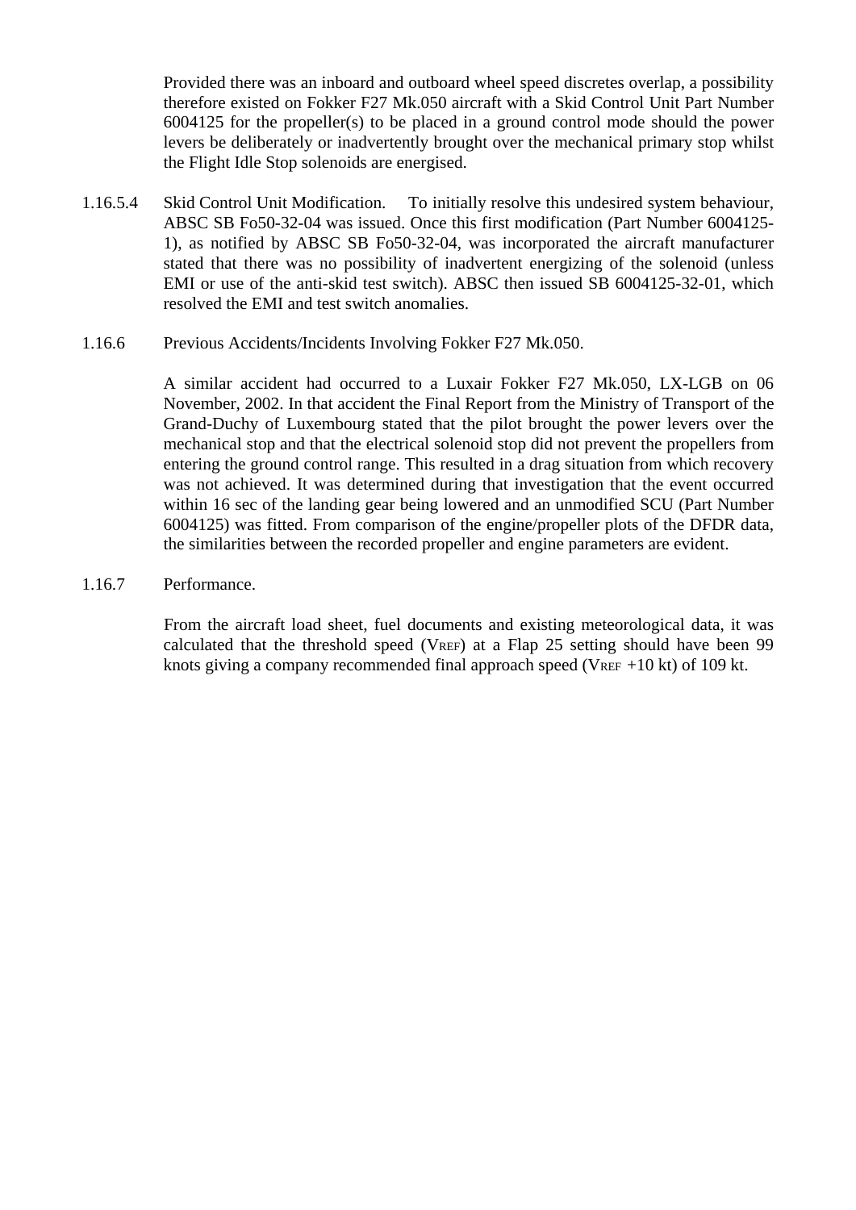Provided there was an inboard and outboard wheel speed discretes overlap, a possibility therefore existed on Fokker F27 Mk.050 aircraft with a Skid Control Unit Part Number 6004125 for the propeller(s) to be placed in a ground control mode should the power levers be deliberately or inadvertently brought over the mechanical primary stop whilst the Flight Idle Stop solenoids are energised.

1.16.5.4 Skid Control Unit Modification. To initially resolve this undesired system behaviour, ABSC SB Fo50-32-04 was issued. Once this first modification (Part Number 6004125-1), as notified by ABSC SB Fo50-32-04, was incorporated the aircraft manufacturer stated that there was no possibility of inadvertent energizing of the solenoid (unless EMI or use of the anti-skid test switch). ABSC then issued SB 6004125-32-01, which resolved the EMI and test switch anomalies.

1.16.6 Previous Accidents/Incidents Involving Fokker F27 Mk.050.

A similar accident had occurred to a Luxair Fokker F27 Mk.050, LX-LGB on 06 November, 2002. In that accident the Final Report from the Ministry of Transport of the Grand-Duchy of Luxembourg stated that the pilot brought the power levers over the mechanical stop and that the electrical solenoid stop did not prevent the propellers from entering the ground control range. This resulted in a drag situation from which recovery was not achieved. It was determined during that investigation that the event occurred within 16 sec of the landing gear being lowered and an unmodified SCU (Part Number 6004125) was fitted. From comparison of the engine/propeller plots of the DFDR data, the similarities between the recorded propeller and engine parameters are evident.

1.16.7 Performance.

From the aircraft load sheet, fuel documents and existing meteorological data, it was calculated that the threshold speed ($V_{REF}$) at a Flap 25 setting should have been 99 knots giving a company recommended final approach speed ($V_{REF}$ +10 kt) of 109 kt.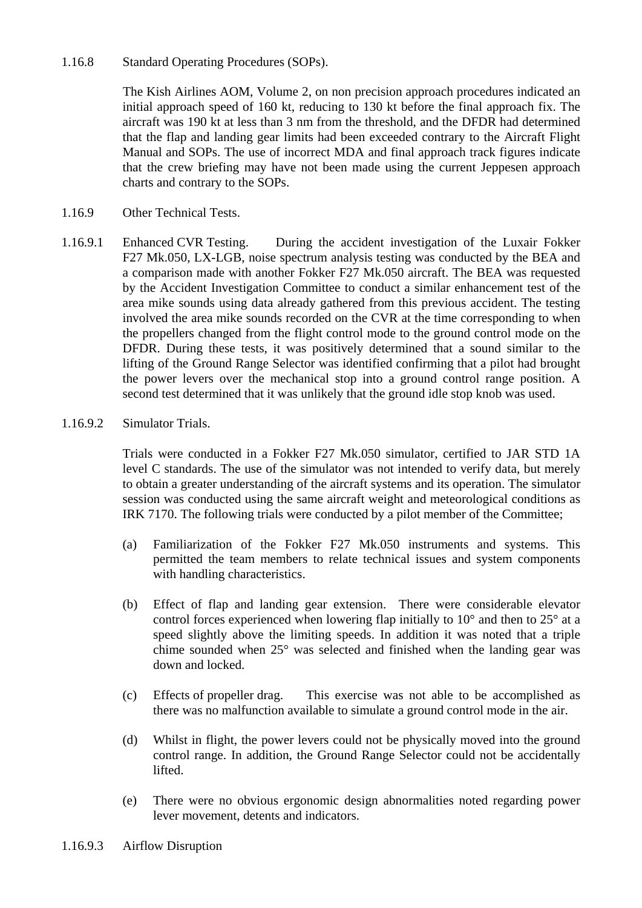1.16.8 Standard Operating Procedures (SOPs).

The Kish Airlines AOM, Volume 2, on non precision approach procedures indicated an initial approach speed of 160 kt, reducing to 130 kt before the final approach fix. The aircraft was 190 kt at less than 3 nm from the threshold, and the DFDR had determined that the flap and landing gear limits had been exceeded contrary to the Aircraft Flight Manual and SOPs. The use of incorrect MDA and final approach track figures indicate that the crew briefing may have not been made using the current Jeppesen approach charts and contrary to the SOPs.

1.16.9 Other Technical Tests.

1.16.9.1 Enhanced CVR Testing. During the accident investigation of the Luxair Fokker F27 Mk.050, LX-LGB, noise spectrum analysis testing was conducted by the BEA and a comparison made with another Fokker F27 Mk.050 aircraft. The BEA was requested by the Accident Investigation Committee to conduct a similar enhancement test of the area mike sounds using data already gathered from this previous accident. The testing involved the area mike sounds recorded on the CVR at the time corresponding to when the propellers changed from the flight control mode to the ground control mode on the DFDR. During these tests, it was positively determined that a sound similar to the lifting of the Ground Range Selector was identified confirming that a pilot had brought the power levers over the mechanical stop into a ground control range position. A second test determined that it was unlikely that the ground idle stop knob was used.

1.16.9.2 Simulator Trials.

Trials were conducted in a Fokker F27 Mk.050 simulator, certified to JAR STD 1A level C standards. The use of the simulator was not intended to verify data, but merely to obtain a greater understanding of the aircraft systems and its operation. The simulator session was conducted using the same aircraft weight and meteorological conditions as IRK 7170. The following trials were conducted by a pilot member of the Committee;

(a) Familiarization of the Fokker F27 Mk.050 instruments and systems. This permitted the team members to relate technical issues and system components with handling characteristics.

(b) Effect of flap and landing gear extension. There were considerable elevator control forces experienced when lowering flap initially to 10° and then to 25° at a speed slightly above the limiting speeds. In addition it was noted that a triple chime sounded when 25° was selected and finished when the landing gear was down and locked.

(c) Effects of propeller drag. This exercise was not able to be accomplished as there was no malfunction available to simulate a ground control mode in the air.

(d) Whilst in flight, the power levers could not be physically moved into the ground control range. In addition, the Ground Range Selector could not be accidentally lifted.

(e) There were no obvious ergonomic design abnormalities noted regarding power lever movement, detents and indicators.

1.16.9.3 Airflow Disruption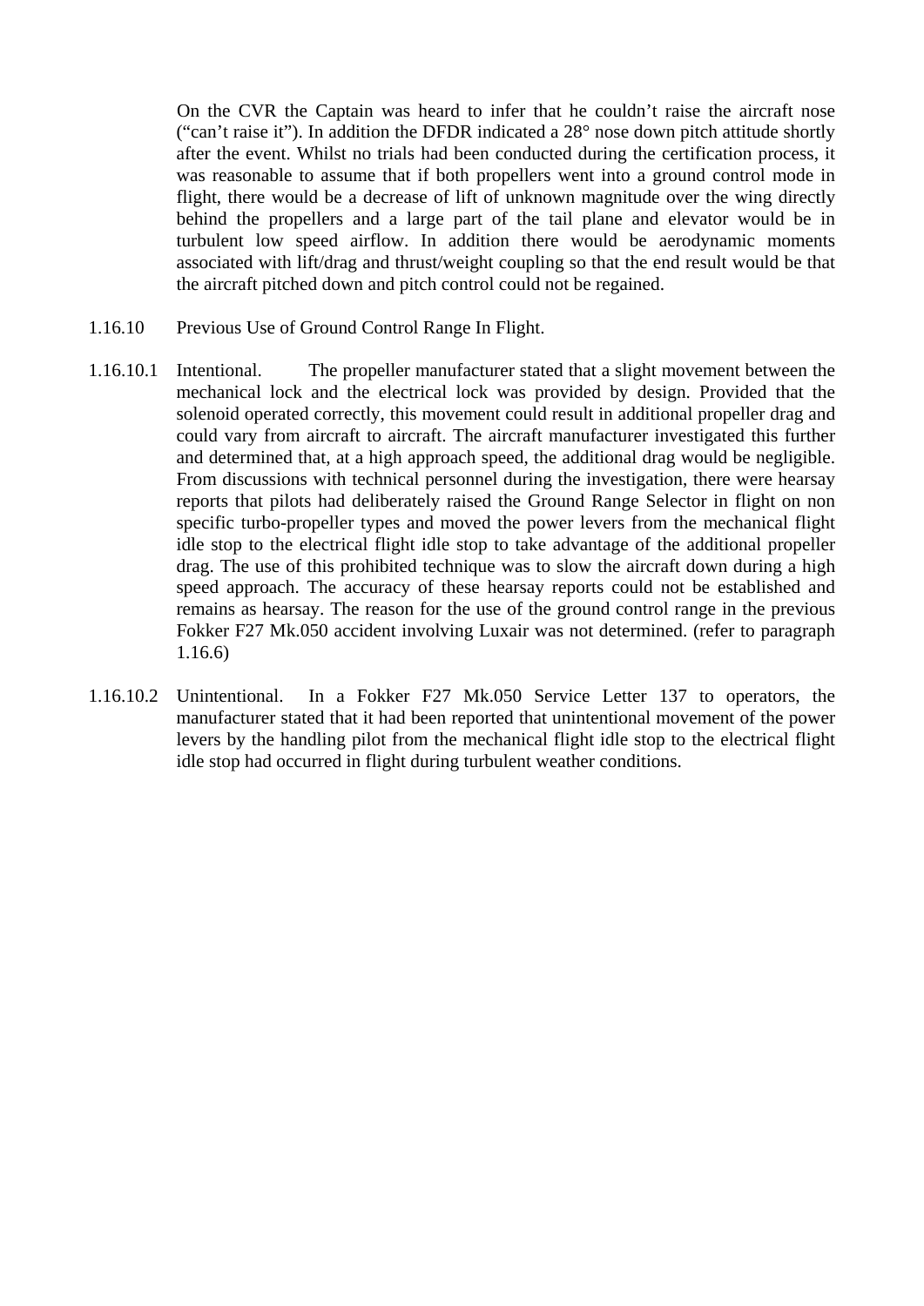On the CVR the Captain was heard to infer that he couldn't raise the aircraft nose ("can't raise it"). In addition the DFDR indicated a 28° nose down pitch attitude shortly after the event. Whilst no trials had been conducted during the certification process, it was reasonable to assume that if both propellers went into a ground control mode in flight, there would be a decrease of lift of unknown magnitude over the wing directly behind the propellers and a large part of the tail plane and elevator would be in turbulent low speed airflow. In addition there would be aerodynamic moments associated with lift/drag and thrust/weight coupling so that the end result would be that the aircraft pitched down and pitch control could not be regained.

1.16.10 Previous Use of Ground Control Range In Flight.

1.16.10.1 Intentional. The propeller manufacturer stated that a slight movement between the mechanical lock and the electrical lock was provided by design. Provided that the solenoid operated correctly, this movement could result in additional propeller drag and could vary from aircraft to aircraft. The aircraft manufacturer investigated this further and determined that, at a high approach speed, the additional drag would be negligible. From discussions with technical personnel during the investigation, there were hearsay reports that pilots had deliberately raised the Ground Range Selector in flight on non specific turbo-propeller types and moved the power levers from the mechanical flight idle stop to the electrical flight idle stop to take advantage of the additional propeller drag. The use of this prohibited technique was to slow the aircraft down during a high speed approach. The accuracy of these hearsay reports could not be established and remains as hearsay. The reason for the use of the ground control range in the previous Fokker F27 Mk.050 accident involving Luxair was not determined. (refer to paragraph 1.16.6)

1.16.10.2 Unintentional. In a Fokker F27 Mk.050 Service Letter 137 to operators, the manufacturer stated that it had been reported that unintentional movement of the power levers by the handling pilot from the mechanical flight idle stop to the electrical flight idle stop had occurred in flight during turbulent weather conditions.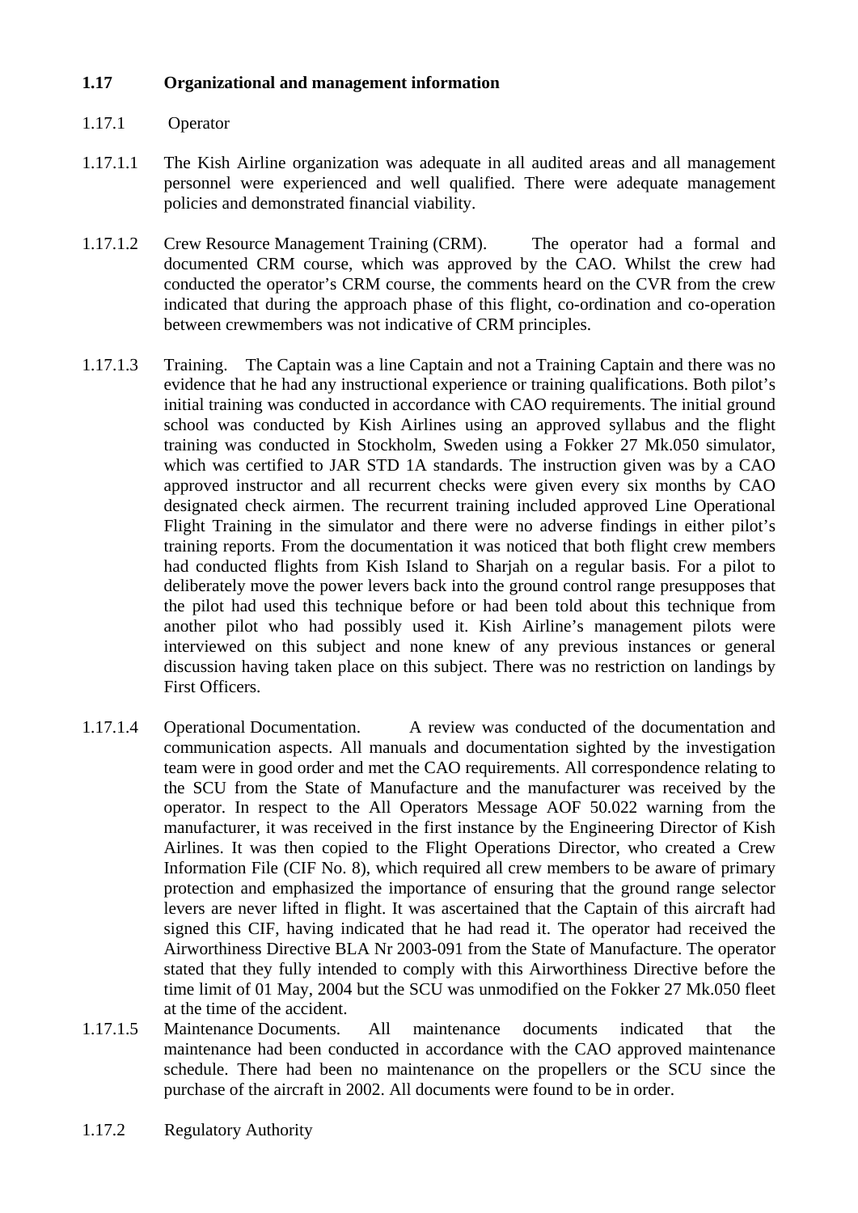## 1.17 Organizational and management information

### 1.17.1 Operator

1.17.1.1 The Kish Airline organization was adequate in all audited areas and all management personnel were experienced and well qualified. There were adequate management policies and demonstrated financial viability.

1.17.1.2 Crew Resource Management Training (CRM). The operator had a formal and documented CRM course, which was approved by the CAO. Whilst the crew had conducted the operator's CRM course, the comments heard on the CVR from the crew indicated that during the approach phase of this flight, co-ordination and co-operation between crewmembers was not indicative of CRM principles.

1.17.1.3 Training. The Captain was a line Captain and not a Training Captain and there was no evidence that he had any instructional experience or training qualifications. Both pilot's initial training was conducted in accordance with CAO requirements. The initial ground school was conducted by Kish Airlines using an approved syllabus and the flight training was conducted in Stockholm, Sweden using a Fokker 27 Mk.050 simulator, which was certified to JAR STD 1A standards. The instruction given was by a CAO approved instructor and all recurrent checks were given every six months by CAO designated check airmen. The recurrent training included approved Line Operational Flight Training in the simulator and there were no adverse findings in either pilot's training reports. From the documentation it was noticed that both flight crew members had conducted flights from Kish Island to Sharjah on a regular basis. For a pilot to deliberately move the power levers back into the ground control range presupposes that the pilot had used this technique before or had been told about this technique from another pilot who had possibly used it. Kish Airline's management pilots were interviewed on this subject and none knew of any previous instances or general discussion having taken place on this subject. There was no restriction on landings by First Officers.

1.17.1.4 Operational Documentation. A review was conducted of the documentation and communication aspects. All manuals and documentation sighted by the investigation team were in good order and met the CAO requirements. All correspondence relating to the SCU from the State of Manufacture and the manufacturer was received by the operator. In respect to the All Operators Message AOF 50.022 warning from the manufacturer, it was received in the first instance by the Engineering Director of Kish Airlines. It was then copied to the Flight Operations Director, who created a Crew Information File (CIF No. 8), which required all crew members to be aware of primary protection and emphasized the importance of ensuring that the ground range selector levers are never lifted in flight. It was ascertained that the Captain of this aircraft had signed this CIF, having indicated that he had read it. The operator had received the Airworthiness Directive BLA Nr 2003-091 from the State of Manufacture. The operator stated that they fully intended to comply with this Airworthiness Directive before the time limit of 01 May, 2004 but the SCU was unmodified on the Fokker 27 Mk.050 fleet at the time of the accident.

1.17.1.5 Maintenance Documents. All maintenance documents indicated that the maintenance had been conducted in accordance with the CAO approved maintenance schedule. There had been no maintenance on the propellers or the SCU since the purchase of the aircraft in 2002. All documents were found to be in order.

### 1.17.2 Regulatory Authority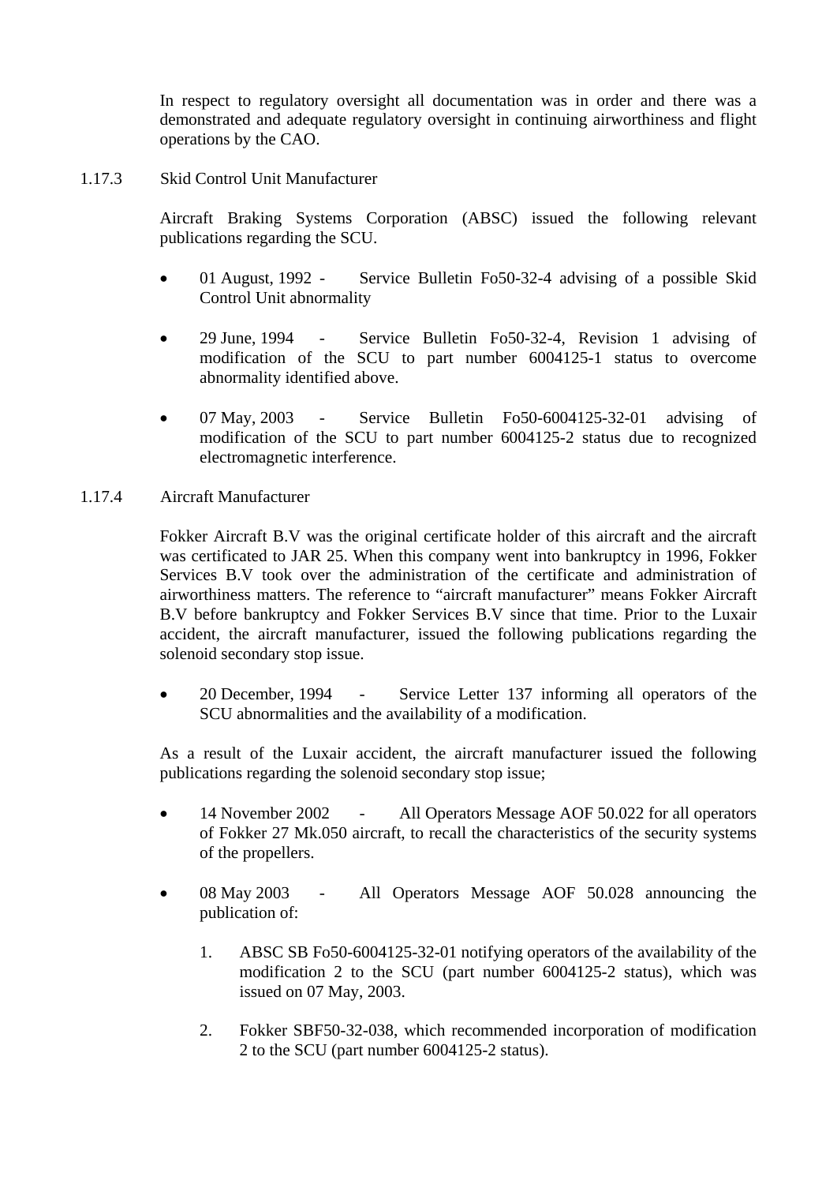In respect to regulatory oversight all documentation was in order and there was a demonstrated and adequate regulatory oversight in continuing airworthiness and flight operations by the CAO.

### 1.17.3 Skid Control Unit Manufacturer

Aircraft Braking Systems Corporation (ABSC) issued the following relevant publications regarding the SCU.

- 01 August, 1992 - Service Bulletin Fo50-32-4 advising of a possible Skid Control Unit abnormality
- 29 June, 1994 - Service Bulletin Fo50-32-4, Revision 1 advising of modification of the SCU to part number 6004125-1 status to overcome abnormality identified above.
- 07 May, 2003 - Service Bulletin Fo50-6004125-32-01 advising of modification of the SCU to part number 6004125-2 status due to recognized electromagnetic interference.

### 1.17.4 Aircraft Manufacturer

Fokker Aircraft B.V was the original certificate holder of this aircraft and the aircraft was certificated to JAR 25. When this company went into bankruptcy in 1996, Fokker Services B.V took over the administration of the certificate and administration of airworthiness matters. The reference to "aircraft manufacturer" means Fokker Aircraft B.V before bankruptcy and Fokker Services B.V since that time. Prior to the Luxair accident, the aircraft manufacturer, issued the following publications regarding the solenoid secondary stop issue.

- 20 December, 1994 - Service Letter 137 informing all operators of the SCU abnormalities and the availability of a modification.

As a result of the Luxair accident, the aircraft manufacturer issued the following publications regarding the solenoid secondary stop issue;

- 14 November 2002 - All Operators Message AOF 50.022 for all operators of Fokker 27 Mk.050 aircraft, to recall the characteristics of the security systems of the propellers.
- 08 May 2003 - All Operators Message AOF 50.028 announcing the publication of:
  1. ABSC SB Fo50-6004125-32-01 notifying operators of the availability of the modification 2 to the SCU (part number 6004125-2 status), which was issued on 07 May, 2003.
  2. Fokker SBF50-32-038, which recommended incorporation of modification 2 to the SCU (part number 6004125-2 status).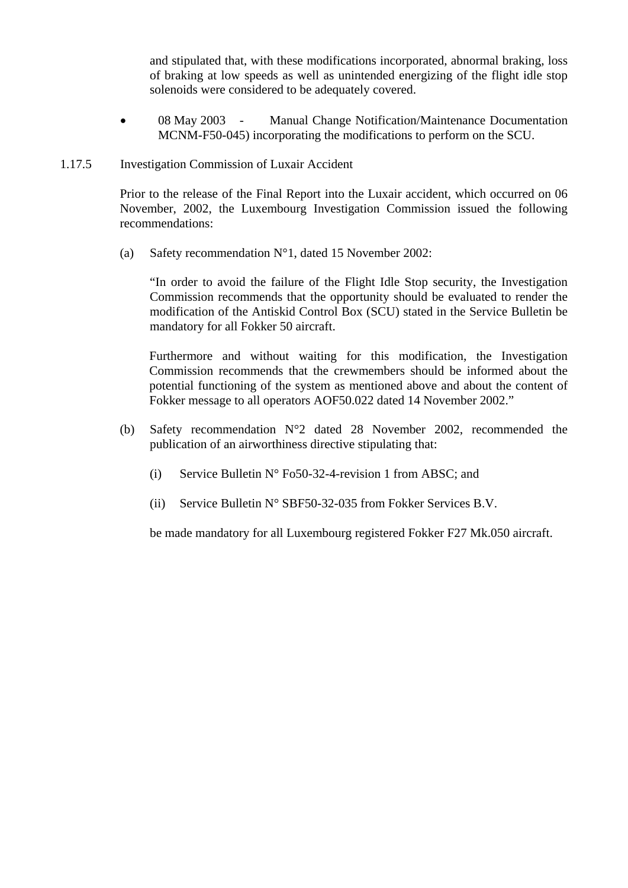and stipulated that, with these modifications incorporated, abnormal braking, loss of braking at low speeds as well as unintended energizing of the flight idle stop solenoids were considered to be adequately covered.

- 08 May 2003 - Manual Change Notification/Maintenance Documentation MCNM-F50-045) incorporating the modifications to perform on the SCU.

1.17.5 Investigation Commission of Luxair Accident

Prior to the release of the Final Report into the Luxair accident, which occurred on 06 November, 2002, the Luxembourg Investigation Commission issued the following recommendations:

(a) Safety recommendation N°1, dated 15 November 2002:

"In order to avoid the failure of the Flight Idle Stop security, the Investigation Commission recommends that the opportunity should be evaluated to render the modification of the Antiskid Control Box (SCU) stated in the Service Bulletin be mandatory for all Fokker 50 aircraft.

Furthermore and without waiting for this modification, the Investigation Commission recommends that the crewmembers should be informed about the potential functioning of the system as mentioned above and about the content of Fokker message to all operators AOF50.022 dated 14 November 2002."

(b) Safety recommendation N°2 dated 28 November 2002, recommended the publication of an airworthiness directive stipulating that:

(i) Service Bulletin N° Fo50-32-4-revision 1 from ABSC; and

(ii) Service Bulletin N° SBF50-32-035 from Fokker Services B.V.

be made mandatory for all Luxembourg registered Fokker F27 Mk.050 aircraft.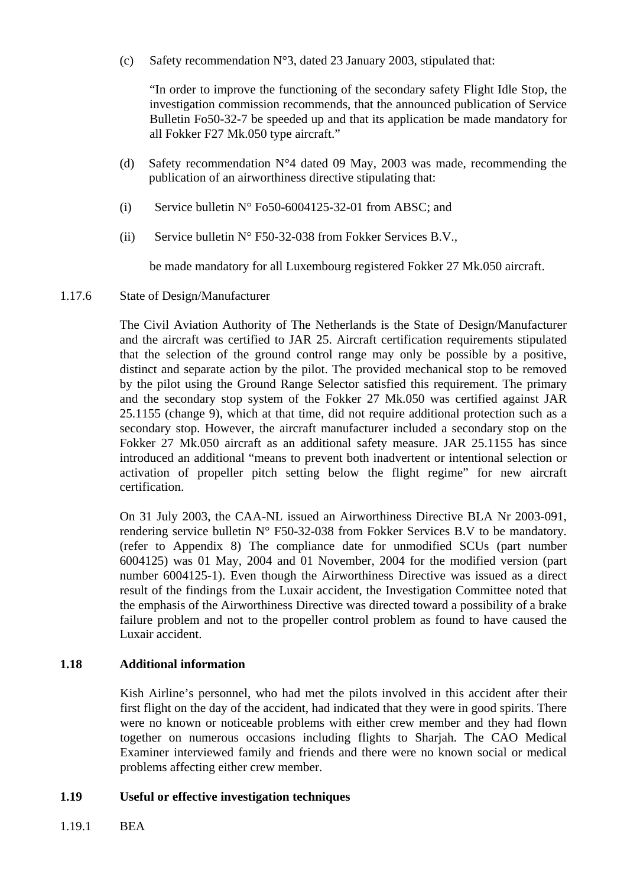(c) Safety recommendation N°3, dated 23 January 2003, stipulated that:

"In order to improve the functioning of the secondary safety Flight Idle Stop, the investigation commission recommends, that the announced publication of Service Bulletin Fo50-32-7 be speeded up and that its application be made mandatory for all Fokker F27 Mk.050 type aircraft."

(d) Safety recommendation N°4 dated 09 May, 2003 was made, recommending the publication of an airworthiness directive stipulating that:

(i) Service bulletin N° Fo50-6004125-32-01 from ABSC; and

(ii) Service bulletin N° F50-32-038 from Fokker Services B.V.,

be made mandatory for all Luxembourg registered Fokker 27 Mk.050 aircraft.

1.17.6 State of Design/Manufacturer

The Civil Aviation Authority of The Netherlands is the State of Design/Manufacturer and the aircraft was certified to JAR 25. Aircraft certification requirements stipulated that the selection of the ground control range may only be possible by a positive, distinct and separate action by the pilot. The provided mechanical stop to be removed by the pilot using the Ground Range Selector satisfied this requirement. The primary and the secondary stop system of the Fokker 27 Mk.050 was certified against JAR 25.1155 (change 9), which at that time, did not require additional protection such as a secondary stop. However, the aircraft manufacturer included a secondary stop on the Fokker 27 Mk.050 aircraft as an additional safety measure. JAR 25.1155 has since introduced an additional "means to prevent both inadvertent or intentional selection or activation of propeller pitch setting below the flight regime" for new aircraft certification.

On 31 July 2003, the CAA-NL issued an Airworthiness Directive BLA Nr 2003-091, rendering service bulletin N° F50-32-038 from Fokker Services B.V to be mandatory. (refer to Appendix 8) The compliance date for unmodified SCUs (part number 6004125) was 01 May, 2004 and 01 November, 2004 for the modified version (part number 6004125-1). Even though the Airworthiness Directive was issued as a direct result of the findings from the Luxair accident, the Investigation Committee noted that the emphasis of the Airworthiness Directive was directed toward a possibility of a brake failure problem and not to the propeller control problem as found to have caused the Luxair accident.

## 1.18 Additional information

Kish Airline's personnel, who had met the pilots involved in this accident after their first flight on the day of the accident, had indicated that they were in good spirits. There were no known or noticeable problems with either crew member and they had flown together on numerous occasions including flights to Sharjah. The CAO Medical Examiner interviewed family and friends and there were no known social or medical problems affecting either crew member.

## 1.19 Useful or effective investigation techniques

1.19.1 BEA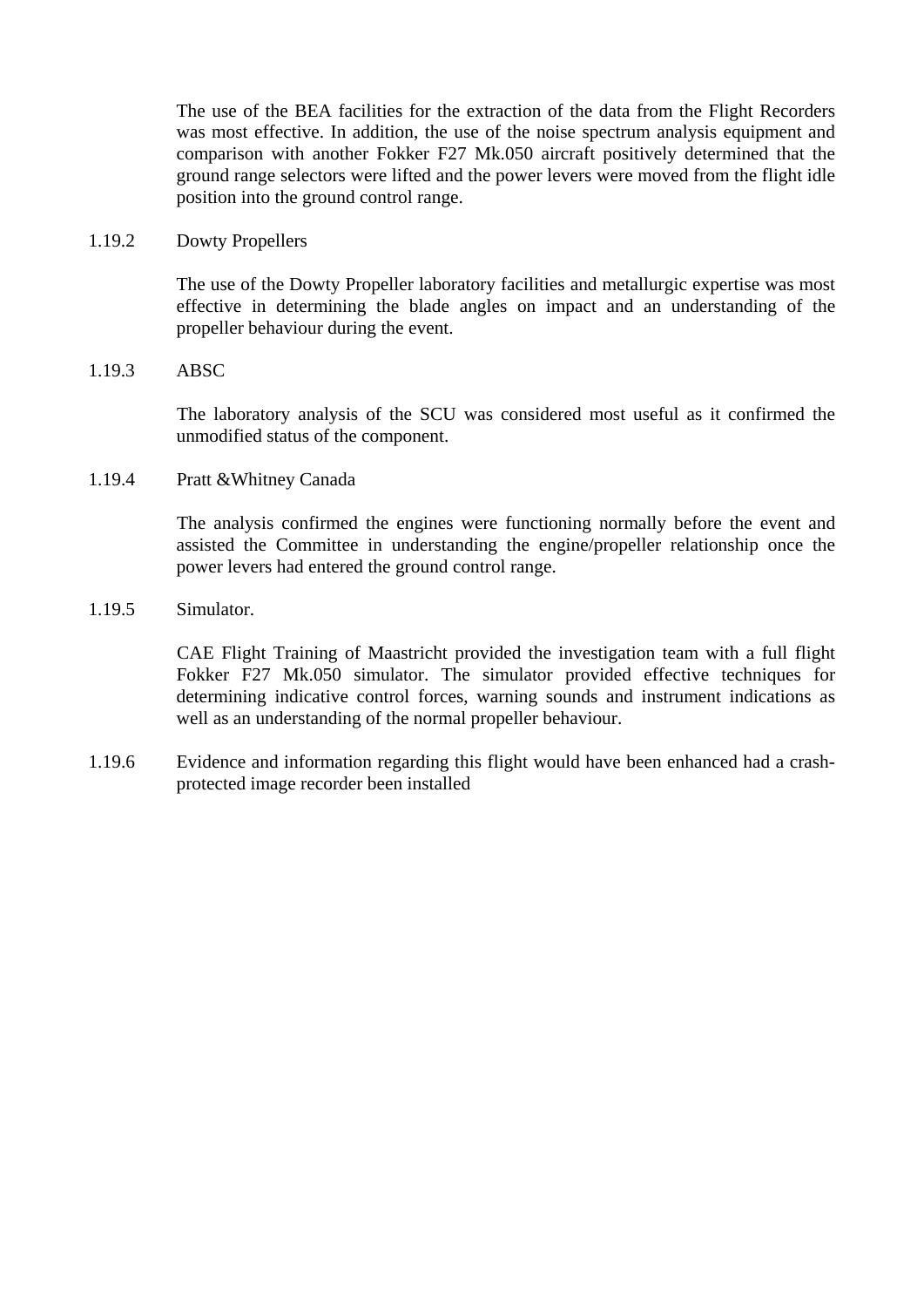The use of the BEA facilities for the extraction of the data from the Flight Recorders was most effective. In addition, the use of the noise spectrum analysis equipment and comparison with another Fokker F27 Mk.050 aircraft positively determined that the ground range selectors were lifted and the power levers were moved from the flight idle position into the ground control range.

1.19.2 Dowty Propellers

The use of the Dowty Propeller laboratory facilities and metallurgic expertise was most effective in determining the blade angles on impact and an understanding of the propeller behaviour during the event.

1.19.3 ABSC

The laboratory analysis of the SCU was considered most useful as it confirmed the unmodified status of the component.

1.19.4 Pratt &Whitney Canada

The analysis confirmed the engines were functioning normally before the event and assisted the Committee in understanding the engine/propeller relationship once the power levers had entered the ground control range.

1.19.5 Simulator.

CAE Flight Training of Maastricht provided the investigation team with a full flight Fokker F27 Mk.050 simulator. The simulator provided effective techniques for determining indicative control forces, warning sounds and instrument indications as well as an understanding of the normal propeller behaviour.

1.19.6 Evidence and information regarding this flight would have been enhanced had a crash-protected image recorder been installed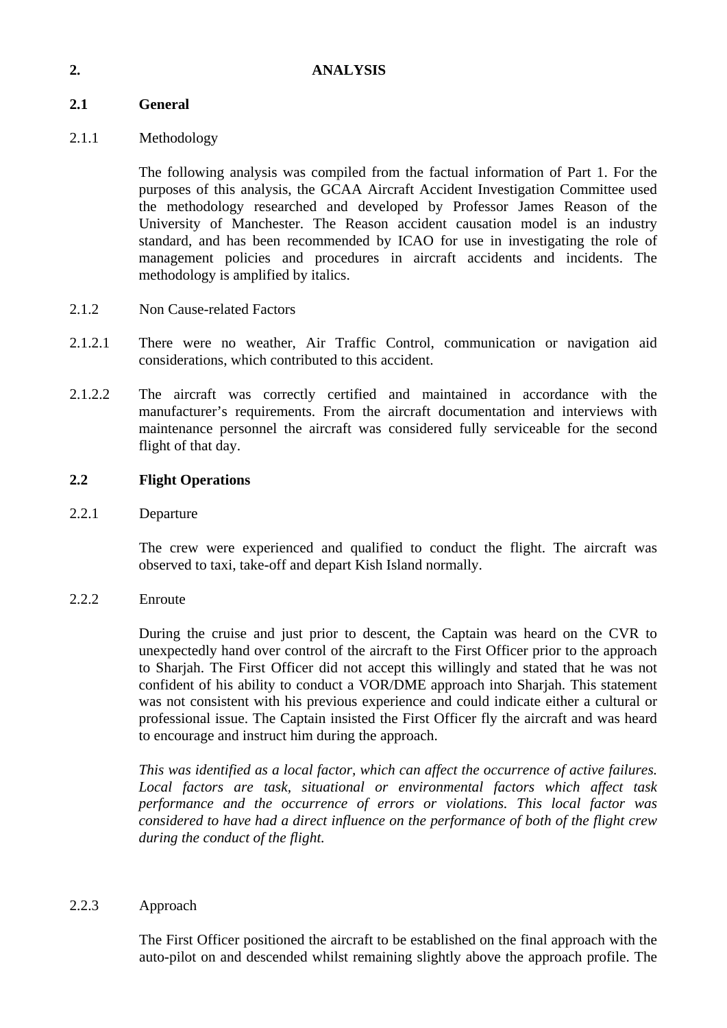# 2. ANALYSIS

## 2.1 General

2.1.1 Methodology

The following analysis was compiled from the factual information of Part 1. For the purposes of this analysis, the GCAA Aircraft Accident Investigation Committee used the methodology researched and developed by Professor James Reason of the University of Manchester. The Reason accident causation model is an industry standard, and has been recommended by ICAO for use in investigating the role of management policies and procedures in aircraft accidents and incidents. The methodology is amplified by italics.

2.1.2 Non Cause-related Factors

2.1.2.1 There were no weather, Air Traffic Control, communication or navigation aid considerations, which contributed to this accident.

2.1.2.2 The aircraft was correctly certified and maintained in accordance with the manufacturer's requirements. From the aircraft documentation and interviews with maintenance personnel the aircraft was considered fully serviceable for the second flight of that day.

## 2.2 Flight Operations

2.2.1 Departure

The crew were experienced and qualified to conduct the flight. The aircraft was observed to taxi, take-off and depart Kish Island normally.

2.2.2 Enroute

During the cruise and just prior to descent, the Captain was heard on the CVR to unexpectedly hand over control of the aircraft to the First Officer prior to the approach to Sharjah. The First Officer did not accept this willingly and stated that he was not confident of his ability to conduct a VOR/DME approach into Sharjah. This statement was not consistent with his previous experience and could indicate either a cultural or professional issue. The Captain insisted the First Officer fly the aircraft and was heard to encourage and instruct him during the approach.

*This was identified as a local factor, which can affect the occurrence of active failures. Local factors are task, situational or environmental factors which affect task performance and the occurrence of errors or violations. This local factor was considered to have had a direct influence on the performance of both of the flight crew during the conduct of the flight.*

2.2.3 Approach

The First Officer positioned the aircraft to be established on the final approach with the auto-pilot on and descended whilst remaining slightly above the approach profile. The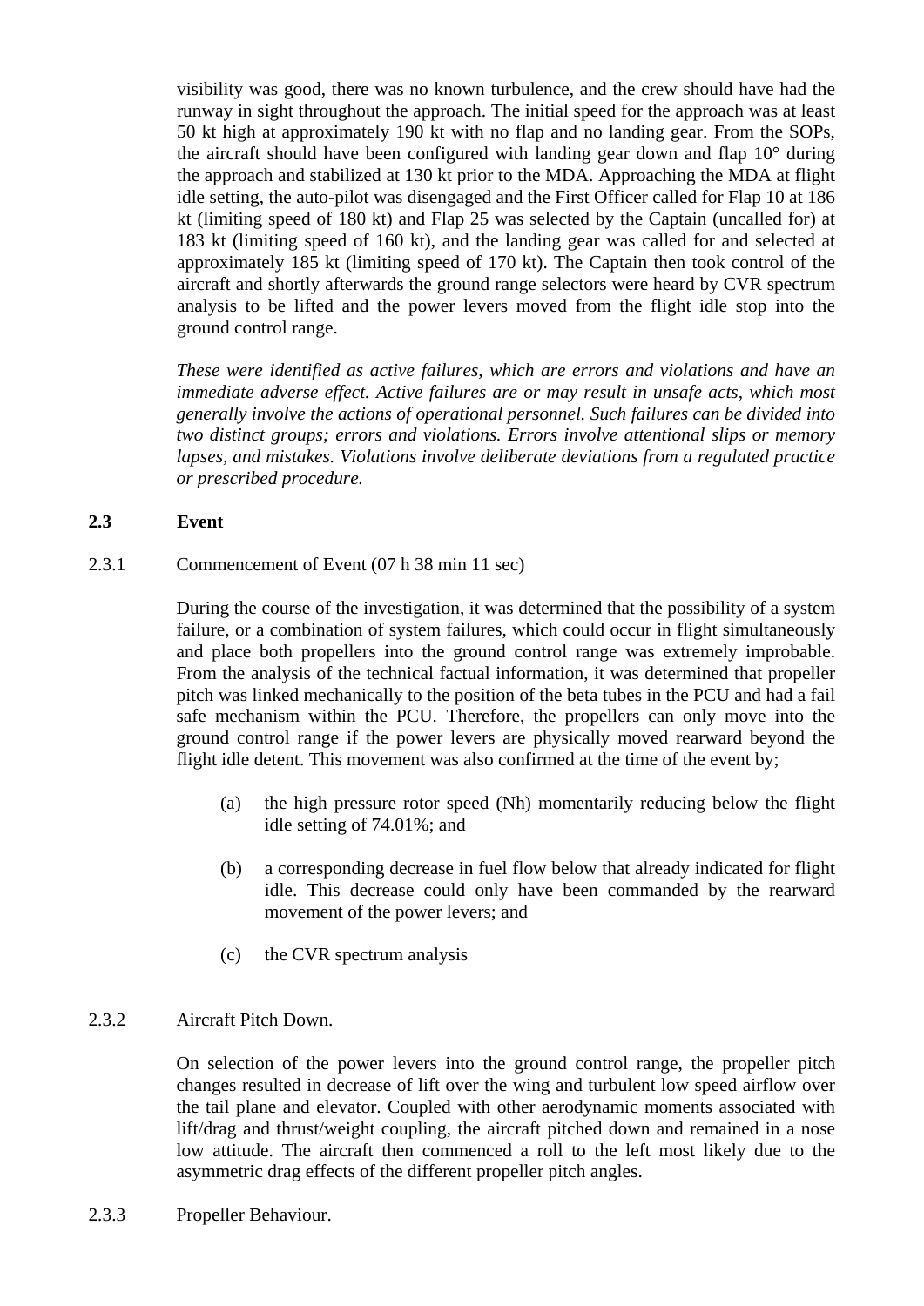visibility was good, there was no known turbulence, and the crew should have had the runway in sight throughout the approach. The initial speed for the approach was at least 50 kt high at approximately 190 kt with no flap and no landing gear. From the SOPs, the aircraft should have been configured with landing gear down and flap 10° during the approach and stabilized at 130 kt prior to the MDA. Approaching the MDA at flight idle setting, the auto-pilot was disengaged and the First Officer called for Flap 10 at 186 kt (limiting speed of 180 kt) and Flap 25 was selected by the Captain (uncalled for) at 183 kt (limiting speed of 160 kt), and the landing gear was called for and selected at approximately 185 kt (limiting speed of 170 kt). The Captain then took control of the aircraft and shortly afterwards the ground range selectors were heard by CVR spectrum analysis to be lifted and the power levers moved from the flight idle stop into the ground control range.

*These were identified as active failures, which are errors and violations and have an immediate adverse effect. Active failures are or may result in unsafe acts, which most generally involve the actions of operational personnel. Such failures can be divided into two distinct groups; errors and violations. Errors involve attentional slips or memory lapses, and mistakes. Violations involve deliberate deviations from a regulated practice or prescribed procedure.*

## 2.3 Event

### 2.3.1 Commencement of Event (07 h 38 min 11 sec)

During the course of the investigation, it was determined that the possibility of a system failure, or a combination of system failures, which could occur in flight simultaneously and place both propellers into the ground control range was extremely improbable. From the analysis of the technical factual information, it was determined that propeller pitch was linked mechanically to the position of the beta tubes in the PCU and had a fail safe mechanism within the PCU. Therefore, the propellers can only move into the ground control range if the power levers are physically moved rearward beyond the flight idle detent. This movement was also confirmed at the time of the event by;

(a) the high pressure rotor speed (Nh) momentarily reducing below the flight idle setting of 74.01%; and

(b) a corresponding decrease in fuel flow below that already indicated for flight idle. This decrease could only have been commanded by the rearward movement of the power levers; and

(c) the CVR spectrum analysis

### 2.3.2 Aircraft Pitch Down.

On selection of the power levers into the ground control range, the propeller pitch changes resulted in decrease of lift over the wing and turbulent low speed airflow over the tail plane and elevator. Coupled with other aerodynamic moments associated with lift/drag and thrust/weight coupling, the aircraft pitched down and remained in a nose low attitude. The aircraft then commenced a roll to the left most likely due to the asymmetric drag effects of the different propeller pitch angles.

### 2.3.3 Propeller Behaviour.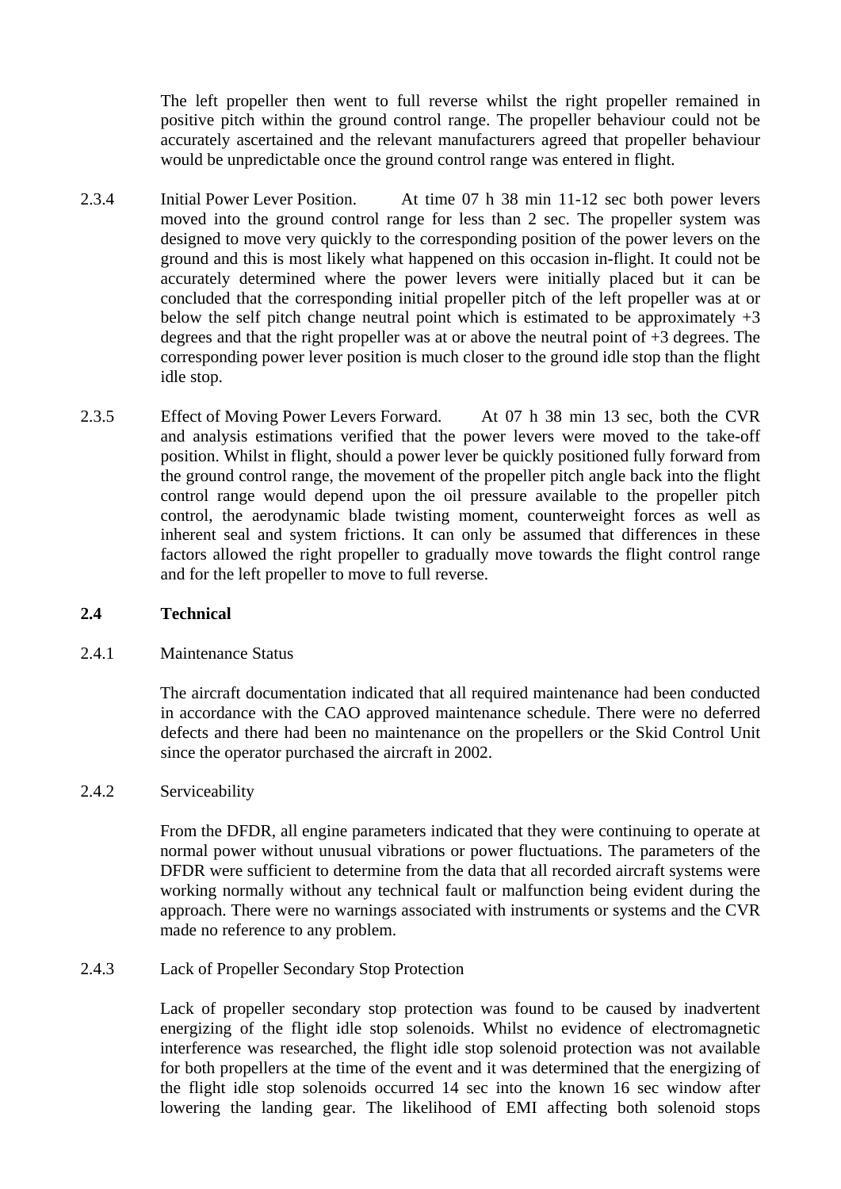The left propeller then went to full reverse whilst the right propeller remained in positive pitch within the ground control range. The propeller behaviour could not be accurately ascertained and the relevant manufacturers agreed that propeller behaviour would be unpredictable once the ground control range was entered in flight.

2.3.4 Initial Power Lever Position. At time 07 h 38 min 11-12 sec both power levers moved into the ground control range for less than 2 sec. The propeller system was designed to move very quickly to the corresponding position of the power levers on the ground and this is most likely what happened on this occasion in-flight. It could not be accurately determined where the power levers were initially placed but it can be concluded that the corresponding initial propeller pitch of the left propeller was at or below the self pitch change neutral point which is estimated to be approximately +3 degrees and that the right propeller was at or above the neutral point of +3 degrees. The corresponding power lever position is much closer to the ground idle stop than the flight idle stop.

2.3.5 Effect of Moving Power Levers Forward. At 07 h 38 min 13 sec, both the CVR and analysis estimations verified that the power levers were moved to the take-off position. Whilst in flight, should a power lever be quickly positioned fully forward from the ground control range, the movement of the propeller pitch angle back into the flight control range would depend upon the oil pressure available to the propeller pitch control, the aerodynamic blade twisting moment, counterweight forces as well as inherent seal and system frictions. It can only be assumed that differences in these factors allowed the right propeller to gradually move towards the flight control range and for the left propeller to move to full reverse.

## 2.4 Technical

### 2.4.1 Maintenance Status

The aircraft documentation indicated that all required maintenance had been conducted in accordance with the CAO approved maintenance schedule. There were no deferred defects and there had been no maintenance on the propellers or the Skid Control Unit since the operator purchased the aircraft in 2002.

### 2.4.2 Serviceability

From the DFDR, all engine parameters indicated that they were continuing to operate at normal power without unusual vibrations or power fluctuations. The parameters of the DFDR were sufficient to determine from the data that all recorded aircraft systems were working normally without any technical fault or malfunction being evident during the approach. There were no warnings associated with instruments or systems and the CVR made no reference to any problem.

### 2.4.3 Lack of Propeller Secondary Stop Protection

Lack of propeller secondary stop protection was found to be caused by inadvertent energizing of the flight idle stop solenoids. Whilst no evidence of electromagnetic interference was researched, the flight idle stop solenoid protection was not available for both propellers at the time of the event and it was determined that the energizing of the flight idle stop solenoids occurred 14 sec into the known 16 sec window after lowering the landing gear. The likelihood of EMI affecting both solenoid stops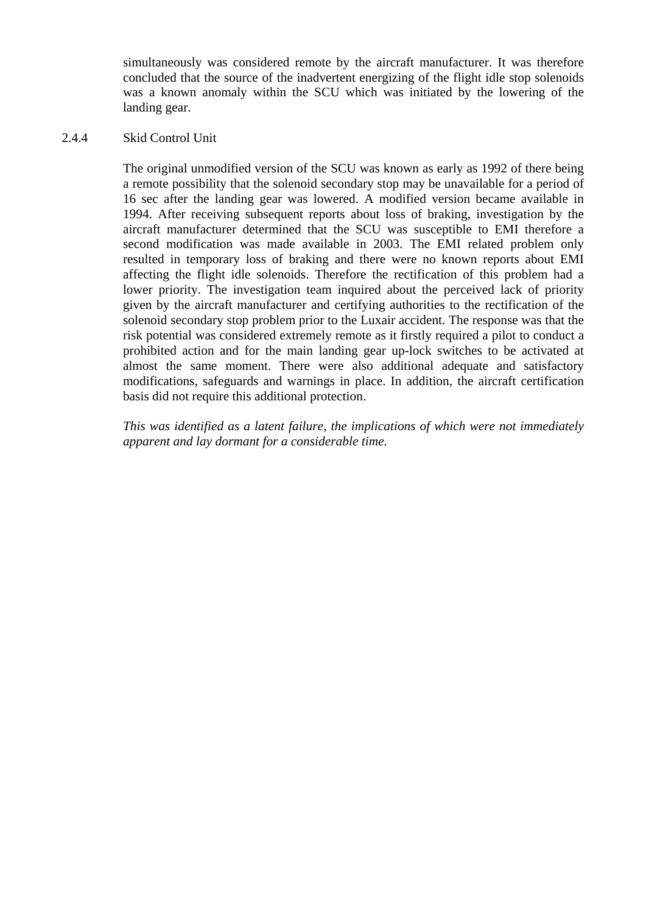simultaneously was considered remote by the aircraft manufacturer. It was therefore concluded that the source of the inadvertent energizing of the flight idle stop solenoids was a known anomaly within the SCU which was initiated by the lowering of the landing gear.

### 2.4.4 Skid Control Unit

The original unmodified version of the SCU was known as early as 1992 of there being a remote possibility that the solenoid secondary stop may be unavailable for a period of 16 sec after the landing gear was lowered. A modified version became available in 1994. After receiving subsequent reports about loss of braking, investigation by the aircraft manufacturer determined that the SCU was susceptible to EMI therefore a second modification was made available in 2003. The EMI related problem only resulted in temporary loss of braking and there were no known reports about EMI affecting the flight idle solenoids. Therefore the rectification of this problem had a lower priority. The investigation team inquired about the perceived lack of priority given by the aircraft manufacturer and certifying authorities to the rectification of the solenoid secondary stop problem prior to the Luxair accident. The response was that the risk potential was considered extremely remote as it firstly required a pilot to conduct a prohibited action and for the main landing gear up-lock switches to be activated at almost the same moment. There were also additional adequate and satisfactory modifications, safeguards and warnings in place. In addition, the aircraft certification basis did not require this additional protection.

*This was identified as a latent failure, the implications of which were not immediately apparent and lay dormant for a considerable time.*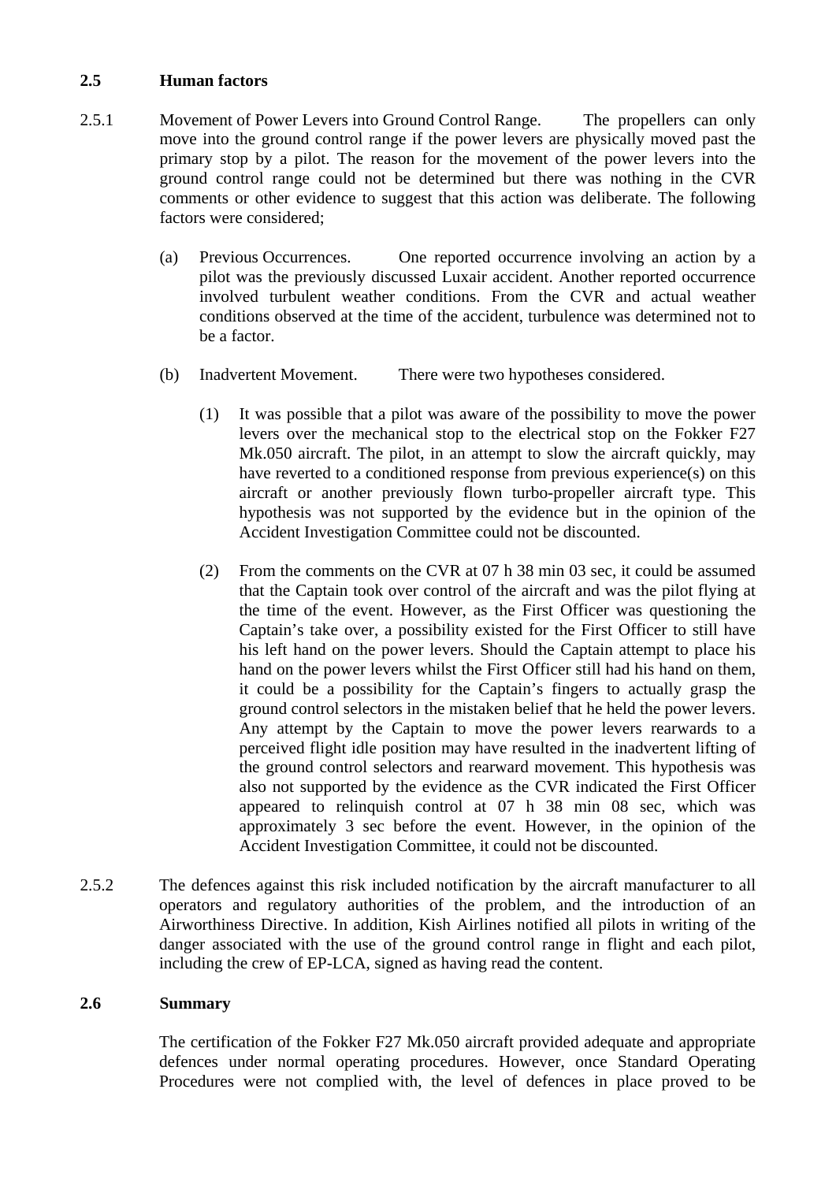## 2.5 Human factors

2.5.1 Movement of Power Levers into Ground Control Range. The propellers can only move into the ground control range if the power levers are physically moved past the primary stop by a pilot. The reason for the movement of the power levers into the ground control range could not be determined but there was nothing in the CVR comments or other evidence to suggest that this action was deliberate. The following factors were considered;

(a) Previous Occurrences. One reported occurrence involving an action by a pilot was the previously discussed Luxair accident. Another reported occurrence involved turbulent weather conditions. From the CVR and actual weather conditions observed at the time of the accident, turbulence was determined not to be a factor.

(b) Inadvertent Movement. There were two hypotheses considered.

(1) It was possible that a pilot was aware of the possibility to move the power levers over the mechanical stop to the electrical stop on the Fokker F27 Mk.050 aircraft. The pilot, in an attempt to slow the aircraft quickly, may have reverted to a conditioned response from previous experience(s) on this aircraft or another previously flown turbo-propeller aircraft type. This hypothesis was not supported by the evidence but in the opinion of the Accident Investigation Committee could not be discounted.

(2) From the comments on the CVR at 07 h 38 min 03 sec, it could be assumed that the Captain took over control of the aircraft and was the pilot flying at the time of the event. However, as the First Officer was questioning the Captain's take over, a possibility existed for the First Officer to still have his left hand on the power levers. Should the Captain attempt to place his hand on the power levers whilst the First Officer still had his hand on them, it could be a possibility for the Captain's fingers to actually grasp the ground control selectors in the mistaken belief that he held the power levers. Any attempt by the Captain to move the power levers rearwards to a perceived flight idle position may have resulted in the inadvertent lifting of the ground control selectors and rearward movement. This hypothesis was also not supported by the evidence as the CVR indicated the First Officer appeared to relinquish control at 07 h 38 min 08 sec, which was approximately 3 sec before the event. However, in the opinion of the Accident Investigation Committee, it could not be discounted.

2.5.2 The defences against this risk included notification by the aircraft manufacturer to all operators and regulatory authorities of the problem, and the introduction of an Airworthiness Directive. In addition, Kish Airlines notified all pilots in writing of the danger associated with the use of the ground control range in flight and each pilot, including the crew of EP-LCA, signed as having read the content.

## 2.6 Summary

The certification of the Fokker F27 Mk.050 aircraft provided adequate and appropriate defences under normal operating procedures. However, once Standard Operating Procedures were not complied with, the level of defences in place proved to be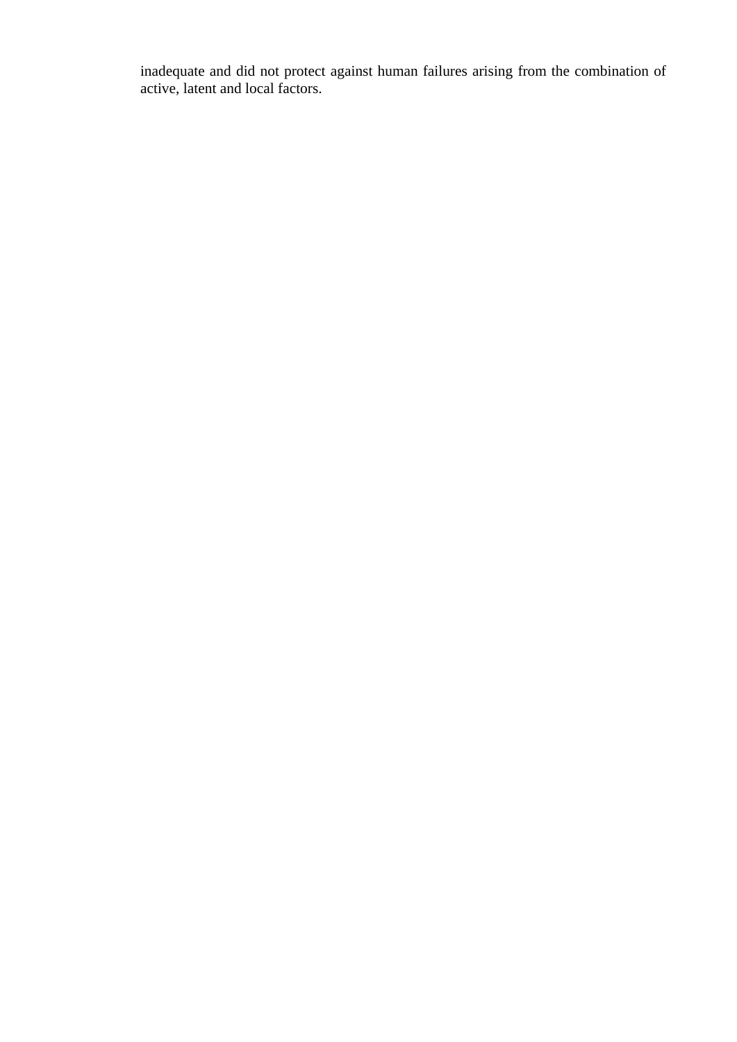inadequate and did not protect against human failures arising from the combination of active, latent and local factors.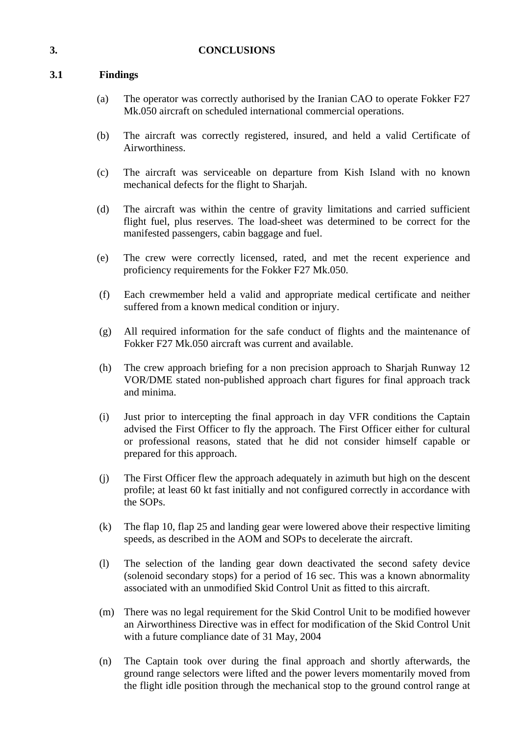# 3. CONCLUSIONS

## 3.1 Findings

(a) The operator was correctly authorised by the Iranian CAO to operate Fokker F27 Mk.050 aircraft on scheduled international commercial operations.

(b) The aircraft was correctly registered, insured, and held a valid Certificate of Airworthiness.

(c) The aircraft was serviceable on departure from Kish Island with no known mechanical defects for the flight to Sharjah.

(d) The aircraft was within the centre of gravity limitations and carried sufficient flight fuel, plus reserves. The load-sheet was determined to be correct for the manifested passengers, cabin baggage and fuel.

(e) The crew were correctly licensed, rated, and met the recent experience and proficiency requirements for the Fokker F27 Mk.050.

(f) Each crewmember held a valid and appropriate medical certificate and neither suffered from a known medical condition or injury.

(g) All required information for the safe conduct of flights and the maintenance of Fokker F27 Mk.050 aircraft was current and available.

(h) The crew approach briefing for a non precision approach to Sharjah Runway 12 VOR/DME stated non-published approach chart figures for final approach track and minima.

(i) Just prior to intercepting the final approach in day VFR conditions the Captain advised the First Officer to fly the approach. The First Officer either for cultural or professional reasons, stated that he did not consider himself capable or prepared for this approach.

(j) The First Officer flew the approach adequately in azimuth but high on the descent profile; at least 60 kt fast initially and not configured correctly in accordance with the SOPs.

(k) The flap 10, flap 25 and landing gear were lowered above their respective limiting speeds, as described in the AOM and SOPs to decelerate the aircraft.

(l) The selection of the landing gear down deactivated the second safety device (solenoid secondary stops) for a period of 16 sec. This was a known abnormality associated with an unmodified Skid Control Unit as fitted to this aircraft.

(m) There was no legal requirement for the Skid Control Unit to be modified however an Airworthiness Directive was in effect for modification of the Skid Control Unit with a future compliance date of 31 May, 2004

(n) The Captain took over during the final approach and shortly afterwards, the ground range selectors were lifted and the power levers momentarily moved from the flight idle position through the mechanical stop to the ground control range at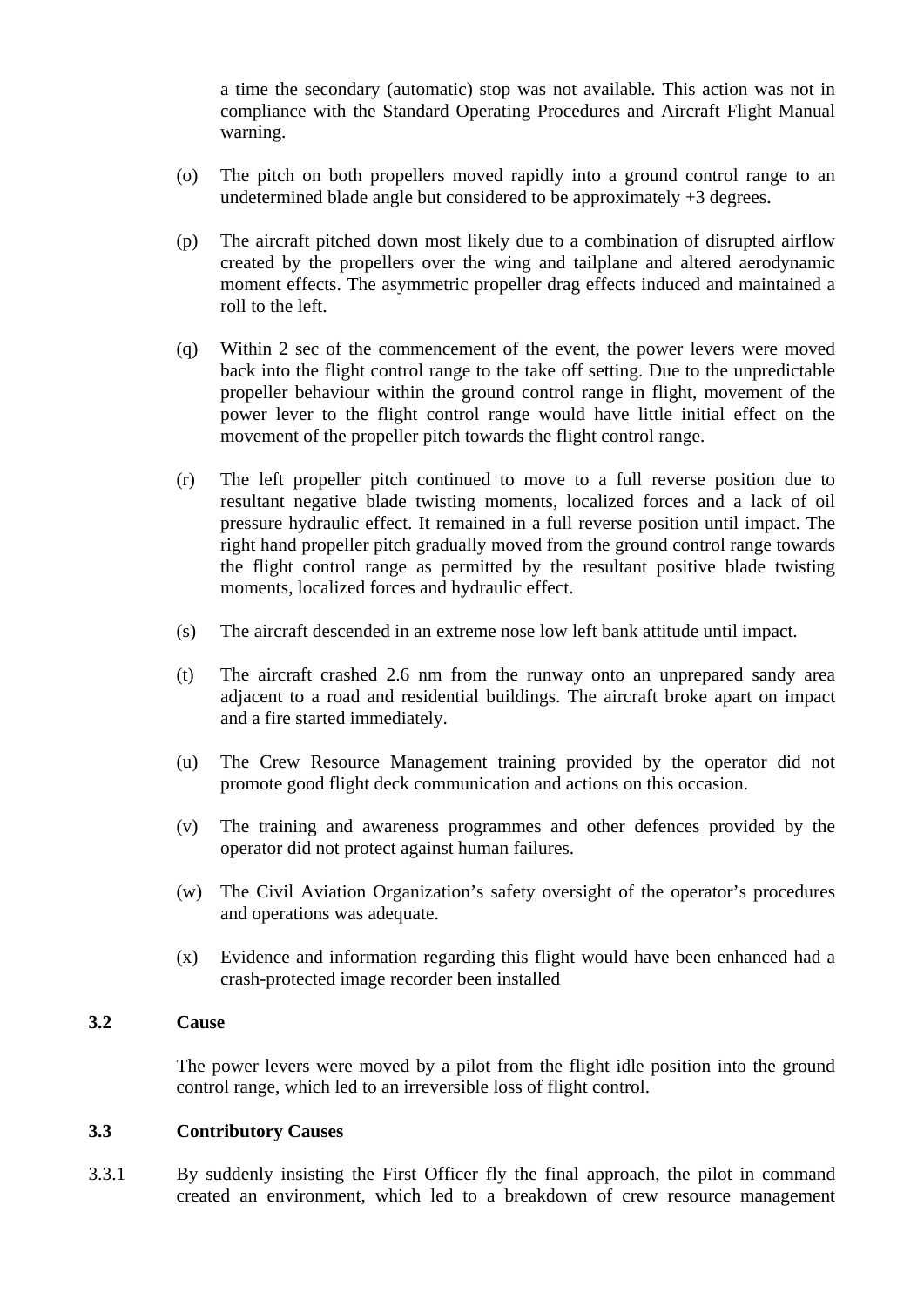a time the secondary (automatic) stop was not available. This action was not in compliance with the Standard Operating Procedures and Aircraft Flight Manual warning.

(o) The pitch on both propellers moved rapidly into a ground control range to an undetermined blade angle but considered to be approximately +3 degrees.

(p) The aircraft pitched down most likely due to a combination of disrupted airflow created by the propellers over the wing and tailplane and altered aerodynamic moment effects. The asymmetric propeller drag effects induced and maintained a roll to the left.

(q) Within 2 sec of the commencement of the event, the power levers were moved back into the flight control range to the take off setting. Due to the unpredictable propeller behaviour within the ground control range in flight, movement of the power lever to the flight control range would have little initial effect on the movement of the propeller pitch towards the flight control range.

(r) The left propeller pitch continued to move to a full reverse position due to resultant negative blade twisting moments, localized forces and a lack of oil pressure hydraulic effect. It remained in a full reverse position until impact. The right hand propeller pitch gradually moved from the ground control range towards the flight control range as permitted by the resultant positive blade twisting moments, localized forces and hydraulic effect.

(s) The aircraft descended in an extreme nose low left bank attitude until impact.

(t) The aircraft crashed 2.6 nm from the runway onto an unprepared sandy area adjacent to a road and residential buildings. The aircraft broke apart on impact and a fire started immediately.

(u) The Crew Resource Management training provided by the operator did not promote good flight deck communication and actions on this occasion.

(v) The training and awareness programmes and other defences provided by the operator did not protect against human failures.

(w) The Civil Aviation Organization's safety oversight of the operator's procedures and operations was adequate.

(x) Evidence and information regarding this flight would have been enhanced had a crash-protected image recorder been installed

### 3.2 Cause

The power levers were moved by a pilot from the flight idle position into the ground control range, which led to an irreversible loss of flight control.

### 3.3 Contributory Causes

3.3.1 By suddenly insisting the First Officer fly the final approach, the pilot in command created an environment, which led to a breakdown of crew resource management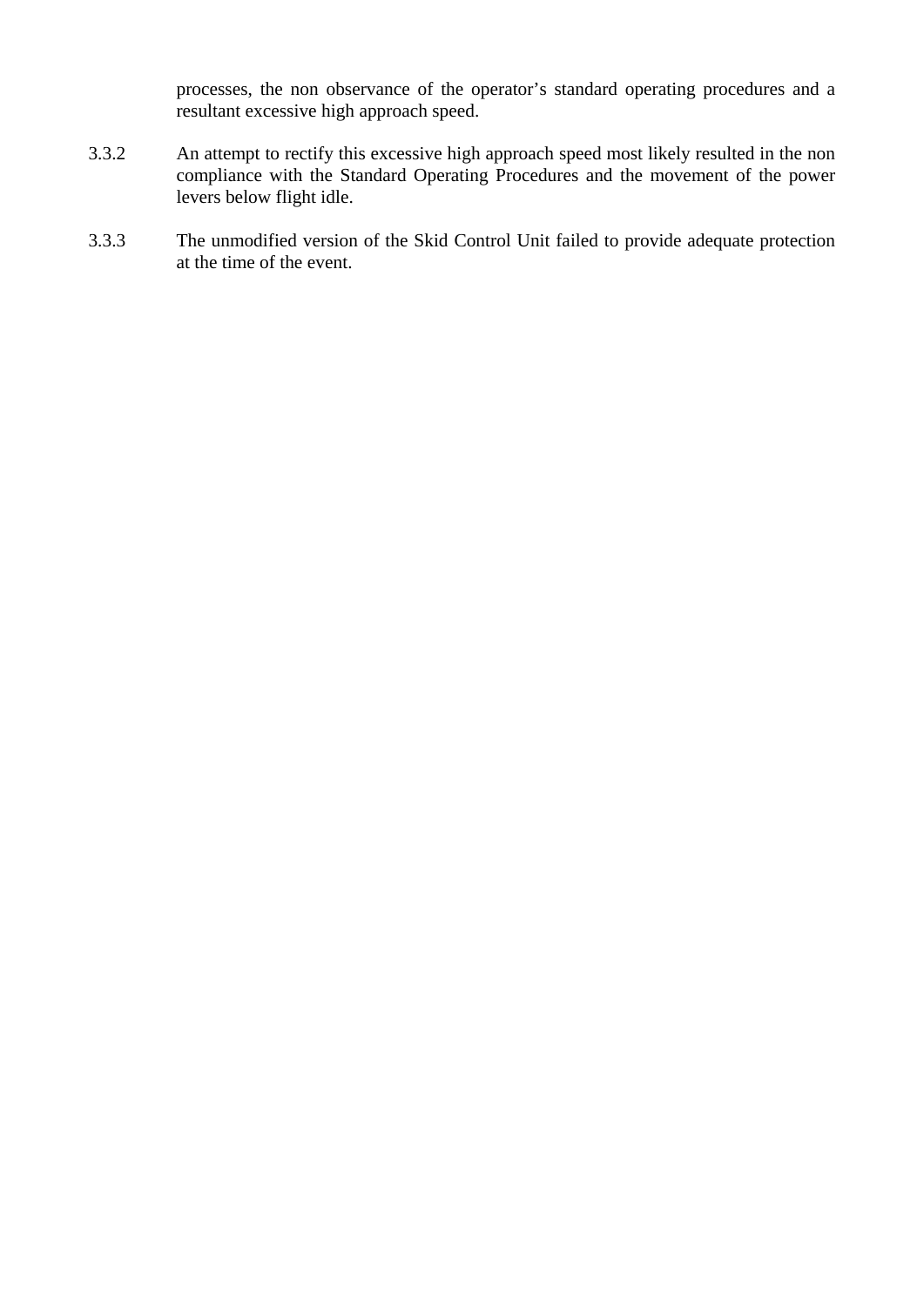processes, the non observance of the operator's standard operating procedures and a resultant excessive high approach speed.

3.3.2 An attempt to rectify this excessive high approach speed most likely resulted in the non compliance with the Standard Operating Procedures and the movement of the power levers below flight idle.

3.3.3 The unmodified version of the Skid Control Unit failed to provide adequate protection at the time of the event.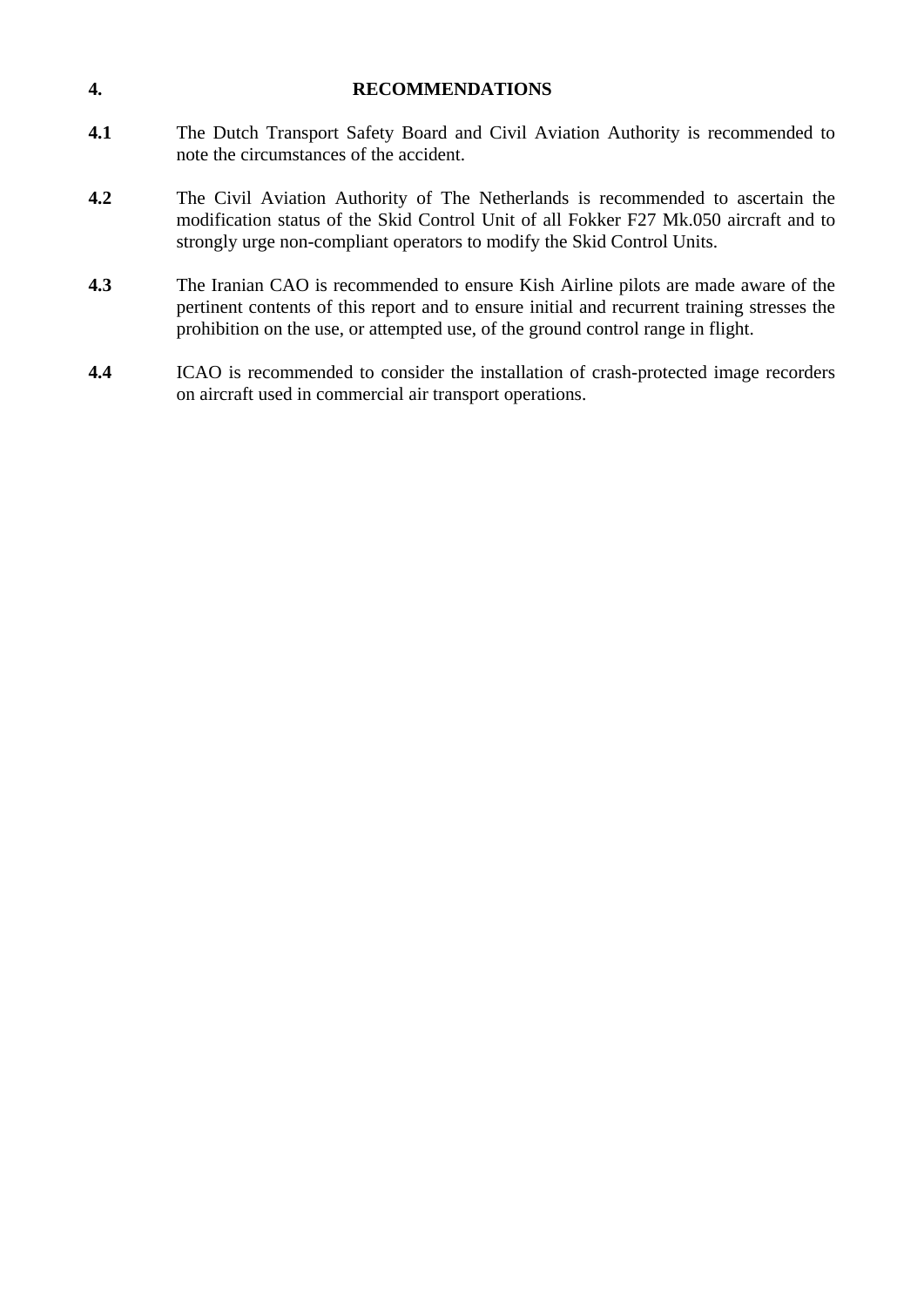# 4. RECOMMENDATIONS

**4.1** The Dutch Transport Safety Board and Civil Aviation Authority is recommended to note the circumstances of the accident.

**4.2** The Civil Aviation Authority of The Netherlands is recommended to ascertain the modification status of the Skid Control Unit of all Fokker F27 Mk.050 aircraft and to strongly urge non-compliant operators to modify the Skid Control Units.

**4.3** The Iranian CAO is recommended to ensure Kish Airline pilots are made aware of the pertinent contents of this report and to ensure initial and recurrent training stresses the prohibition on the use, or attempted use, of the ground control range in flight.

**4.4** ICAO is recommended to consider the installation of crash-protected image recorders on aircraft used in commercial air transport operations.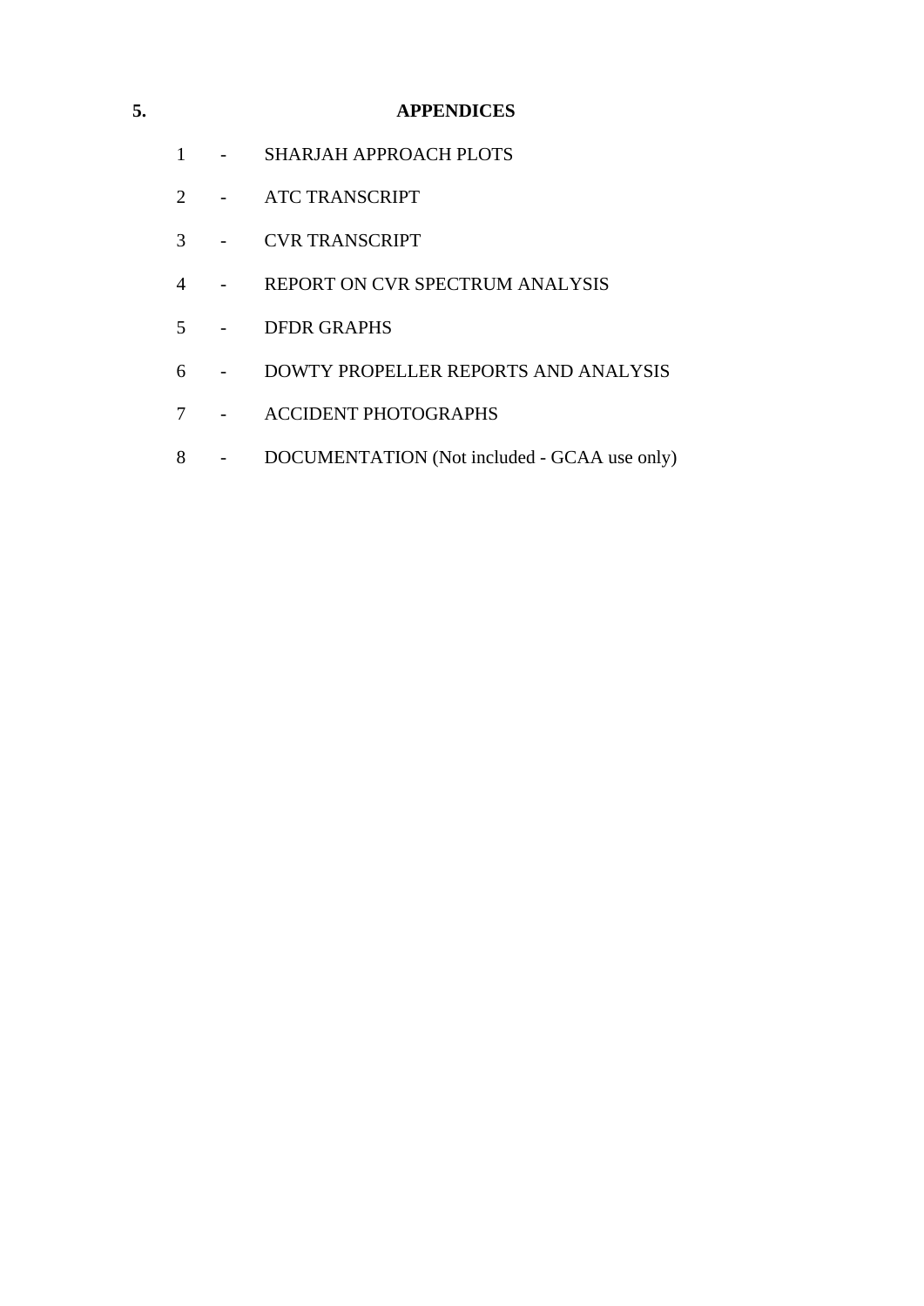## 5. APPENDICES

1 - SHARJAH APPROACH PLOTS

2 - ATC TRANSCRIPT

3 - CVR TRANSCRIPT

4 - REPORT ON CVR SPECTRUM ANALYSIS

5 - DFDR GRAPHS

6 - DOWTY PROPELLER REPORTS AND ANALYSIS

7 - ACCIDENT PHOTOGRAPHS

8 - DOCUMENTATION (Not included - GCAA use only)